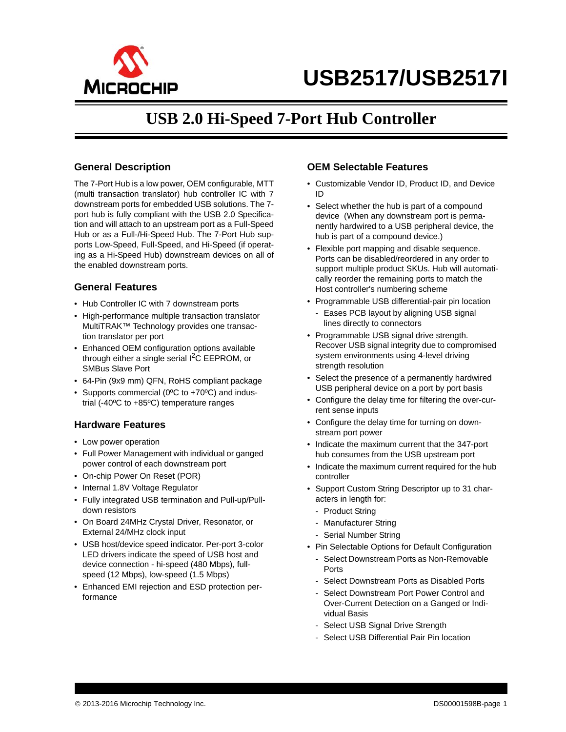# USB2517/USB2517I

## USB 2.0 Hi-Speed 7-Port Hub Controller

### General Description

The 7-Port Hub is a low power, OEM configurable, MTT (multi transaction translator) hub controller IC with 7 downstream ports for embedded USB solutions. The 7-port hub is fully compliant with the USB 2.0 Specification and will attach to an upstream port as a Full-Speed Hub or as a Full-/Hi-Speed Hub. The 7-Port Hub supports Low-Speed, Full-Speed, and Hi-Speed (if operating as a Hi-Speed Hub) downstream devices on all of the enabled downstream ports.

### General Features

- Hub Controller IC with 7 downstream ports
- High-performance multiple transaction translator MultiTRAK™ Technology provides one transaction translator per port
- Enhanced OEM configuration options available through either a single serial I$^2$C EEPROM, or SMBus Slave Port
- 64-Pin (9x9 mm) QFN, RoHS compliant package
- Supports commercial (0ºC to +70ºC) and industrial (-40ºC to +85ºC) temperature ranges

### Hardware Features

- Low power operation
- Full Power Management with individual or ganged power control of each downstream port
- On-chip Power On Reset (POR)
- Internal 1.8V Voltage Regulator
- Fully integrated USB termination and Pull-up/Pull-down resistors
- On Board 24MHz Crystal Driver, Resonator, or External 24/MHz clock input
- USB host/device speed indicator. Per-port 3-color LED drivers indicate the speed of USB host and device connection - hi-speed (480 Mbps), full-speed (12 Mbps), low-speed (1.5 Mbps)
- Enhanced EMI rejection and ESD protection performance

### OEM Selectable Features

- Customizable Vendor ID, Product ID, and Device ID
- Select whether the hub is part of a compound device (When any downstream port is permanently hardwired to a USB peripheral device, the hub is part of a compound device.)
- Flexible port mapping and disable sequence. Ports can be disabled/reordered in any order to support multiple product SKUs. Hub will automatically reorder the remaining ports to match the Host controller's numbering scheme
- Programmable USB differential-pair pin location
  - Eases PCB layout by aligning USB signal lines directly to connectors
- Programmable USB signal drive strength. Recover USB signal integrity due to compromised system environments using 4-level driving strength resolution
- Select the presence of a permanently hardwired USB peripheral device on a port by port basis
- Configure the delay time for filtering the over-current sense inputs
- Configure the delay time for turning on downstream port power
- Indicate the maximum current that the 347-port hub consumes from the USB upstream port
- Indicate the maximum current required for the hub controller
- Support Custom String Descriptor up to 31 characters in length for:
  - Product String
  - Manufacturer String
  - Serial Number String
- Pin Selectable Options for Default Configuration
  - Select Downstream Ports as Non-Removable Ports
  - Select Downstream Ports as Disabled Ports
  - Select Downstream Port Power Control and Over-Current Detection on a Ganged or Individual Basis
  - Select USB Signal Drive Strength
  - Select USB Differential Pair Pin location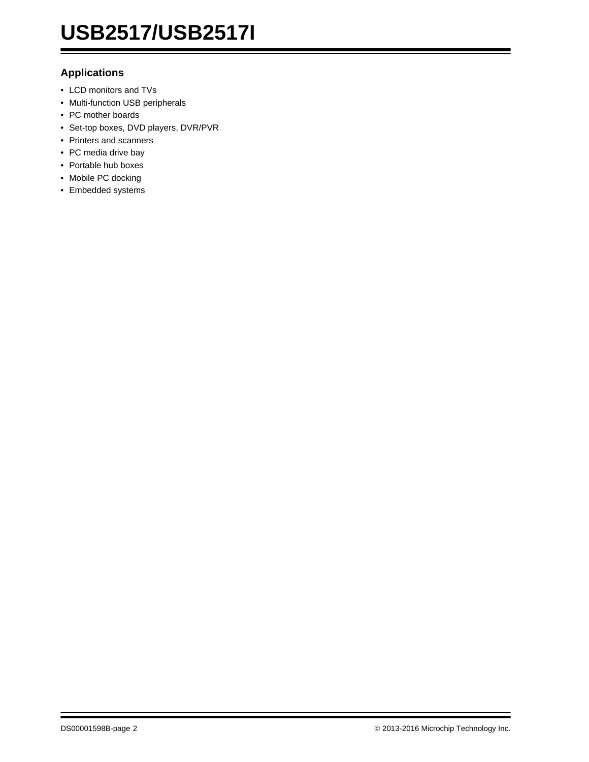## Applications

- LCD monitors and TVs
- Multi-function USB peripherals
- PC mother boards
- Set-top boxes, DVD players, DVR/PVR
- Printers and scanners
- PC media drive bay
- Portable hub boxes
- Mobile PC docking
- Embedded systems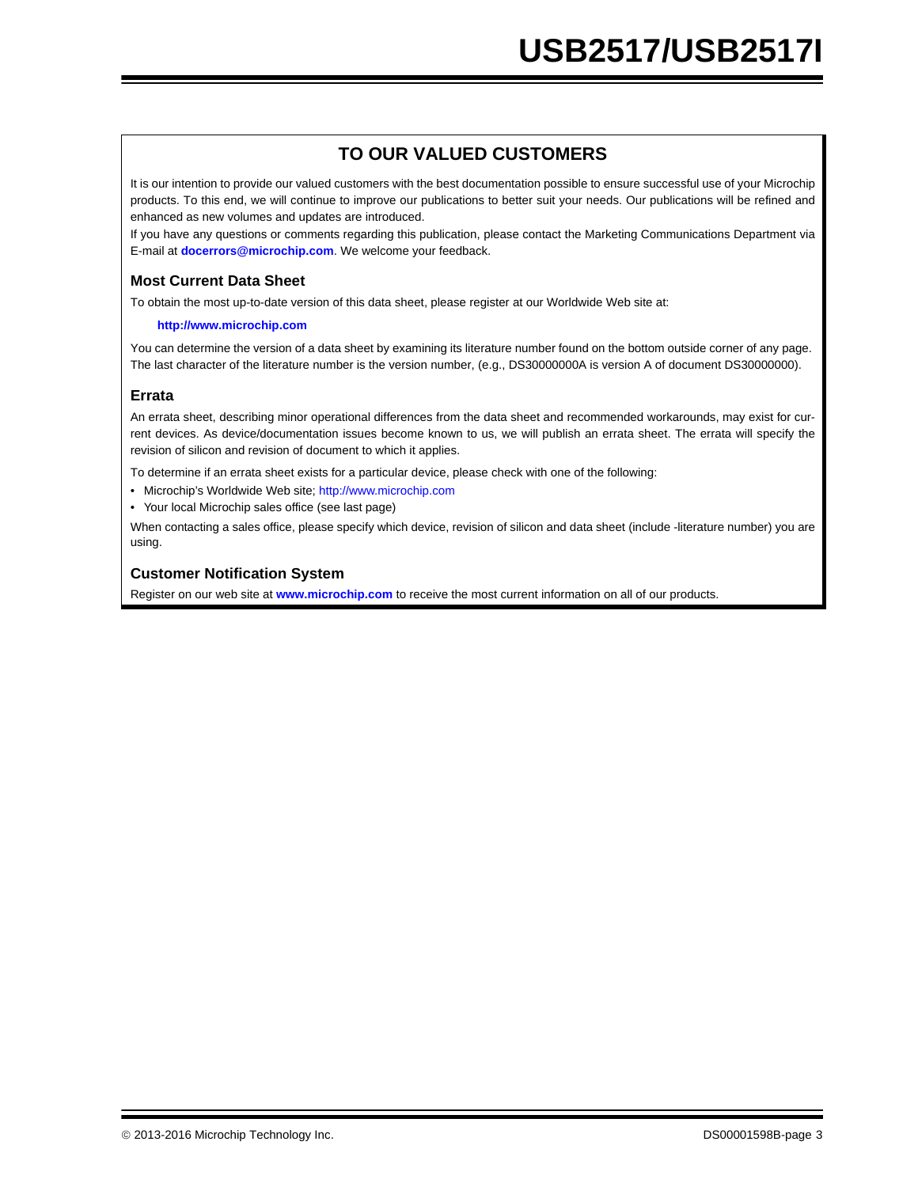## TO OUR VALUED CUSTOMERS

It is our intention to provide our valued customers with the best documentation possible to ensure successful use of your Microchip products. To this end, we will continue to improve our publications to better suit your needs. Our publications will be refined and enhanced as new volumes and updates are introduced.

If you have any questions or comments regarding this publication, please contact the Marketing Communications Department via E-mail at **docerrors@microchip.com**. We welcome your feedback.

### Most Current Data Sheet

To obtain the most up-to-date version of this data sheet, please register at our Worldwide Web site at:

**http://www.microchip.com**

You can determine the version of a data sheet by examining its literature number found on the bottom outside corner of any page. The last character of the literature number is the version number, (e.g., DS30000000A is version A of document DS30000000).

### Errata

An errata sheet, describing minor operational differences from the data sheet and recommended workarounds, may exist for current devices. As device/documentation issues become known to us, we will publish an errata sheet. The errata will specify the revision of silicon and revision of document to which it applies.

To determine if an errata sheet exists for a particular device, please check with one of the following:

- Microchip's Worldwide Web site; http://www.microchip.com
- Your local Microchip sales office (see last page)

When contacting a sales office, please specify which device, revision of silicon and data sheet (include -literature number) you are using.

### Customer Notification System

Register on our web site at **www.microchip.com** to receive the most current information on all of our products.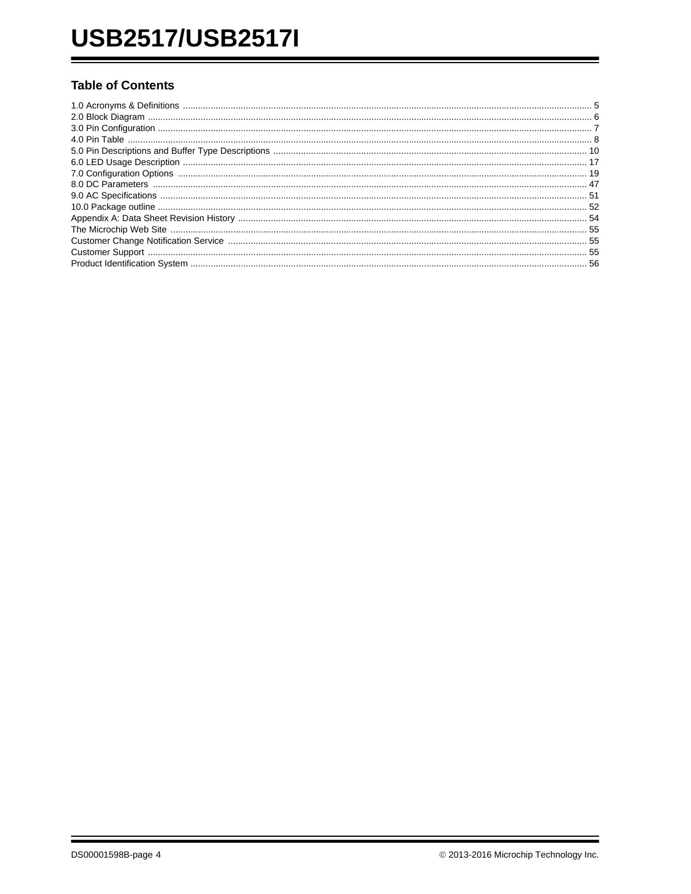## Table of Contents

1.0 Acronyms & Definitions ..... 5
2.0 Block Diagram ..... 6
3.0 Pin Configuration ..... 7
4.0 Pin Table ..... 8
5.0 Pin Descriptions and Buffer Type Descriptions ..... 10
6.0 LED Usage Description ..... 17
7.0 Configuration Options ..... 19
8.0 DC Parameters ..... 47
9.0 AC Specifications ..... 51
10.0 Package outline ..... 52
Appendix A: Data Sheet Revision History ..... 54
The Microchip Web Site ..... 55
Customer Change Notification Service ..... 55
Customer Support ..... 55
Product Identification System ..... 56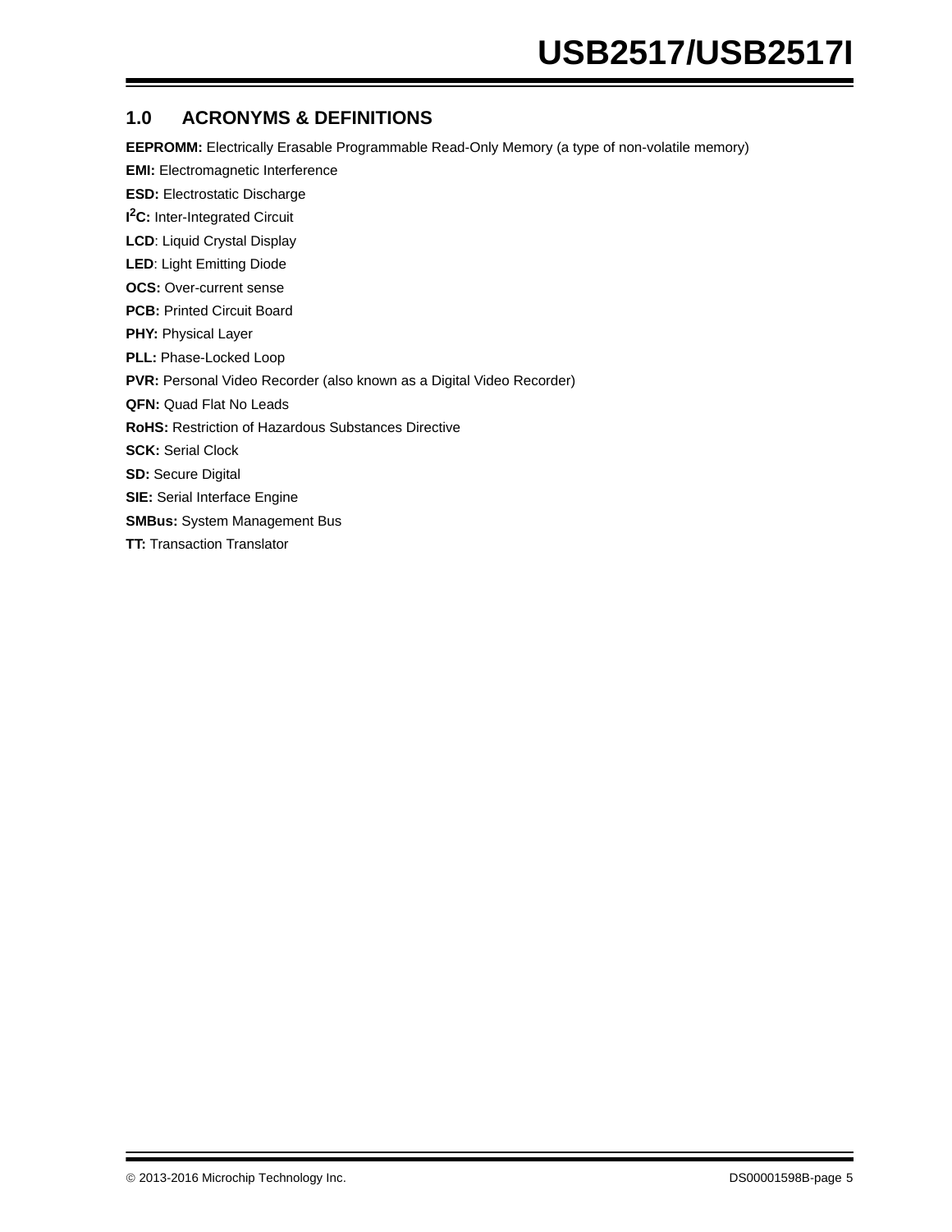## 1.0 ACRONYMS & DEFINITIONS

**EEPROMM:** Electrically Erasable Programmable Read-Only Memory (a type of non-volatile memory)

**EMI:** Electromagnetic Interference

**ESD:** Electrostatic Discharge

**I$^2$C:** Inter-Integrated Circuit

**LCD**: Liquid Crystal Display

**LED**: Light Emitting Diode

**OCS:** Over-current sense

**PCB:** Printed Circuit Board

**PHY:** Physical Layer

**PLL:** Phase-Locked Loop

**PVR:** Personal Video Recorder (also known as a Digital Video Recorder)

**QFN:** Quad Flat No Leads

**RoHS:** Restriction of Hazardous Substances Directive

**SCK:** Serial Clock

**SD:** Secure Digital

**SIE:** Serial Interface Engine

**SMBus:** System Management Bus

**TT:** Transaction Translator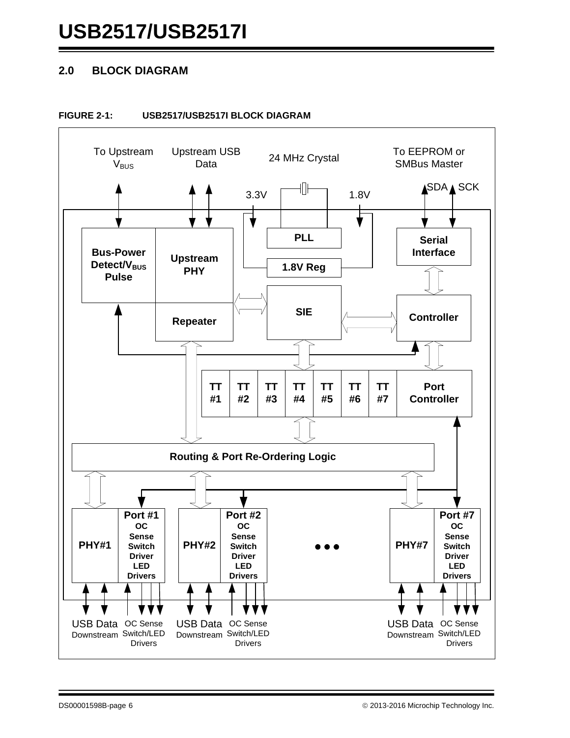## 2.0 BLOCK DIAGRAM

**FIGURE 2-1: USB2517/USB2517I BLOCK DIAGRAM**

To Upstream $V_{BUS}$

Upstream USB Data

24 MHz Crystal

To EEPROM or SMBus Master

SDA SCK

3.3V

1.8V

PLL

1.8V Reg

Bus-Power Detect/$V_{BUS}$ Pulse

Upstream PHY

Repeater

SIE

Serial Interface

Controller

TT #1 | TT #2 | TT #3 | TT #4 | TT #5 | TT #6 | TT #7 | Port Controller

Routing & Port Re-Ordering Logic

PHY#1 — Port #1: OC Sense Switch Driver LED Drivers

PHY#2 — Port #2: OC Sense Switch Driver LED Drivers

PHY#7 — Port #7: OC Sense Switch Driver LED Drivers

USB Data Downstream — OC Sense Switch/LED Drivers

USB Data Downstream — OC Sense Switch/LED Drivers

USB Data Downstream — OC Sense Switch/LED Drivers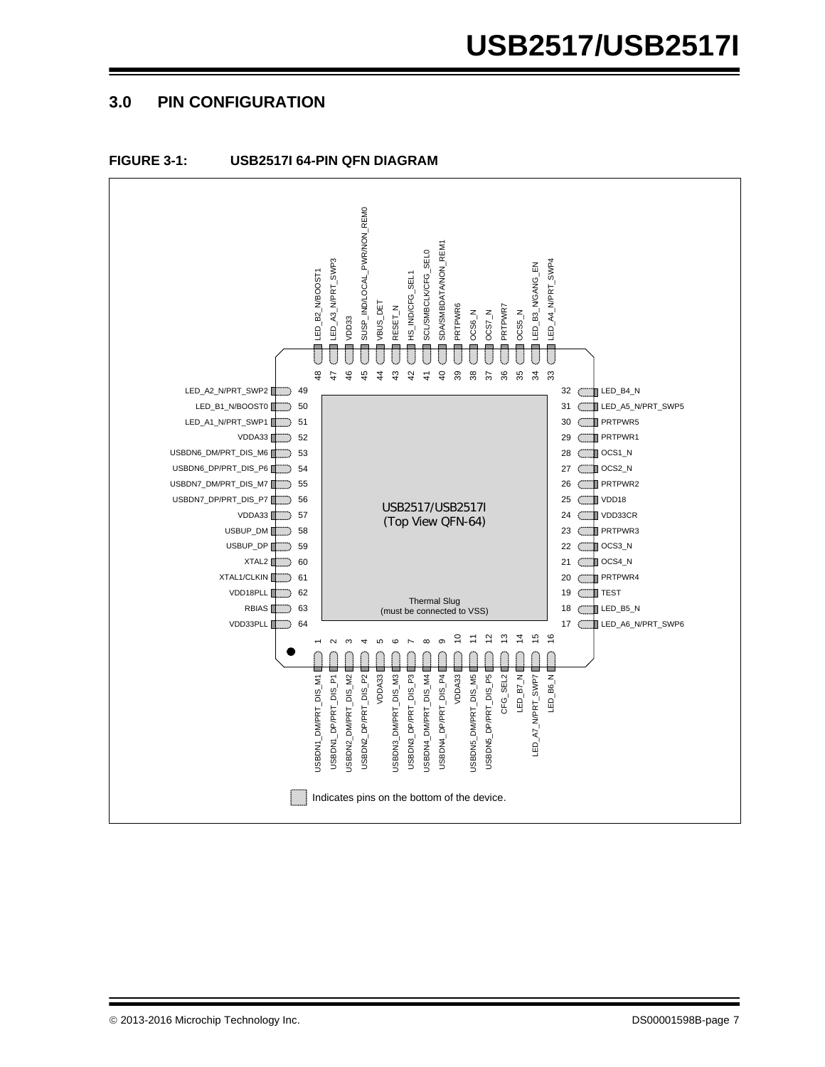## 3.0 PIN CONFIGURATION

**FIGURE 3-1: USB2517I 64-PIN QFN DIAGRAM**

| Pin | Name |
|---|---|
| 1 | USBDN1_DM/PRT_DIS_M1 |
| 2 | USBDN1_DP/PRT_DIS_P1 |
| 3 | USBDN2_DM/PRT_DIS_M2 |
| 4 | USBDN2_DP/PRT_DIS_P2 |
| 5 | VDDA33 |
| 6 | USBDN3_DM/PRT_DIS_M3 |
| 7 | USBDN3_DP/PRT_DIS_P3 |
| 8 | USBDN4_DM/PRT_DIS_M4 |
| 9 | USBDN4_DP/PRT_DIS_P4 |
| 10 | VDDA33 |
| 11 | USBDN5_DM/PRT_DIS_M5 |
| 12 | USBDN5_DP/PRT_DIS_P5 |
| 13 | CFG_SEL2 |
| 14 | LED_B7_N |
| 15 | LED_A7_N/PRT_SWP7 |
| 16 | LED_B6_N |
| 17 | LED_A6_N/PRT_SWP6 |
| 18 | LED_B5_N |
| 19 | TEST |
| 20 | PRTPWR4 |
| 21 | OCS4_N |
| 22 | OCS3_N |
| 23 | PRTPWR3 |
| 24 | VDD33CR |
| 25 | VDD18 |
| 26 | PRTPWR2 |
| 27 | OCS2_N |
| 28 | OCS1_N |
| 29 | PRTPWR1 |
| 30 | PRTPWR5 |
| 31 | LED_A5_N/PRT_SWP5 |
| 32 | LED_B4_N |
| 33 | LED_A4_N/PRT_SWP4 |
| 34 | LED_B3_N/GANG_EN |
| 35 | OCS5_N |
| 36 | PRTPWR7 |
| 37 | OCS7_N |
| 38 | OCS6_N |
| 39 | PRTPWR6 |
| 40 | SDA/SMBDATA/NON_REM1 |
| 41 | SCL/SMBCLK/CFG_SEL0 |
| 42 | HS_IND/CFG_SEL1 |
| 43 | RESET_N |
| 44 | VBUS_DET |
| 45 | SUSP_IND/LOCAL_PWR/NON_REM0 |
| 46 | VDD33 |
| 47 | LED_A3_N/PRT_SWP3 |
| 48 | LED_B2_N/BOOST1 |
| 49 | LED_A2_N/PRT_SWP2 |
| 50 | LED_B1_N/BOOST0 |
| 51 | LED_A1_N/PRT_SWP1 |
| 52 | VDDA33 |
| 53 | USBDN6_DM/PRT_DIS_M6 |
| 54 | USBDN6_DP/PRT_DIS_P6 |
| 55 | USBDN7_DM/PRT_DIS_M7 |
| 56 | USBDN7_DP/PRT_DIS_P7 |
| 57 | VDDA33 |
| 58 | USBUP_DM |
| 59 | USBUP_DP |
| 60 | XTAL2 |
| 61 | XTAL1/CLKIN |
| 62 | VDD18PLL |
| 63 | RBIAS |
| 64 | VDD33PLL |

USB2517/USB2517I (Top View QFN-64)

Thermal Slug (must be connected to VSS)

Indicates pins on the bottom of the device.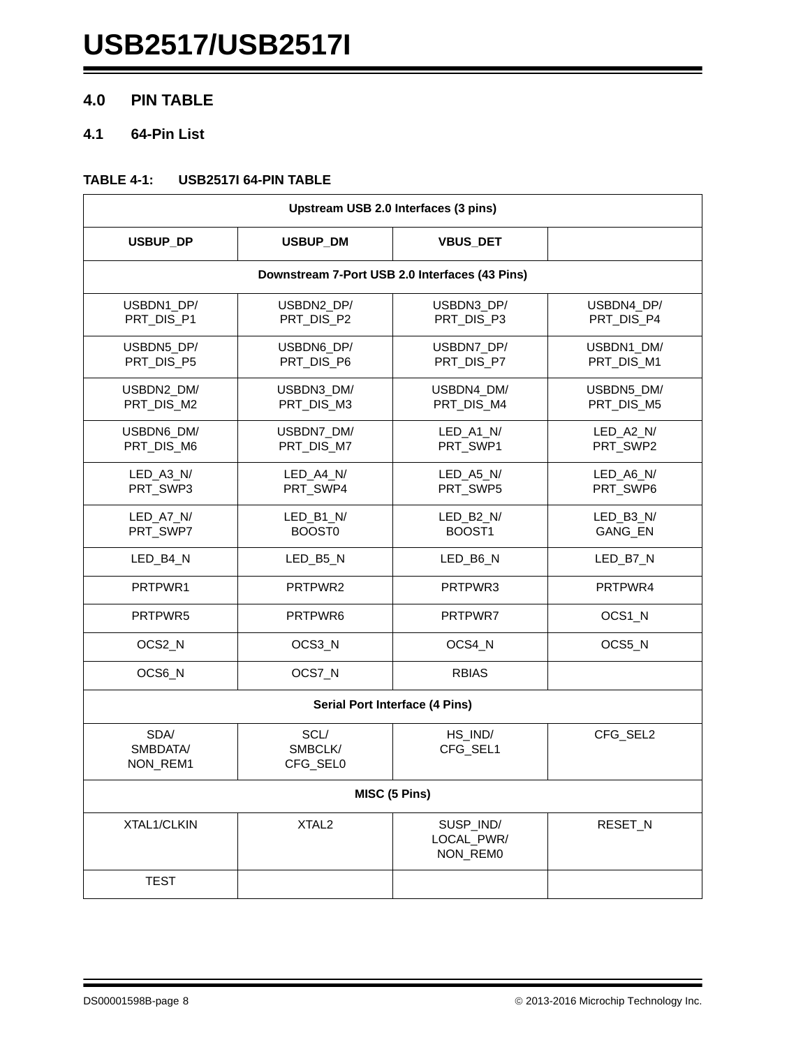## 4.0 PIN TABLE

### 4.1 64-Pin List

**TABLE 4-1: USB2517I 64-PIN TABLE**

| Upstream USB 2.0 Interfaces (3 pins) | | | |
|---|---|---|---|
| **USBUP_DP** | **USBUP_DM** | **VBUS_DET** | |
| **Downstream 7-Port USB 2.0 Interfaces (43 Pins)** | | | |
| USBDN1_DP/ PRT_DIS_P1 | USBDN2_DP/ PRT_DIS_P2 | USBDN3_DP/ PRT_DIS_P3 | USBDN4_DP/ PRT_DIS_P4 |
| USBDN5_DP/ PRT_DIS_P5 | USBDN6_DP/ PRT_DIS_P6 | USBDN7_DP/ PRT_DIS_P7 | USBDN1_DM/ PRT_DIS_M1 |
| USBDN2_DM/ PRT_DIS_M2 | USBDN3_DM/ PRT_DIS_M3 | USBDN4_DM/ PRT_DIS_M4 | USBDN5_DM/ PRT_DIS_M5 |
| USBDN6_DM/ PRT_DIS_M6 | USBDN7_DM/ PRT_DIS_M7 | LED_A1_N/ PRT_SWP1 | LED_A2_N/ PRT_SWP2 |
| LED_A3_N/ PRT_SWP3 | LED_A4_N/ PRT_SWP4 | LED_A5_N/ PRT_SWP5 | LED_A6_N/ PRT_SWP6 |
| LED_A7_N/ PRT_SWP7 | LED_B1_N/ BOOST0 | LED_B2_N/ BOOST1 | LED_B3_N/ GANG_EN |
| LED_B4_N | LED_B5_N | LED_B6_N | LED_B7_N |
| PRTPWR1 | PRTPWR2 | PRTPWR3 | PRTPWR4 |
| PRTPWR5 | PRTPWR6 | PRTPWR7 | OCS1_N |
| OCS2_N | OCS3_N | OCS4_N | OCS5_N |
| OCS6_N | OCS7_N | RBIAS | |
| **Serial Port Interface (4 Pins)** | | | |
| SDA/ SMBDATA/ NON_REM1 | SCL/ SMBCLK/ CFG_SEL0 | HS_IND/ CFG_SEL1 | CFG_SEL2 |
| **MISC (5 Pins)** | | | |
| XTAL1/CLKIN | XTAL2 | SUSP_IND/ LOCAL_PWR/ NON_REM0 | RESET_N |
| TEST | | | |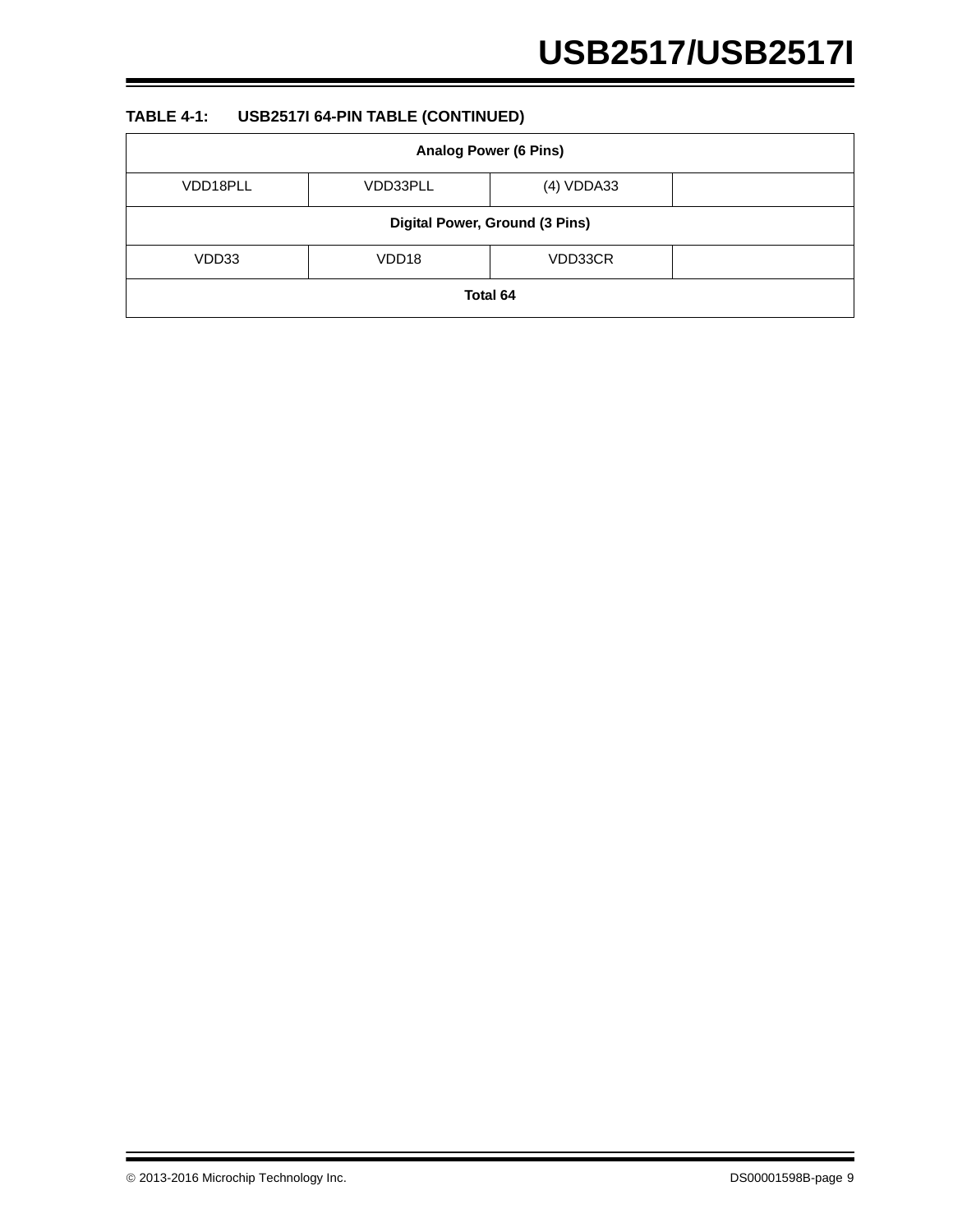**TABLE 4-1: USB2517I 64-PIN TABLE (CONTINUED)**

| Analog Power (6 Pins) | | | |
|---|---|---|---|
| VDD18PLL | VDD33PLL | (4) VDDA33 | |
| **Digital Power, Ground (3 Pins)** | | | |
| VDD33 | VDD18 | VDD33CR | |
| **Total 64** | | | |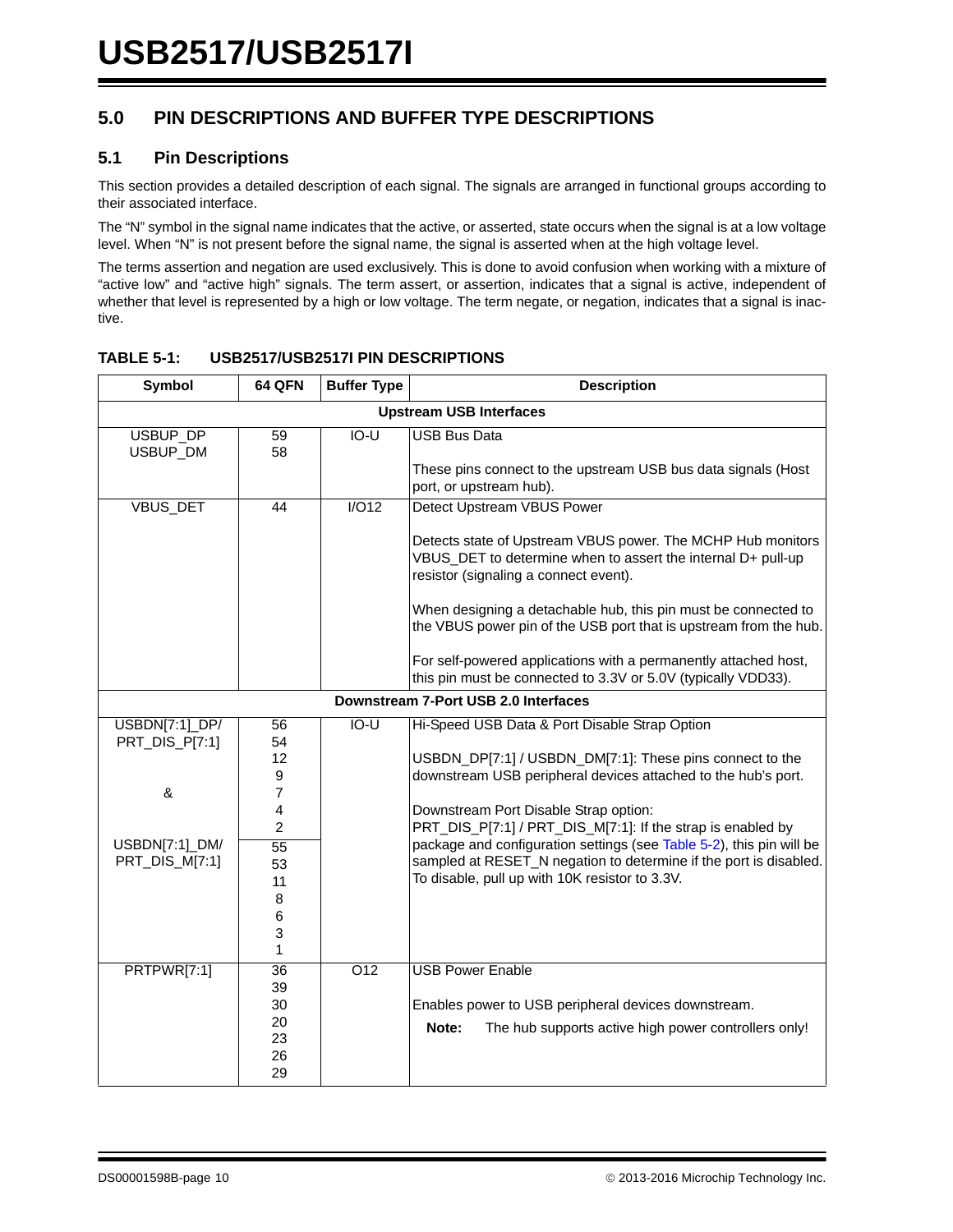## 5.0 PIN DESCRIPTIONS AND BUFFER TYPE DESCRIPTIONS

### 5.1 Pin Descriptions

This section provides a detailed description of each signal. The signals are arranged in functional groups according to their associated interface.

The "N" symbol in the signal name indicates that the active, or asserted, state occurs when the signal is at a low voltage level. When "N" is not present before the signal name, the signal is asserted when at the high voltage level.

The terms assertion and negation are used exclusively. This is done to avoid confusion when working with a mixture of "active low" and "active high" signals. The term assert, or assertion, indicates that a signal is active, independent of whether that level is represented by a high or low voltage. The term negate, or negation, indicates that a signal is inactive.

**TABLE 5-1: USB2517/USB2517I PIN DESCRIPTIONS**

| Symbol | 64 QFN | Buffer Type | Description |
|---|---|---|---|
| **Upstream USB Interfaces** | | | |
| USBUP_DP<br>USBUP_DM | 59<br>58 | IO-U | USB Bus Data<br><br>These pins connect to the upstream USB bus data signals (Host port, or upstream hub). |
| VBUS_DET | 44 | I/O12 | Detect Upstream VBUS Power<br><br>Detects state of Upstream VBUS power. The MCHP Hub monitors VBUS_DET to determine when to assert the internal D+ pull-up resistor (signaling a connect event).<br><br>When designing a detachable hub, this pin must be connected to the VBUS power pin of the USB port that is upstream from the hub.<br><br>For self-powered applications with a permanently attached host, this pin must be connected to 3.3V or 5.0V (typically VDD33). |
| **Downstream 7-Port USB 2.0 Interfaces** | | | |
| USBDN[7:1]_DP/<br>PRT_DIS_P[7:1]<br><br>&<br><br>USBDN[7:1]_DM/<br>PRT_DIS_M[7:1] | 56<br>54<br>12<br>9<br>7<br>4<br>2<br><br>55<br>53<br>11<br>8<br>6<br>3<br>1 | IO-U | Hi-Speed USB Data & Port Disable Strap Option<br><br>USBDN_DP[7:1] / USBDN_DM[7:1]: These pins connect to the downstream USB peripheral devices attached to the hub's port.<br><br>Downstream Port Disable Strap option:<br>PRT_DIS_P[7:1] / PRT_DIS_M[7:1]: If the strap is enabled by package and configuration settings (see Table 5-2), this pin will be sampled at RESET_N negation to determine if the port is disabled. To disable, pull up with 10K resistor to 3.3V. |
| PRTPWR[7:1] | 36<br>39<br>30<br>20<br>23<br>26<br>29 | O12 | USB Power Enable<br><br>Enables power to USB peripheral devices downstream.<br><br>**Note:** The hub supports active high power controllers only! |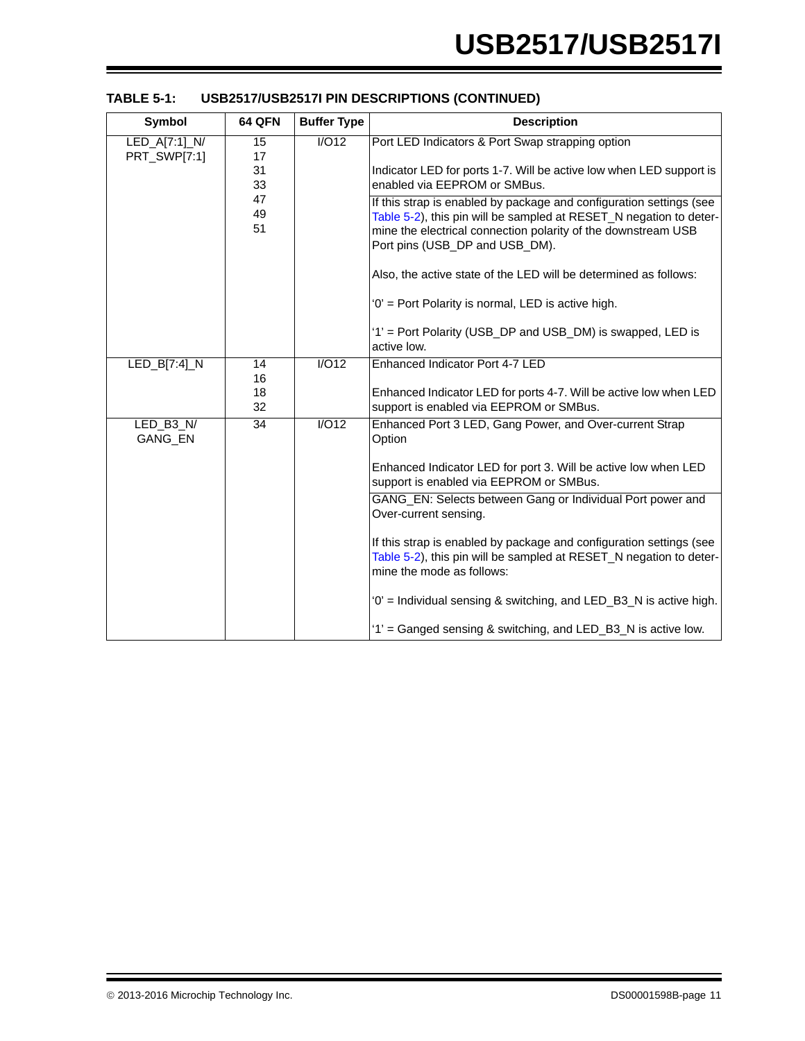**TABLE 5-1: USB2517/USB2517I PIN DESCRIPTIONS (CONTINUED)**

| Symbol | 64 QFN | Buffer Type | Description |
|---|---|---|---|
| LED_A[7:1]_N/ PRT_SWP[7:1] | 15<br>17<br>31<br>33<br>47<br>49<br>51 | I/O12 | Port LED Indicators & Port Swap strapping option<br><br>Indicator LED for ports 1-7. Will be active low when LED support is enabled via EEPROM or SMBus. |
| | | | If this strap is enabled by package and configuration settings (see Table 5-2), this pin will be sampled at RESET_N negation to determine the electrical connection polarity of the downstream USB Port pins (USB_DP and USB_DM).<br><br>Also, the active state of the LED will be determined as follows:<br><br>'0' = Port Polarity is normal, LED is active high.<br><br>'1' = Port Polarity (USB_DP and USB_DM) is swapped, LED is active low. |
| LED_B[7:4]_N | 14<br>16<br>18<br>32 | I/O12 | Enhanced Indicator Port 4-7 LED<br><br>Enhanced Indicator LED for ports 4-7. Will be active low when LED support is enabled via EEPROM or SMBus. |
| LED_B3_N/ GANG_EN | 34 | I/O12 | Enhanced Port 3 LED, Gang Power, and Over-current Strap Option<br><br>Enhanced Indicator LED for port 3. Will be active low when LED support is enabled via EEPROM or SMBus. |
| | | | GANG_EN: Selects between Gang or Individual Port power and Over-current sensing.<br><br>If this strap is enabled by package and configuration settings (see Table 5-2), this pin will be sampled at RESET_N negation to determine the mode as follows:<br><br>'0' = Individual sensing & switching, and LED_B3_N is active high.<br><br>'1' = Ganged sensing & switching, and LED_B3_N is active low. |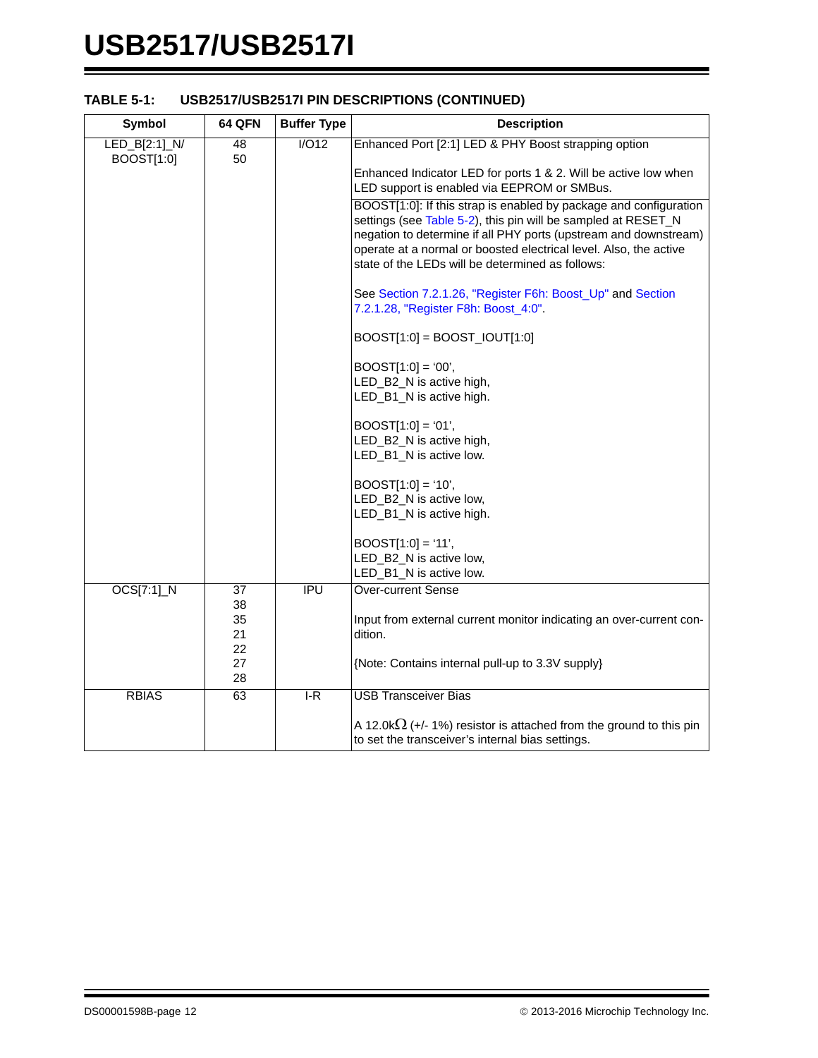**TABLE 5-1: USB2517/USB2517I PIN DESCRIPTIONS (CONTINUED)**

| Symbol | 64 QFN | Buffer Type | Description |
|---|---|---|---|
| LED_B[2:1]_N/ BOOST[1:0] | 48<br>50 | I/O12 | Enhanced Port [2:1] LED & PHY Boost strapping option<br><br>Enhanced Indicator LED for ports 1 & 2. Will be active low when LED support is enabled via EEPROM or SMBus. |
| | | | BOOST[1:0]: If this strap is enabled by package and configuration settings (see Table 5-2), this pin will be sampled at RESET_N negation to determine if all PHY ports (upstream and downstream) operate at a normal or boosted electrical level. Also, the active state of the LEDs will be determined as follows:<br><br>See Section 7.2.1.26, "Register F6h: Boost_Up" and Section 7.2.1.28, "Register F8h: Boost_4:0".<br><br>BOOST[1:0] = BOOST_IOUT[1:0]<br><br>BOOST[1:0] = '00',<br>LED_B2_N is active high,<br>LED_B1_N is active high.<br><br>BOOST[1:0] = '01',<br>LED_B2_N is active high,<br>LED_B1_N is active low.<br><br>BOOST[1:0] = '10',<br>LED_B2_N is active low,<br>LED_B1_N is active high.<br><br>BOOST[1:0] = '11',<br>LED_B2_N is active low,<br>LED_B1_N is active low. |
| OCS[7:1]_N | 37<br>38<br>35<br>21<br>22<br>27<br>28 | IPU | Over-current Sense<br><br>Input from external current monitor indicating an over-current condition.<br><br>{Note: Contains internal pull-up to 3.3V supply} |
| RBIAS | 63 | I-R | USB Transceiver Bias<br><br>A 12.0kΩ (+/- 1%) resistor is attached from the ground to this pin to set the transceiver's internal bias settings. |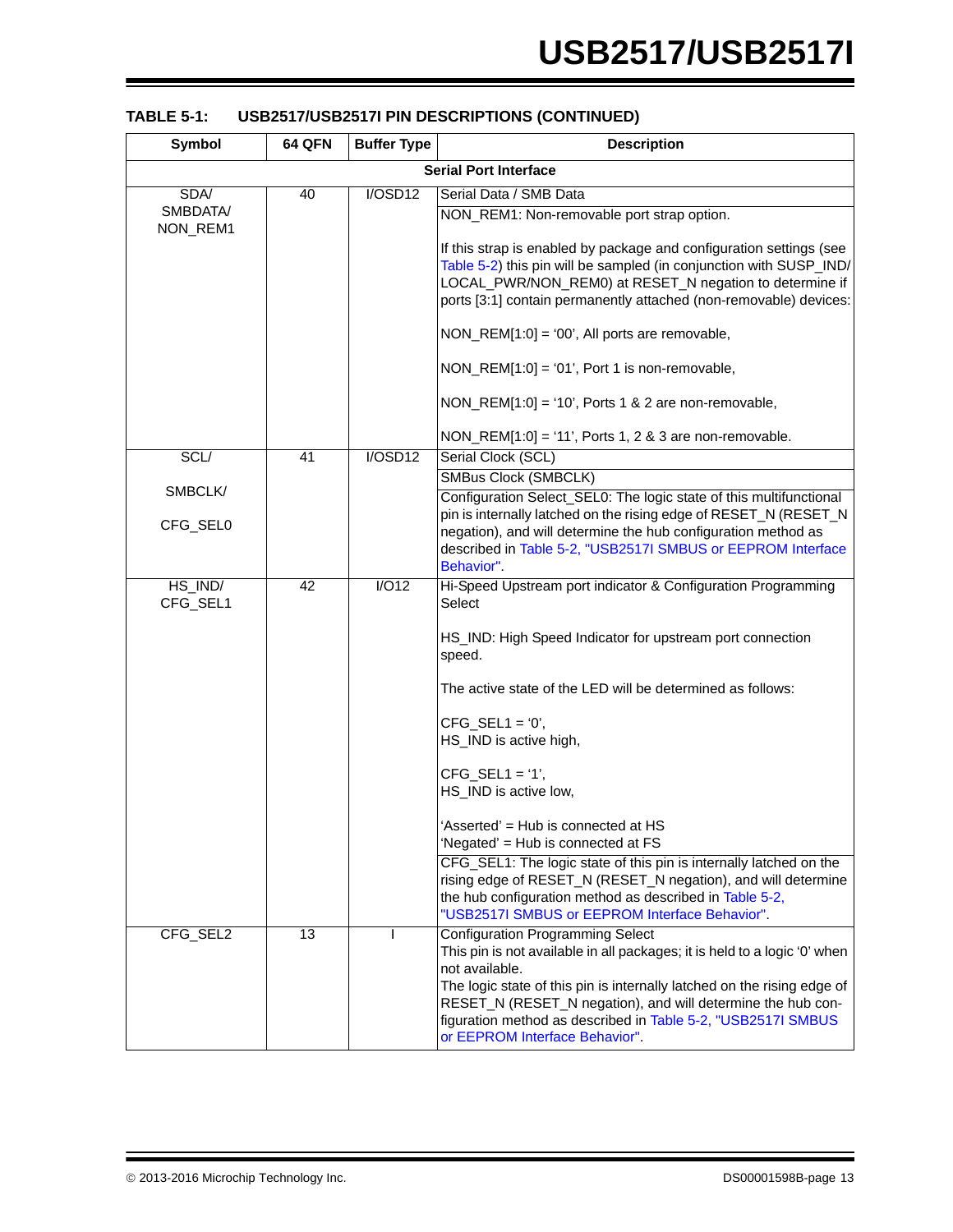**TABLE 5-1: USB2517/USB2517I PIN DESCRIPTIONS (CONTINUED)**

| Symbol | 64 QFN | Buffer Type | Description |
|---|---|---|---|
| **Serial Port Interface** | | | |
| SDA/ SMBDATA/ NON_REM1 | 40 | I/OSD12 | Serial Data / SMB Data |
| | | | NON_REM1: Non-removable port strap option.<br><br>If this strap is enabled by package and configuration settings (see Table 5-2) this pin will be sampled (in conjunction with SUSP_IND/ LOCAL_PWR/NON_REM0) at RESET_N negation to determine if ports [3:1] contain permanently attached (non-removable) devices:<br><br>NON_REM[1:0] = ‘00’, All ports are removable,<br><br>NON_REM[1:0] = ‘01’, Port 1 is non-removable,<br><br>NON_REM[1:0] = ‘10’, Ports 1 & 2 are non-removable,<br><br>NON_REM[1:0] = ‘11’, Ports 1, 2 & 3 are non-removable. |
| SCL/ SMBCLK/ CFG_SEL0 | 41 | I/OSD12 | Serial Clock (SCL) |
| | | | SMBus Clock (SMBCLK) |
| | | | Configuration Select_SEL0: The logic state of this multifunctional pin is internally latched on the rising edge of RESET_N (RESET_N negation), and will determine the hub configuration method as described in Table 5-2, "USB2517I SMBUS or EEPROM Interface Behavior". |
| HS_IND/ CFG_SEL1 | 42 | I/O12 | Hi-Speed Upstream port indicator & Configuration Programming Select<br><br>HS_IND: High Speed Indicator for upstream port connection speed.<br><br>The active state of the LED will be determined as follows:<br><br>CFG_SEL1 = ‘0’,<br>HS_IND is active high,<br><br>CFG_SEL1 = ‘1’,<br>HS_IND is active low,<br><br>‘Asserted’ = Hub is connected at HS<br>‘Negated’ = Hub is connected at FS |
| | | | CFG_SEL1: The logic state of this pin is internally latched on the rising edge of RESET_N (RESET_N negation), and will determine the hub configuration method as described in Table 5-2, "USB2517I SMBUS or EEPROM Interface Behavior". |
| CFG_SEL2 | 13 | I | Configuration Programming Select<br>This pin is not available in all packages; it is held to a logic ‘0’ when not available.<br>The logic state of this pin is internally latched on the rising edge of RESET_N (RESET_N negation), and will determine the hub configuration method as described in Table 5-2, "USB2517I SMBUS or EEPROM Interface Behavior". |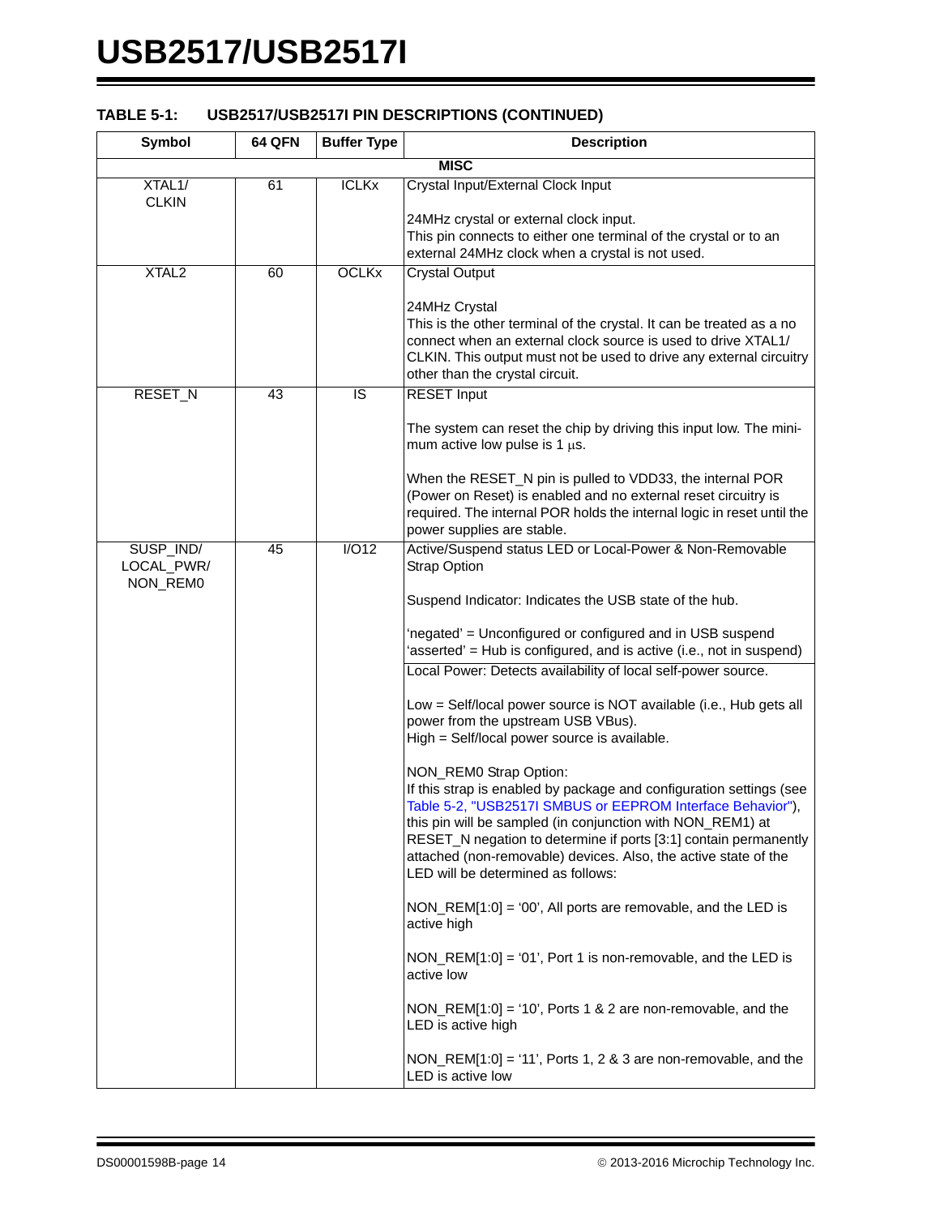**TABLE 5-1: USB2517/USB2517I PIN DESCRIPTIONS (CONTINUED)**

| Symbol | 64 QFN | Buffer Type | Description |
|---|---|---|---|
| **MISC** | | | |
| XTAL1/ CLKIN | 61 | ICLKx | Crystal Input/External Clock Input<br><br>24MHz crystal or external clock input.<br>This pin connects to either one terminal of the crystal or to an external 24MHz clock when a crystal is not used. |
| XTAL2 | 60 | OCLKx | Crystal Output<br><br>24MHz Crystal<br>This is the other terminal of the crystal. It can be treated as a no connect when an external clock source is used to drive XTAL1/ CLKIN. This output must not be used to drive any external circuitry other than the crystal circuit. |
| RESET_N | 43 | IS | RESET Input<br><br>The system can reset the chip by driving this input low. The minimum active low pulse is 1 μs.<br><br>When the RESET_N pin is pulled to VDD33, the internal POR (Power on Reset) is enabled and no external reset circuitry is required. The internal POR holds the internal logic in reset until the power supplies are stable. |
| SUSP_IND/ LOCAL_PWR/ NON_REM0 | 45 | I/O12 | Active/Suspend status LED or Local-Power & Non-Removable Strap Option<br><br>Suspend Indicator: Indicates the USB state of the hub.<br><br>'negated' = Unconfigured or configured and in USB suspend<br>'asserted' = Hub is configured, and is active (i.e., not in suspend)<br><br>Local Power: Detects availability of local self-power source.<br><br>Low = Self/local power source is NOT available (i.e., Hub gets all power from the upstream USB VBus).<br>High = Self/local power source is available.<br><br>NON_REM0 Strap Option:<br>If this strap is enabled by package and configuration settings (see Table 5-2, "USB2517I SMBUS or EEPROM Interface Behavior"), this pin will be sampled (in conjunction with NON_REM1) at RESET_N negation to determine if ports [3:1] contain permanently attached (non-removable) devices. Also, the active state of the LED will be determined as follows:<br><br>NON_REM[1:0] = '00', All ports are removable, and the LED is active high<br><br>NON_REM[1:0] = '01', Port 1 is non-removable, and the LED is active low<br><br>NON_REM[1:0] = '10', Ports 1 & 2 are non-removable, and the LED is active high<br><br>NON_REM[1:0] = '11', Ports 1, 2 & 3 are non-removable, and the LED is active low |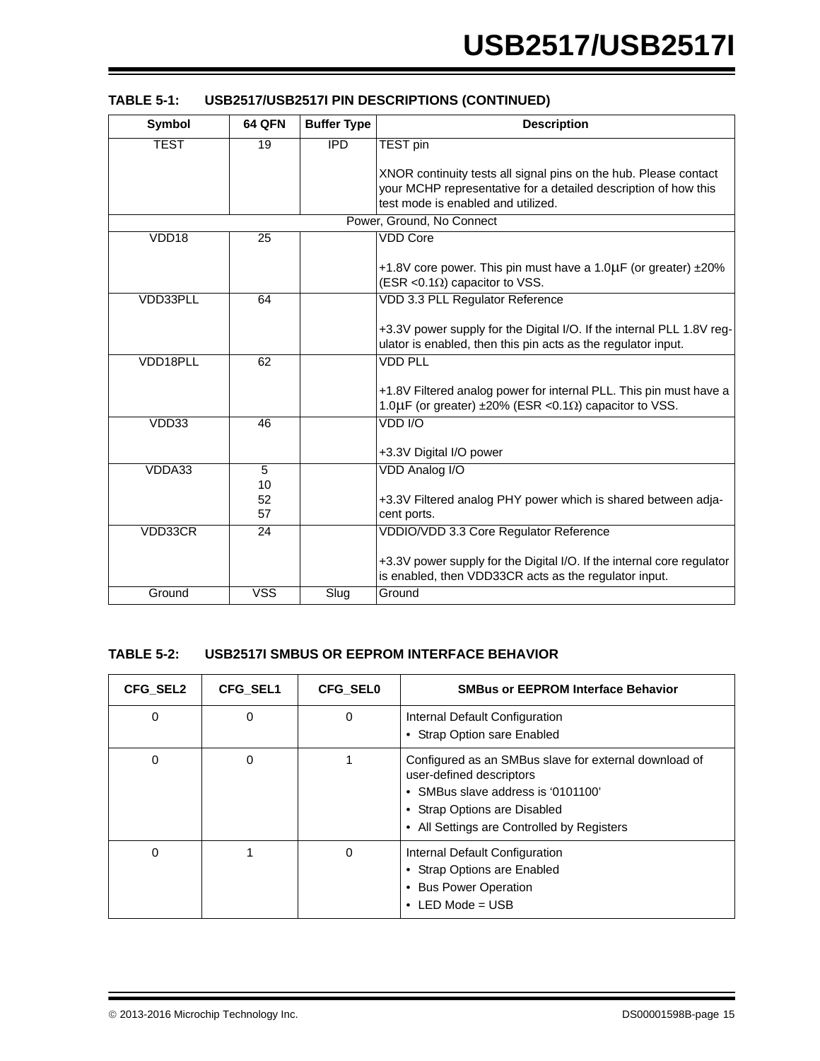**TABLE 5-1: USB2517/USB2517I PIN DESCRIPTIONS (CONTINUED)**

| Symbol | 64 QFN | Buffer Type | Description |
|---|---|---|---|
| TEST | 19 | IPD | TEST pin<br><br>XNOR continuity tests all signal pins on the hub. Please contact your MCHP representative for a detailed description of how this test mode is enabled and utilized. |
| Power, Ground, No Connect | | | |
| VDD18 | 25 | | VDD Core<br><br>+1.8V core power. This pin must have a 1.0μF (or greater) ±20% (ESR <0.1Ω) capacitor to VSS. |
| VDD33PLL | 64 | | VDD 3.3 PLL Regulator Reference<br><br>+3.3V power supply for the Digital I/O. If the internal PLL 1.8V regulator is enabled, then this pin acts as the regulator input. |
| VDD18PLL | 62 | | VDD PLL<br><br>+1.8V Filtered analog power for internal PLL. This pin must have a 1.0μF (or greater) ±20% (ESR <0.1Ω) capacitor to VSS. |
| VDD33 | 46 | | VDD I/O<br><br>+3.3V Digital I/O power |
| VDDA33 | 5<br>10<br>52<br>57 | | VDD Analog I/O<br><br>+3.3V Filtered analog PHY power which is shared between adjacent ports. |
| VDD33CR | 24 | | VDDIO/VDD 3.3 Core Regulator Reference<br><br>+3.3V power supply for the Digital I/O. If the internal core regulator is enabled, then VDD33CR acts as the regulator input. |
| Ground | VSS | Slug | Ground |

**TABLE 5-2: USB2517I SMBUS OR EEPROM INTERFACE BEHAVIOR**

| CFG_SEL2 | CFG_SEL1 | CFG_SEL0 | SMBus or EEPROM Interface Behavior |
|---|---|---|---|
| 0 | 0 | 0 | Internal Default Configuration<br>• Strap Option sare Enabled |
| 0 | 0 | 1 | Configured as an SMBus slave for external download of user-defined descriptors<br>• SMBus slave address is '0101100'<br>• Strap Options are Disabled<br>• All Settings are Controlled by Registers |
| 0 | 1 | 0 | Internal Default Configuration<br>• Strap Options are Enabled<br>• Bus Power Operation<br>• LED Mode = USB |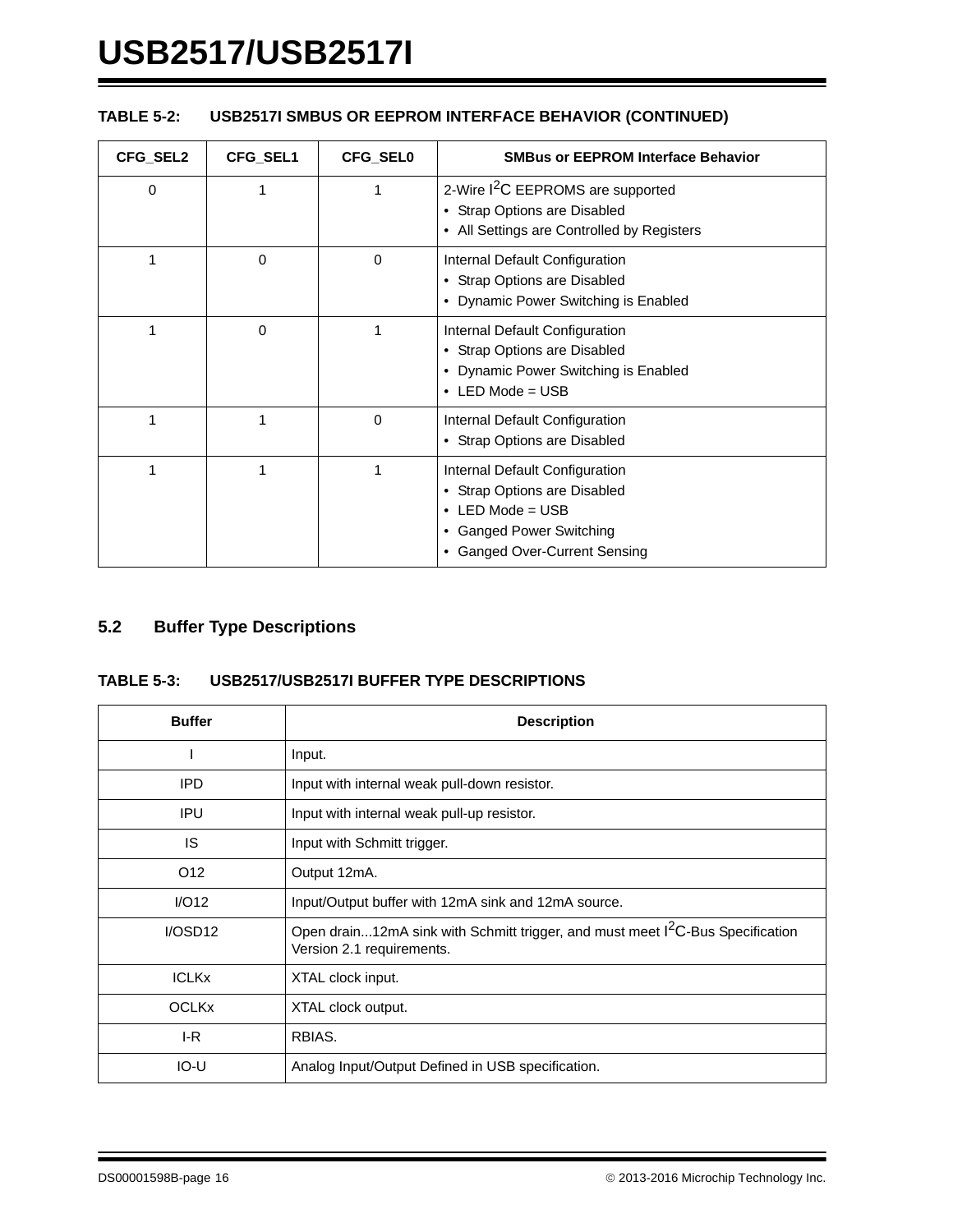**TABLE 5-2: USB2517I SMBUS OR EEPROM INTERFACE BEHAVIOR (CONTINUED)**

| CFG_SEL2 | CFG_SEL1 | CFG_SEL0 | SMBus or EEPROM Interface Behavior |
|---|---|---|---|
| 0 | 1 | 1 | 2-Wire $I^2C$ EEPROMS are supported<br>• Strap Options are Disabled<br>• All Settings are Controlled by Registers |
| 1 | 0 | 0 | Internal Default Configuration<br>• Strap Options are Disabled<br>• Dynamic Power Switching is Enabled |
| 1 | 0 | 1 | Internal Default Configuration<br>• Strap Options are Disabled<br>• Dynamic Power Switching is Enabled<br>• LED Mode = USB |
| 1 | 1 | 0 | Internal Default Configuration<br>• Strap Options are Disabled |
| 1 | 1 | 1 | Internal Default Configuration<br>• Strap Options are Disabled<br>• LED Mode = USB<br>• Ganged Power Switching<br>• Ganged Over-Current Sensing |

## 5.2 Buffer Type Descriptions

**TABLE 5-3: USB2517/USB2517I BUFFER TYPE DESCRIPTIONS**

| Buffer | Description |
|---|---|
| I | Input. |
| IPD | Input with internal weak pull-down resistor. |
| IPU | Input with internal weak pull-up resistor. |
| IS | Input with Schmitt trigger. |
| O12 | Output 12mA. |
| I/O12 | Input/Output buffer with 12mA sink and 12mA source. |
| I/OSD12 | Open drain...12mA sink with Schmitt trigger, and must meet $I^2C$-Bus Specification Version 2.1 requirements. |
| ICLKx | XTAL clock input. |
| OCLKx | XTAL clock output. |
| I-R | RBIAS. |
| IO-U | Analog Input/Output Defined in USB specification. |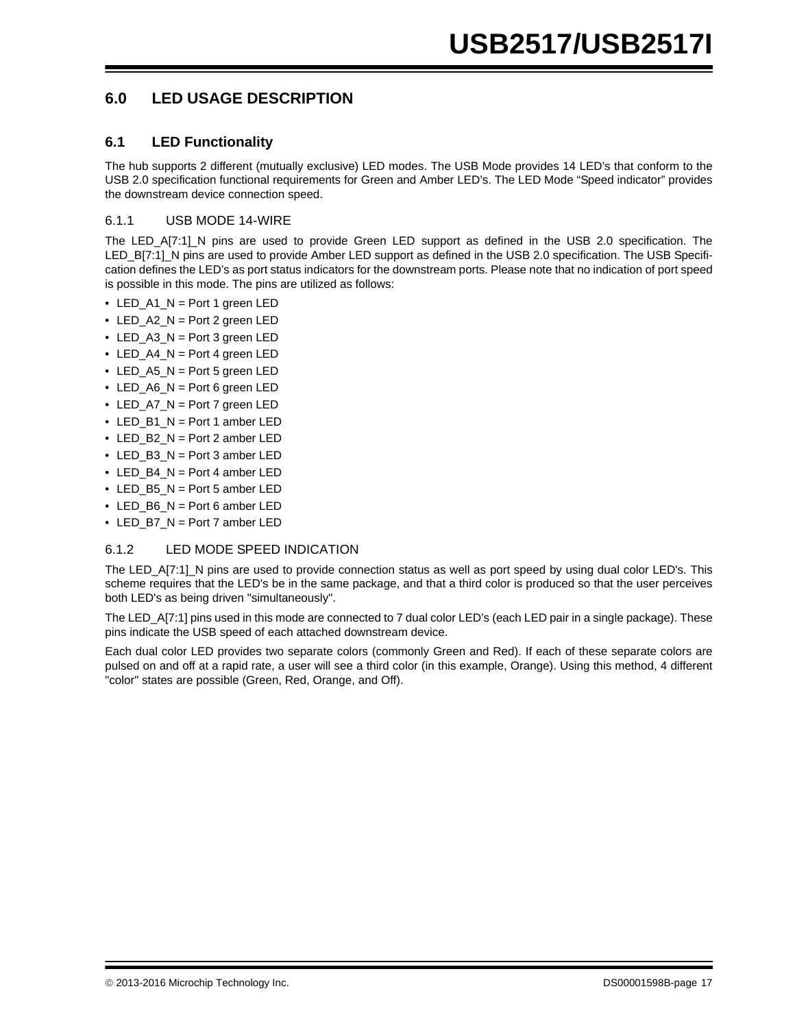## 6.0 LED USAGE DESCRIPTION

### 6.1 LED Functionality

The hub supports 2 different (mutually exclusive) LED modes. The USB Mode provides 14 LED's that conform to the USB 2.0 specification functional requirements for Green and Amber LED's. The LED Mode "Speed indicator" provides the downstream device connection speed.

#### 6.1.1 USB MODE 14-WIRE

The LED_A[7:1]_N pins are used to provide Green LED support as defined in the USB 2.0 specification. The LED_B[7:1]_N pins are used to provide Amber LED support as defined in the USB 2.0 specification. The USB Specification defines the LED's as port status indicators for the downstream ports. Please note that no indication of port speed is possible in this mode. The pins are utilized as follows:

- LED_A1_N = Port 1 green LED
- LED_A2_N = Port 2 green LED
- LED_A3_N = Port 3 green LED
- LED_A4_N = Port 4 green LED
- LED_A5_N = Port 5 green LED
- LED_A6_N = Port 6 green LED
- LED_A7_N = Port 7 green LED
- LED_B1_N = Port 1 amber LED
- LED_B2_N = Port 2 amber LED
- LED_B3_N = Port 3 amber LED
- LED_B4_N = Port 4 amber LED
- LED_B5_N = Port 5 amber LED
- LED_B6_N = Port 6 amber LED
- LED_B7_N = Port 7 amber LED

#### 6.1.2 LED MODE SPEED INDICATION

The LED_A[7:1]_N pins are used to provide connection status as well as port speed by using dual color LED's. This scheme requires that the LED's be in the same package, and that a third color is produced so that the user perceives both LED's as being driven "simultaneously".

The LED_A[7:1] pins used in this mode are connected to 7 dual color LED's (each LED pair in a single package). These pins indicate the USB speed of each attached downstream device.

Each dual color LED provides two separate colors (commonly Green and Red). If each of these separate colors are pulsed on and off at a rapid rate, a user will see a third color (in this example, Orange). Using this method, 4 different "color" states are possible (Green, Red, Orange, and Off).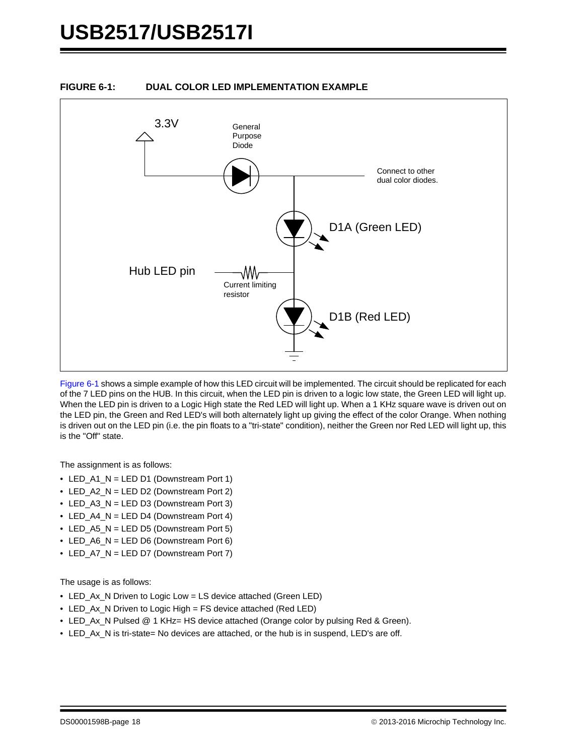**FIGURE 6-1: DUAL COLOR LED IMPLEMENTATION EXAMPLE**

Figure 6-1 shows a simple example of how this LED circuit will be implemented. The circuit should be replicated for each of the 7 LED pins on the HUB. In this circuit, when the LED pin is driven to a logic low state, the Green LED will light up. When the LED pin is driven to a Logic High state the Red LED will light up. When a 1 KHz square wave is driven out on the LED pin, the Green and Red LED's will both alternately light up giving the effect of the color Orange. When nothing is driven out on the LED pin (i.e. the pin floats to a "tri-state" condition), neither the Green nor Red LED will light up, this is the "Off" state.

The assignment is as follows:

- LED_A1_N = LED D1 (Downstream Port 1)
- LED_A2_N = LED D2 (Downstream Port 2)
- LED_A3_N = LED D3 (Downstream Port 3)
- LED_A4_N = LED D4 (Downstream Port 4)
- LED_A5_N = LED D5 (Downstream Port 5)
- LED_A6_N = LED D6 (Downstream Port 6)
- LED_A7_N = LED D7 (Downstream Port 7)

The usage is as follows:

- LED_Ax_N Driven to Logic Low = LS device attached (Green LED)
- LED_Ax_N Driven to Logic High = FS device attached (Red LED)
- LED_Ax_N Pulsed @ 1 KHz= HS device attached (Orange color by pulsing Red & Green).
- LED_Ax_N is tri-state= No devices are attached, or the hub is in suspend, LED's are off.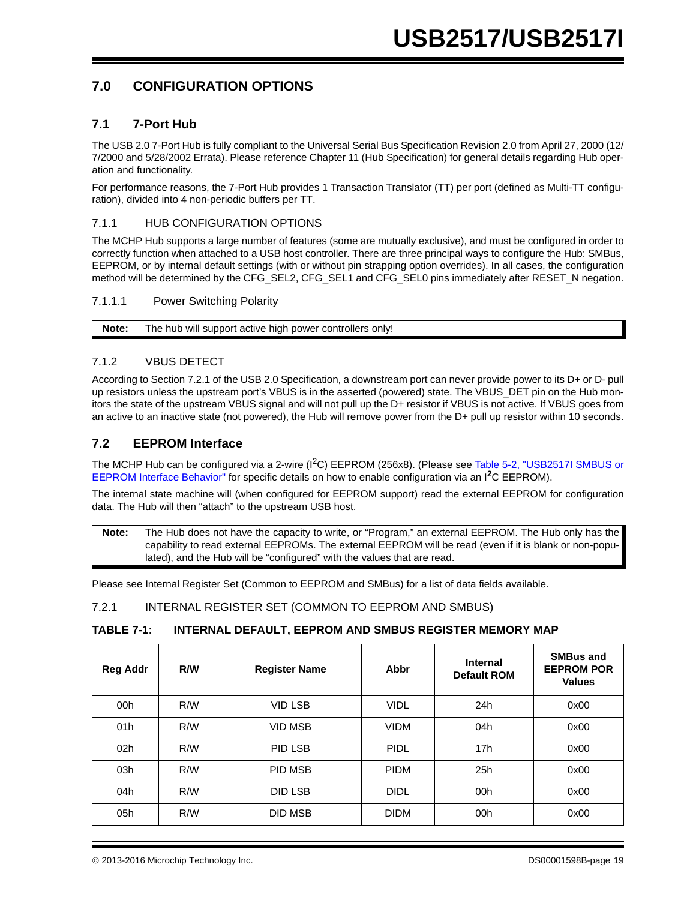# 7.0 CONFIGURATION OPTIONS

## 7.1 7-Port Hub

The USB 2.0 7-Port Hub is fully compliant to the Universal Serial Bus Specification Revision 2.0 from April 27, 2000 (12/7/2000 and 5/28/2002 Errata). Please reference Chapter 11 (Hub Specification) for general details regarding Hub operation and functionality.

For performance reasons, the 7-Port Hub provides 1 Transaction Translator (TT) per port (defined as Multi-TT configuration), divided into 4 non-periodic buffers per TT.

### 7.1.1 HUB CONFIGURATION OPTIONS

The MCHP Hub supports a large number of features (some are mutually exclusive), and must be configured in order to correctly function when attached to a USB host controller. There are three principal ways to configure the Hub: SMBus, EEPROM, or by internal default settings (with or without pin strapping option overrides). In all cases, the configuration method will be determined by the CFG_SEL2, CFG_SEL1 and CFG_SEL0 pins immediately after RESET_N negation.

#### 7.1.1.1 Power Switching Polarity

**Note:** The hub will support active high power controllers only!

### 7.1.2 VBUS DETECT

According to Section 7.2.1 of the USB 2.0 Specification, a downstream port can never provide power to its D+ or D- pull up resistors unless the upstream port's VBUS is in the asserted (powered) state. The VBUS_DET pin on the Hub monitors the state of the upstream VBUS signal and will not pull up the D+ resistor if VBUS is not active. If VBUS goes from an active to an inactive state (not powered), the Hub will remove power from the D+ pull up resistor within 10 seconds.

## 7.2 EEPROM Interface

The MCHP Hub can be configured via a 2-wire ($I^2C$) EEPROM (256x8). (Please see Table 5-2, "USB2517I SMBUS or EEPROM Interface Behavior" for specific details on how to enable configuration via an $I^2C$ EEPROM).

The internal state machine will (when configured for EEPROM support) read the external EEPROM for configuration data. The Hub will then "attach" to the upstream USB host.

**Note:** The Hub does not have the capacity to write, or "Program," an external EEPROM. The Hub only has the capability to read external EEPROMs. The external EEPROM will be read (even if it is blank or non-populated), and the Hub will be "configured" with the values that are read.

Please see Internal Register Set (Common to EEPROM and SMBus) for a list of data fields available.

### 7.2.1 INTERNAL REGISTER SET (COMMON TO EEPROM AND SMBUS)

**TABLE 7-1: INTERNAL DEFAULT, EEPROM AND SMBUS REGISTER MEMORY MAP**

| Reg Addr | R/W | Register Name | Abbr | Internal Default ROM | SMBus and EEPROM POR Values |
|---|---|---|---|---|---|
| 00h | R/W | VID LSB | VIDL | 24h | 0x00 |
| 01h | R/W | VID MSB | VIDM | 04h | 0x00 |
| 02h | R/W | PID LSB | PIDL | 17h | 0x00 |
| 03h | R/W | PID MSB | PIDM | 25h | 0x00 |
| 04h | R/W | DID LSB | DIDL | 00h | 0x00 |
| 05h | R/W | DID MSB | DIDM | 00h | 0x00 |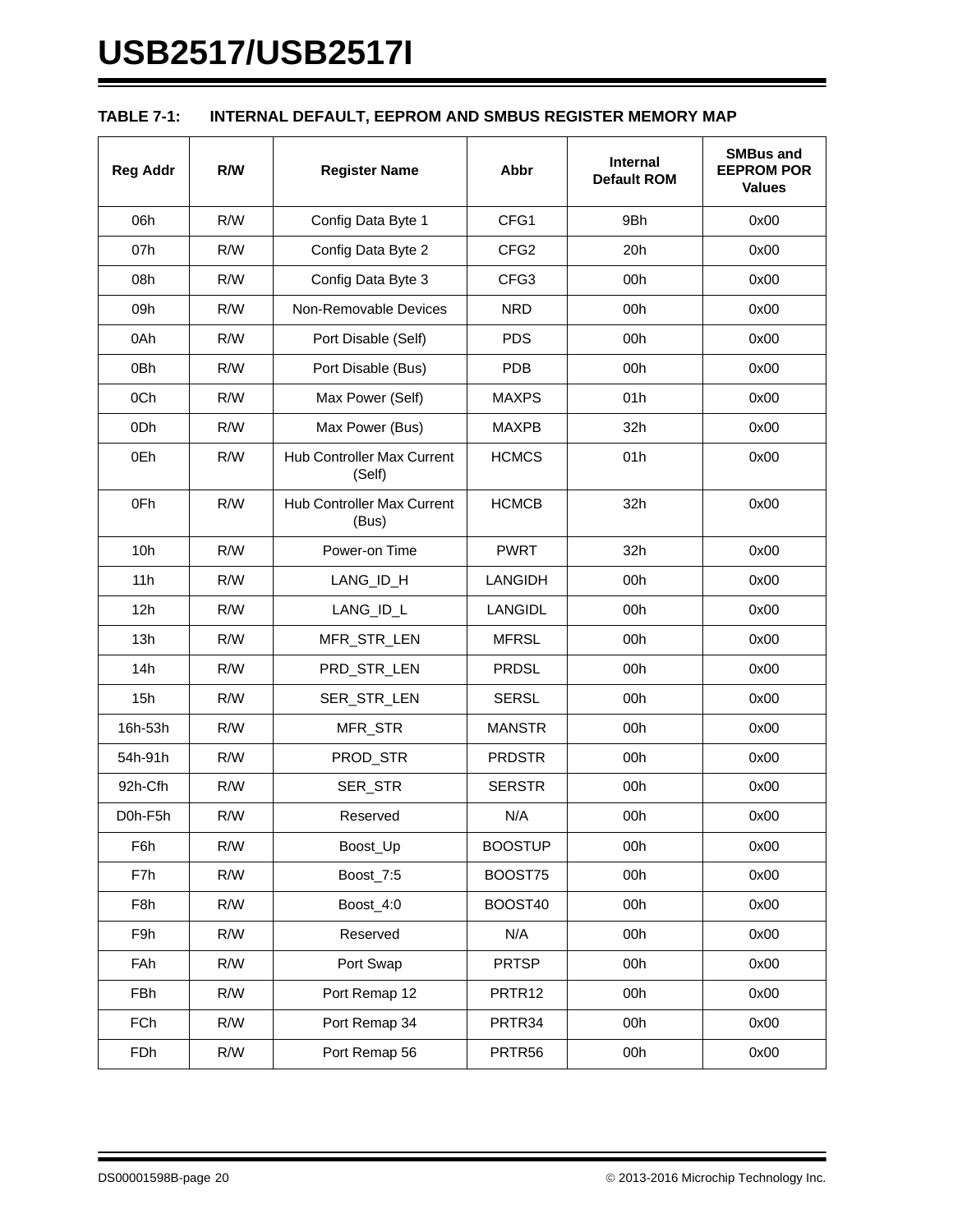**TABLE 7-1: INTERNAL DEFAULT, EEPROM AND SMBUS REGISTER MEMORY MAP**

| Reg Addr | R/W | Register Name | Abbr | Internal Default ROM | SMBus and EEPROM POR Values |
|---|---|---|---|---|---|
| 06h | R/W | Config Data Byte 1 | CFG1 | 9Bh | 0x00 |
| 07h | R/W | Config Data Byte 2 | CFG2 | 20h | 0x00 |
| 08h | R/W | Config Data Byte 3 | CFG3 | 00h | 0x00 |
| 09h | R/W | Non-Removable Devices | NRD | 00h | 0x00 |
| 0Ah | R/W | Port Disable (Self) | PDS | 00h | 0x00 |
| 0Bh | R/W | Port Disable (Bus) | PDB | 00h | 0x00 |
| 0Ch | R/W | Max Power (Self) | MAXPS | 01h | 0x00 |
| 0Dh | R/W | Max Power (Bus) | MAXPB | 32h | 0x00 |
| 0Eh | R/W | Hub Controller Max Current (Self) | HCMCS | 01h | 0x00 |
| 0Fh | R/W | Hub Controller Max Current (Bus) | HCMCB | 32h | 0x00 |
| 10h | R/W | Power-on Time | PWRT | 32h | 0x00 |
| 11h | R/W | LANG_ID_H | LANGIDH | 00h | 0x00 |
| 12h | R/W | LANG_ID_L | LANGIDL | 00h | 0x00 |
| 13h | R/W | MFR_STR_LEN | MFRSL | 00h | 0x00 |
| 14h | R/W | PRD_STR_LEN | PRDSL | 00h | 0x00 |
| 15h | R/W | SER_STR_LEN | SERSL | 00h | 0x00 |
| 16h-53h | R/W | MFR_STR | MANSTR | 00h | 0x00 |
| 54h-91h | R/W | PROD_STR | PRDSTR | 00h | 0x00 |
| 92h-Cfh | R/W | SER_STR | SERSTR | 00h | 0x00 |
| D0h-F5h | R/W | Reserved | N/A | 00h | 0x00 |
| F6h | R/W | Boost_Up | BOOSTUP | 00h | 0x00 |
| F7h | R/W | Boost_7:5 | BOOST75 | 00h | 0x00 |
| F8h | R/W | Boost_4:0 | BOOST40 | 00h | 0x00 |
| F9h | R/W | Reserved | N/A | 00h | 0x00 |
| FAh | R/W | Port Swap | PRTSP | 00h | 0x00 |
| FBh | R/W | Port Remap 12 | PRTR12 | 00h | 0x00 |
| FCh | R/W | Port Remap 34 | PRTR34 | 00h | 0x00 |
| FDh | R/W | Port Remap 56 | PRTR56 | 00h | 0x00 |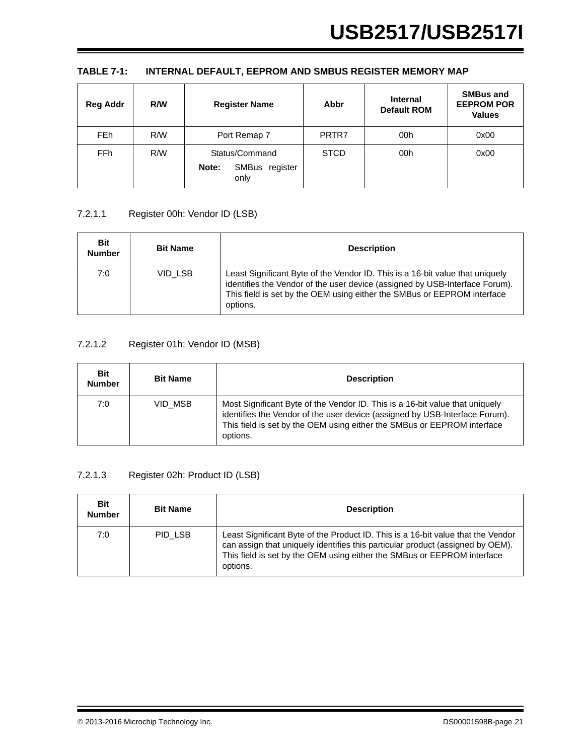**TABLE 7-1: INTERNAL DEFAULT, EEPROM AND SMBUS REGISTER MEMORY MAP**

| Reg Addr | R/W | Register Name | Abbr | Internal Default ROM | SMBus and EEPROM POR Values |
|---|---|---|---|---|---|
| FEh | R/W | Port Remap 7 | PRTR7 | 00h | 0x00 |
| FFh | R/W | Status/Command **Note:** SMBus register only | STCD | 00h | 0x00 |

#### 7.2.1.1 Register 00h: Vendor ID (LSB)

| Bit Number | Bit Name | Description |
|---|---|---|
| 7:0 | VID_LSB | Least Significant Byte of the Vendor ID. This is a 16-bit value that uniquely identifies the Vendor of the user device (assigned by USB-Interface Forum). This field is set by the OEM using either the SMBus or EEPROM interface options. |

#### 7.2.1.2 Register 01h: Vendor ID (MSB)

| Bit Number | Bit Name | Description |
|---|---|---|
| 7:0 | VID_MSB | Most Significant Byte of the Vendor ID. This is a 16-bit value that uniquely identifies the Vendor of the user device (assigned by USB-Interface Forum). This field is set by the OEM using either the SMBus or EEPROM interface options. |

#### 7.2.1.3 Register 02h: Product ID (LSB)

| Bit Number | Bit Name | Description |
|---|---|---|
| 7:0 | PID_LSB | Least Significant Byte of the Product ID. This is a 16-bit value that the Vendor can assign that uniquely identifies this particular product (assigned by OEM). This field is set by the OEM using either the SMBus or EEPROM interface options. |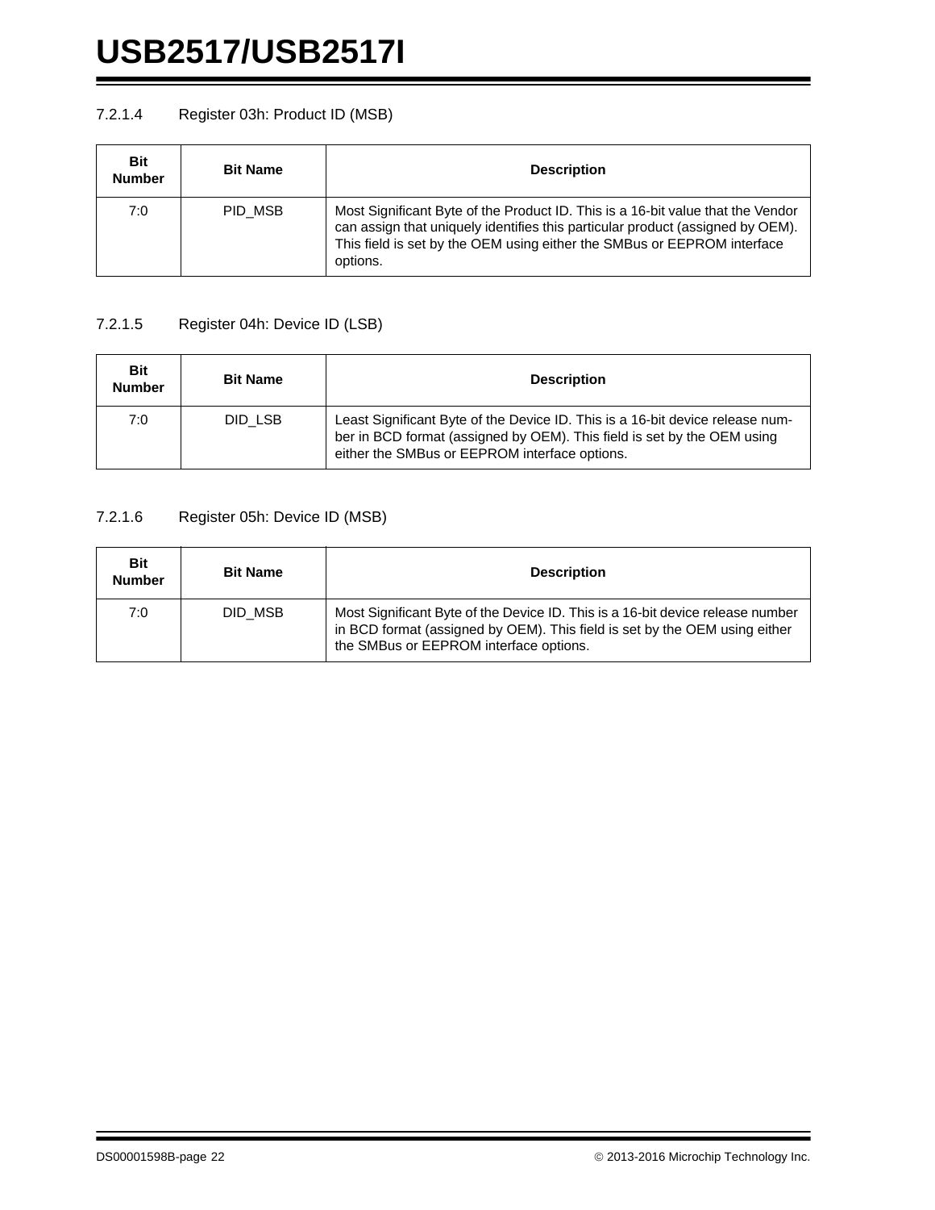#### 7.2.1.4 Register 03h: Product ID (MSB)

| Bit Number | Bit Name | Description |
|---|---|---|
| 7:0 | PID_MSB | Most Significant Byte of the Product ID. This is a 16-bit value that the Vendor can assign that uniquely identifies this particular product (assigned by OEM). This field is set by the OEM using either the SMBus or EEPROM interface options. |

#### 7.2.1.5 Register 04h: Device ID (LSB)

| Bit Number | Bit Name | Description |
|---|---|---|
| 7:0 | DID_LSB | Least Significant Byte of the Device ID. This is a 16-bit device release number in BCD format (assigned by OEM). This field is set by the OEM using either the SMBus or EEPROM interface options. |

#### 7.2.1.6 Register 05h: Device ID (MSB)

| Bit Number | Bit Name | Description |
|---|---|---|
| 7:0 | DID_MSB | Most Significant Byte of the Device ID. This is a 16-bit device release number in BCD format (assigned by OEM). This field is set by the OEM using either the SMBus or EEPROM interface options. |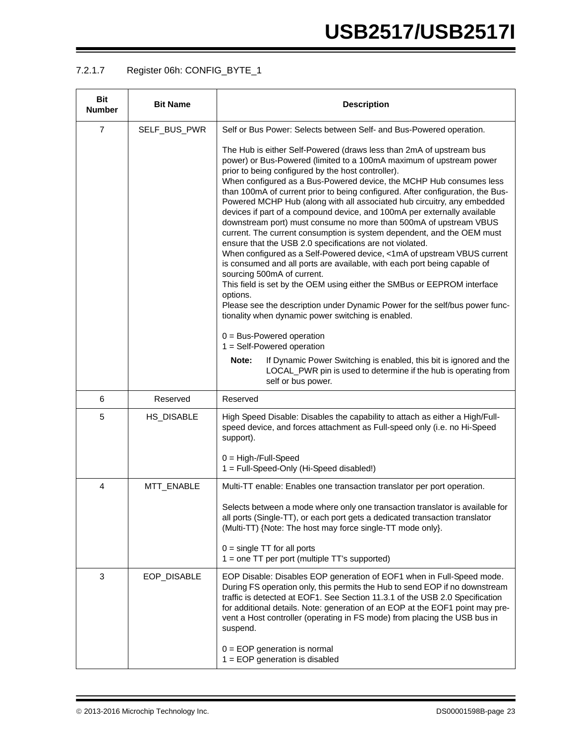#### 7.2.1.7 Register 06h: CONFIG_BYTE_1

| Bit Number | Bit Name | Description |
|---|---|---|
| 7 | SELF_BUS_PWR | Self or Bus Power: Selects between Self- and Bus-Powered operation.<br><br>The Hub is either Self-Powered (draws less than 2mA of upstream bus power) or Bus-Powered (limited to a 100mA maximum of upstream power prior to being configured by the host controller).<br>When configured as a Bus-Powered device, the MCHP Hub consumes less than 100mA of current prior to being configured. After configuration, the Bus-Powered MCHP Hub (along with all associated hub circuitry, any embedded devices if part of a compound device, and 100mA per externally available downstream port) must consume no more than 500mA of upstream VBUS current. The current consumption is system dependent, and the OEM must ensure that the USB 2.0 specifications are not violated.<br>When configured as a Self-Powered device, <1mA of upstream VBUS current is consumed and all ports are available, with each port being capable of sourcing 500mA of current.<br>This field is set by the OEM using either the SMBus or EEPROM interface options.<br>Please see the description under Dynamic Power for the self/bus power functionality when dynamic power switching is enabled.<br><br>0 = Bus-Powered operation<br>1 = Self-Powered operation<br><br>**Note:** If Dynamic Power Switching is enabled, this bit is ignored and the LOCAL_PWR pin is used to determine if the hub is operating from self or bus power. |
| 6 | Reserved | Reserved |
| 5 | HS_DISABLE | High Speed Disable: Disables the capability to attach as either a High/Full-speed device, and forces attachment as Full-speed only (i.e. no Hi-Speed support).<br><br>0 = High-/Full-Speed<br>1 = Full-Speed-Only (Hi-Speed disabled!) |
| 4 | MTT_ENABLE | Multi-TT enable: Enables one transaction translator per port operation.<br><br>Selects between a mode where only one transaction translator is available for all ports (Single-TT), or each port gets a dedicated transaction translator (Multi-TT) {Note: The host may force single-TT mode only}.<br><br>0 = single TT for all ports<br>1 = one TT per port (multiple TT's supported) |
| 3 | EOP_DISABLE | EOP Disable: Disables EOP generation of EOF1 when in Full-Speed mode. During FS operation only, this permits the Hub to send EOP if no downstream traffic is detected at EOF1. See Section 11.3.1 of the USB 2.0 Specification for additional details. Note: generation of an EOP at the EOF1 point may prevent a Host controller (operating in FS mode) from placing the USB bus in suspend.<br><br>0 = EOP generation is normal<br>1 = EOP generation is disabled |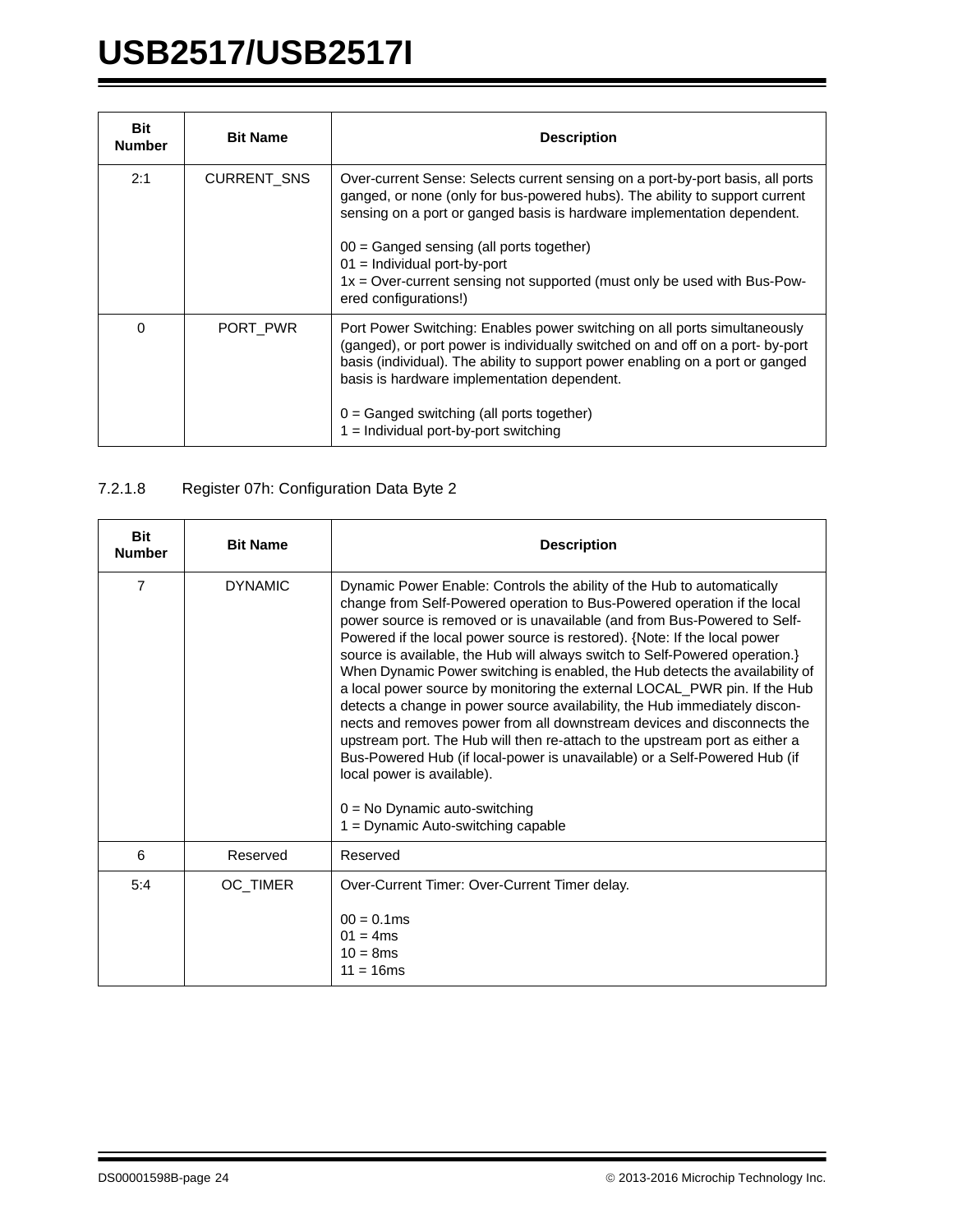| Bit Number | Bit Name | Description |
|---|---|---|
| 2:1 | CURRENT_SNS | Over-current Sense: Selects current sensing on a port-by-port basis, all ports ganged, or none (only for bus-powered hubs). The ability to support current sensing on a port or ganged basis is hardware implementation dependent.<br><br>00 = Ganged sensing (all ports together)<br>01 = Individual port-by-port<br>1x = Over-current sensing not supported (must only be used with Bus-Powered configurations!) |
| 0 | PORT_PWR | Port Power Switching: Enables power switching on all ports simultaneously (ganged), or port power is individually switched on and off on a port- by-port basis (individual). The ability to support power enabling on a port or ganged basis is hardware implementation dependent.<br><br>0 = Ganged switching (all ports together)<br>1 = Individual port-by-port switching |

#### 7.2.1.8 Register 07h: Configuration Data Byte 2

| Bit Number | Bit Name | Description |
|---|---|---|
| 7 | DYNAMIC | Dynamic Power Enable: Controls the ability of the Hub to automatically change from Self-Powered operation to Bus-Powered operation if the local power source is removed or is unavailable (and from Bus-Powered to Self-Powered if the local power source is restored). {Note: If the local power source is available, the Hub will always switch to Self-Powered operation.} When Dynamic Power switching is enabled, the Hub detects the availability of a local power source by monitoring the external LOCAL_PWR pin. If the Hub detects a change in power source availability, the Hub immediately disconnects and removes power from all downstream devices and disconnects the upstream port. The Hub will then re-attach to the upstream port as either a Bus-Powered Hub (if local-power is unavailable) or a Self-Powered Hub (if local power is available).<br><br>0 = No Dynamic auto-switching<br>1 = Dynamic Auto-switching capable |
| 6 | Reserved | Reserved |
| 5:4 | OC_TIMER | Over-Current Timer: Over-Current Timer delay.<br><br>00 = 0.1ms<br>01 = 4ms<br>10 = 8ms<br>11 = 16ms |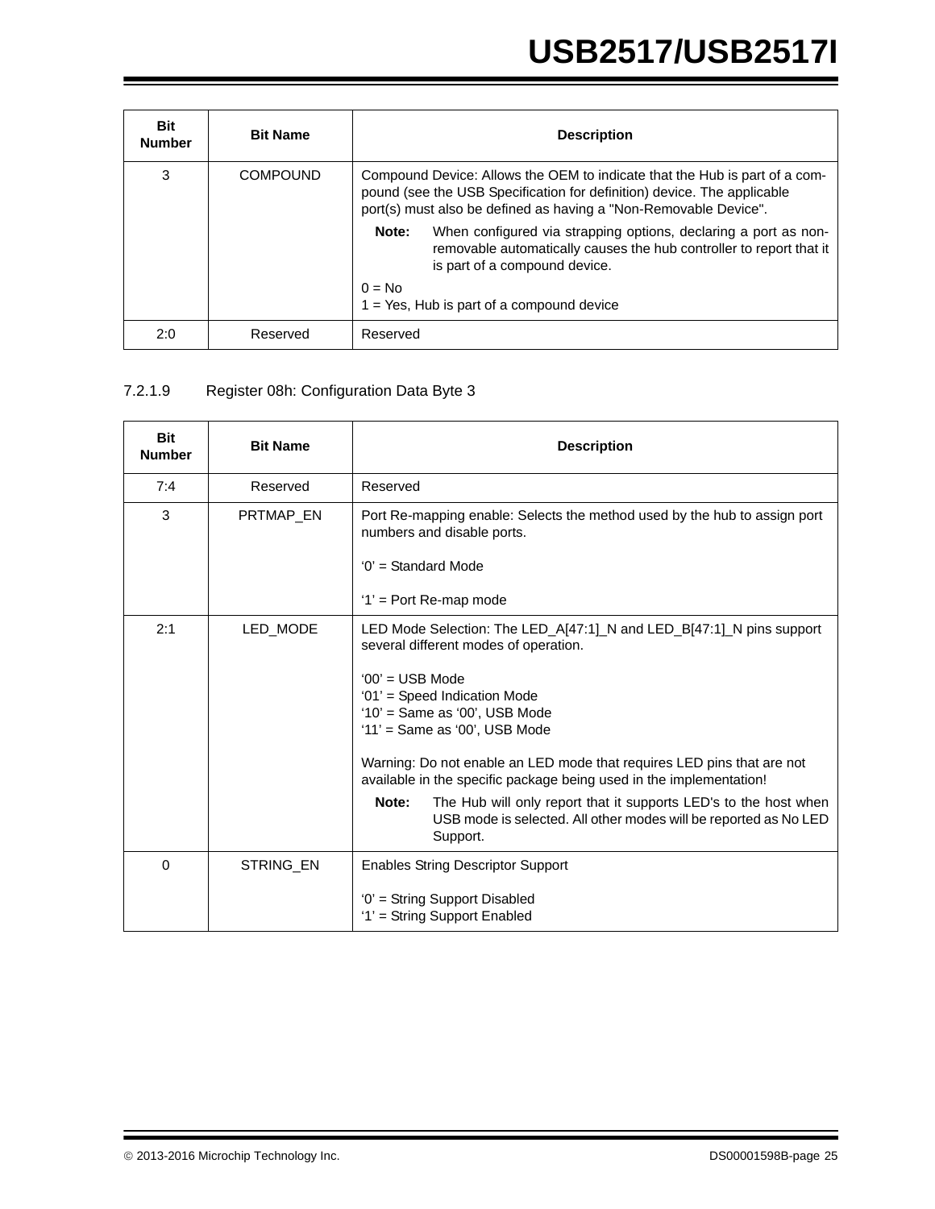| Bit Number | Bit Name | Description |
|---|---|---|
| 3 | COMPOUND | Compound Device: Allows the OEM to indicate that the Hub is part of a compound (see the USB Specification for definition) device. The applicable port(s) must also be defined as having a "Non-Removable Device".<br><br>**Note:** When configured via strapping options, declaring a port as non-removable automatically causes the hub controller to report that it is part of a compound device.<br><br>0 = No<br>1 = Yes, Hub is part of a compound device |
| 2:0 | Reserved | Reserved |

#### 7.2.1.9 Register 08h: Configuration Data Byte 3

| Bit Number | Bit Name | Description |
|---|---|---|
| 7:4 | Reserved | Reserved |
| 3 | PRTMAP_EN | Port Re-mapping enable: Selects the method used by the hub to assign port numbers and disable ports.<br><br>‘0’ = Standard Mode<br><br>‘1’ = Port Re-map mode |
| 2:1 | LED_MODE | LED Mode Selection: The LED_A[47:1]_N and LED_B[47:1]_N pins support several different modes of operation.<br><br>‘00’ = USB Mode<br>‘01’ = Speed Indication Mode<br>‘10’ = Same as ‘00’, USB Mode<br>‘11’ = Same as ‘00’, USB Mode<br><br>Warning: Do not enable an LED mode that requires LED pins that are not available in the specific package being used in the implementation!<br><br>**Note:** The Hub will only report that it supports LED's to the host when USB mode is selected. All other modes will be reported as No LED Support. |
| 0 | STRING_EN | Enables String Descriptor Support<br><br>‘0’ = String Support Disabled<br>‘1’ = String Support Enabled |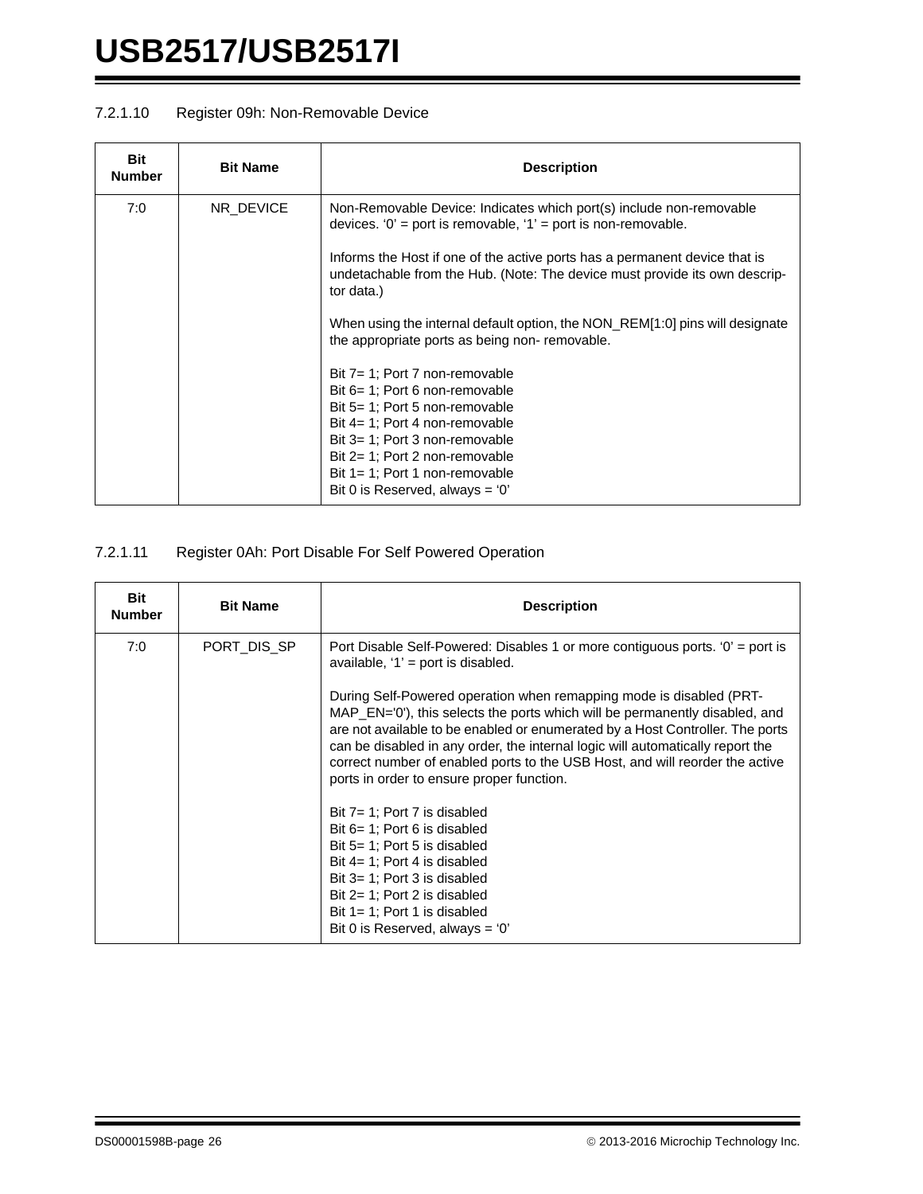#### 7.2.1.10 Register 09h: Non-Removable Device

| Bit Number | Bit Name | Description |
|---|---|---|
| 7:0 | NR_DEVICE | Non-Removable Device: Indicates which port(s) include non-removable devices. ‘0’ = port is removable, ‘1’ = port is non-removable.<br><br>Informs the Host if one of the active ports has a permanent device that is undetachable from the Hub. (Note: The device must provide its own descriptor data.)<br><br>When using the internal default option, the NON_REM[1:0] pins will designate the appropriate ports as being non- removable.<br><br>Bit 7= 1; Port 7 non-removable<br>Bit 6= 1; Port 6 non-removable<br>Bit 5= 1; Port 5 non-removable<br>Bit 4= 1; Port 4 non-removable<br>Bit 3= 1; Port 3 non-removable<br>Bit 2= 1; Port 2 non-removable<br>Bit 1= 1; Port 1 non-removable<br>Bit 0 is Reserved, always = ‘0’ |

#### 7.2.1.11 Register 0Ah: Port Disable For Self Powered Operation

| Bit Number | Bit Name | Description |
|---|---|---|
| 7:0 | PORT_DIS_SP | Port Disable Self-Powered: Disables 1 or more contiguous ports. ‘0’ = port is available, ‘1’ = port is disabled.<br><br>During Self-Powered operation when remapping mode is disabled (PRT-MAP_EN='0'), this selects the ports which will be permanently disabled, and are not available to be enabled or enumerated by a Host Controller. The ports can be disabled in any order, the internal logic will automatically report the correct number of enabled ports to the USB Host, and will reorder the active ports in order to ensure proper function.<br><br>Bit 7= 1; Port 7 is disabled<br>Bit 6= 1; Port 6 is disabled<br>Bit 5= 1; Port 5 is disabled<br>Bit 4= 1; Port 4 is disabled<br>Bit 3= 1; Port 3 is disabled<br>Bit 2= 1; Port 2 is disabled<br>Bit 1= 1; Port 1 is disabled<br>Bit 0 is Reserved, always = ‘0’ |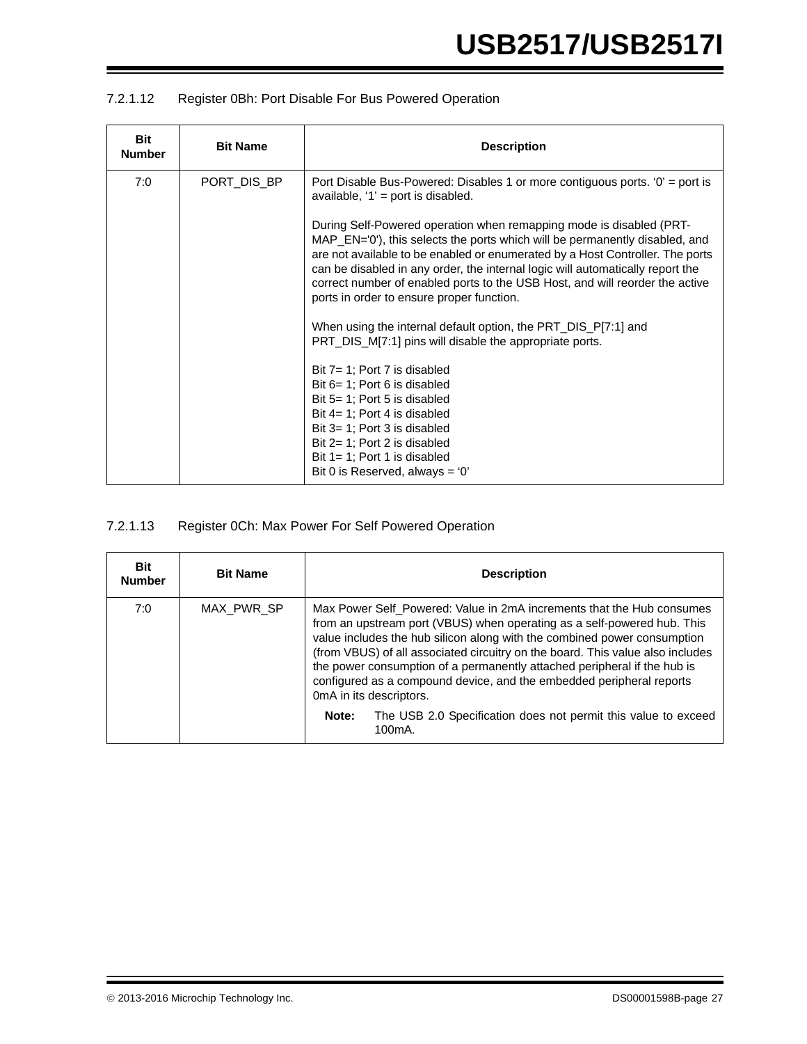#### 7.2.1.12 Register 0Bh: Port Disable For Bus Powered Operation

| Bit Number | Bit Name | Description |
|---|---|---|
| 7:0 | PORT_DIS_BP | Port Disable Bus-Powered: Disables 1 or more contiguous ports. ‘0’ = port is available, ‘1’ = port is disabled.<br><br>During Self-Powered operation when remapping mode is disabled (PRT-MAP_EN='0'), this selects the ports which will be permanently disabled, and are not available to be enabled or enumerated by a Host Controller. The ports can be disabled in any order, the internal logic will automatically report the correct number of enabled ports to the USB Host, and will reorder the active ports in order to ensure proper function.<br><br>When using the internal default option, the PRT_DIS_P[7:1] and PRT_DIS_M[7:1] pins will disable the appropriate ports.<br><br>Bit 7= 1; Port 7 is disabled<br>Bit 6= 1; Port 6 is disabled<br>Bit 5= 1; Port 5 is disabled<br>Bit 4= 1; Port 4 is disabled<br>Bit 3= 1; Port 3 is disabled<br>Bit 2= 1; Port 2 is disabled<br>Bit 1= 1; Port 1 is disabled<br>Bit 0 is Reserved, always = ‘0’ |

#### 7.2.1.13 Register 0Ch: Max Power For Self Powered Operation

| Bit Number | Bit Name | Description |
|---|---|---|
| 7:0 | MAX_PWR_SP | Max Power Self_Powered: Value in 2mA increments that the Hub consumes from an upstream port (VBUS) when operating as a self-powered hub. This value includes the hub silicon along with the combined power consumption (from VBUS) of all associated circuitry on the board. This value also includes the power consumption of a permanently attached peripheral if the hub is configured as a compound device, and the embedded peripheral reports 0mA in its descriptors.<br><br>**Note:** The USB 2.0 Specification does not permit this value to exceed 100mA. |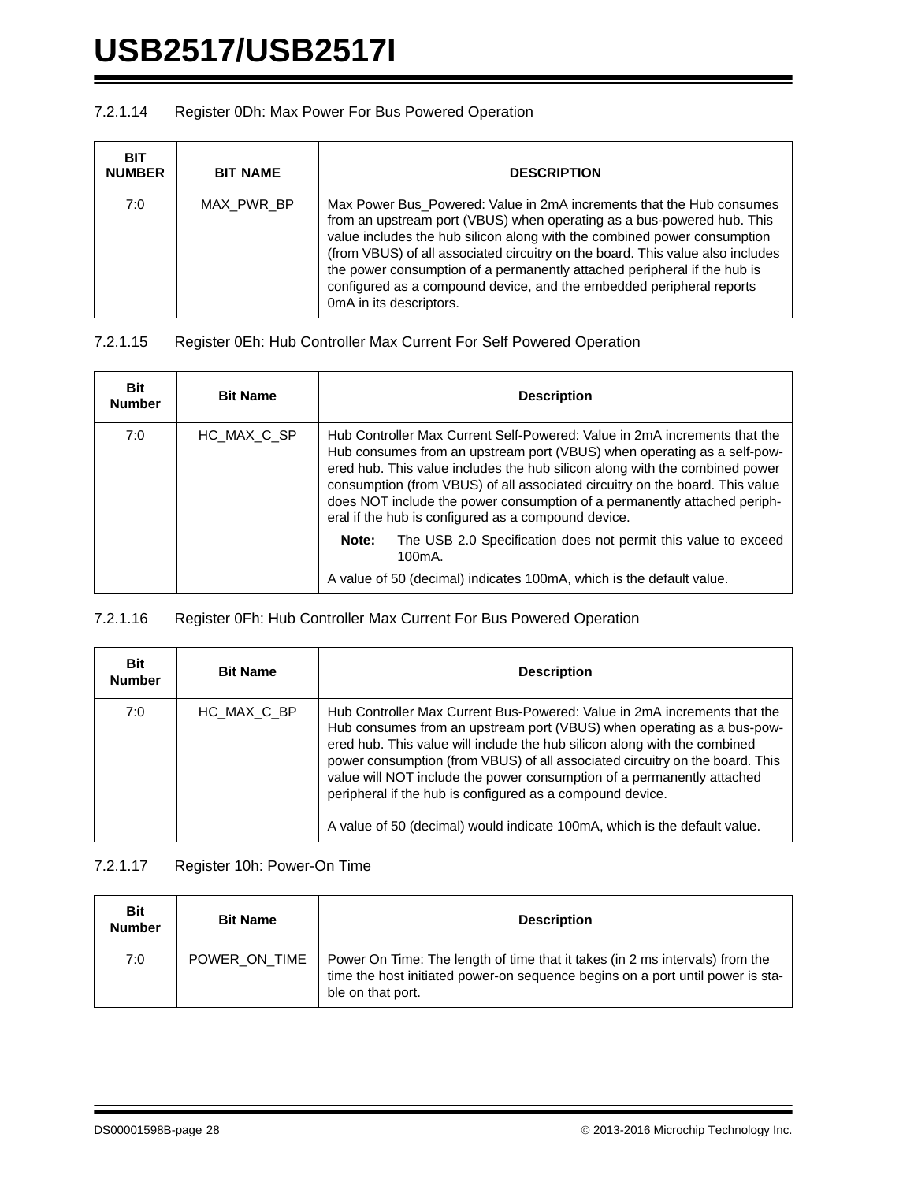#### 7.2.1.14 Register 0Dh: Max Power For Bus Powered Operation

| BIT NUMBER | BIT NAME | DESCRIPTION |
|---|---|---|
| 7:0 | MAX_PWR_BP | Max Power Bus_Powered: Value in 2mA increments that the Hub consumes from an upstream port (VBUS) when operating as a bus-powered hub. This value includes the hub silicon along with the combined power consumption (from VBUS) of all associated circuitry on the board. This value also includes the power consumption of a permanently attached peripheral if the hub is configured as a compound device, and the embedded peripheral reports 0mA in its descriptors. |

#### 7.2.1.15 Register 0Eh: Hub Controller Max Current For Self Powered Operation

| Bit Number | Bit Name | Description |
|---|---|---|
| 7:0 | HC_MAX_C_SP | Hub Controller Max Current Self-Powered: Value in 2mA increments that the Hub consumes from an upstream port (VBUS) when operating as a self-powered hub. This value includes the hub silicon along with the combined power consumption (from VBUS) of all associated circuitry on the board. This value does NOT include the power consumption of a permanently attached peripheral if the hub is configured as a compound device.<br><br>**Note:** The USB 2.0 Specification does not permit this value to exceed 100mA.<br><br>A value of 50 (decimal) indicates 100mA, which is the default value. |

#### 7.2.1.16 Register 0Fh: Hub Controller Max Current For Bus Powered Operation

| Bit Number | Bit Name | Description |
|---|---|---|
| 7:0 | HC_MAX_C_BP | Hub Controller Max Current Bus-Powered: Value in 2mA increments that the Hub consumes from an upstream port (VBUS) when operating as a bus-powered hub. This value will include the hub silicon along with the combined power consumption (from VBUS) of all associated circuitry on the board. This value will NOT include the power consumption of a permanently attached peripheral if the hub is configured as a compound device.<br><br>A value of 50 (decimal) would indicate 100mA, which is the default value. |

#### 7.2.1.17 Register 10h: Power-On Time

| Bit Number | Bit Name | Description |
|---|---|---|
| 7:0 | POWER_ON_TIME | Power On Time: The length of time that it takes (in 2 ms intervals) from the time the host initiated power-on sequence begins on a port until power is stable on that port. |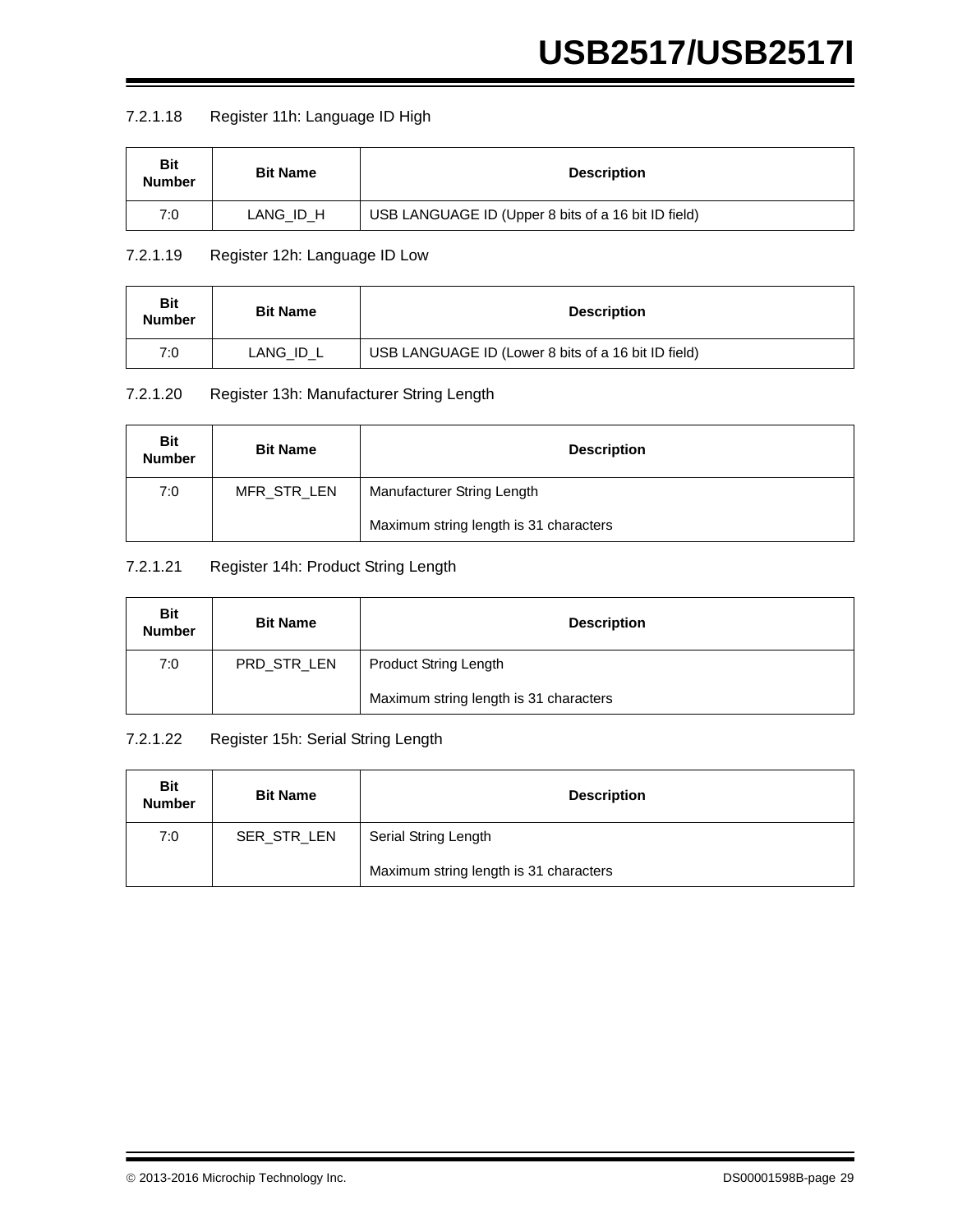#### 7.2.1.18 Register 11h: Language ID High

| Bit Number | Bit Name | Description |
|---|---|---|
| 7:0 | LANG_ID_H | USB LANGUAGE ID (Upper 8 bits of a 16 bit ID field) |

#### 7.2.1.19 Register 12h: Language ID Low

| Bit Number | Bit Name | Description |
|---|---|---|
| 7:0 | LANG_ID_L | USB LANGUAGE ID (Lower 8 bits of a 16 bit ID field) |

#### 7.2.1.20 Register 13h: Manufacturer String Length

| Bit Number | Bit Name | Description |
|---|---|---|
| 7:0 | MFR_STR_LEN | Manufacturer String Length<br><br>Maximum string length is 31 characters |

#### 7.2.1.21 Register 14h: Product String Length

| Bit Number | Bit Name | Description |
|---|---|---|
| 7:0 | PRD_STR_LEN | Product String Length<br><br>Maximum string length is 31 characters |

#### 7.2.1.22 Register 15h: Serial String Length

| Bit Number | Bit Name | Description |
|---|---|---|
| 7:0 | SER_STR_LEN | Serial String Length<br><br>Maximum string length is 31 characters |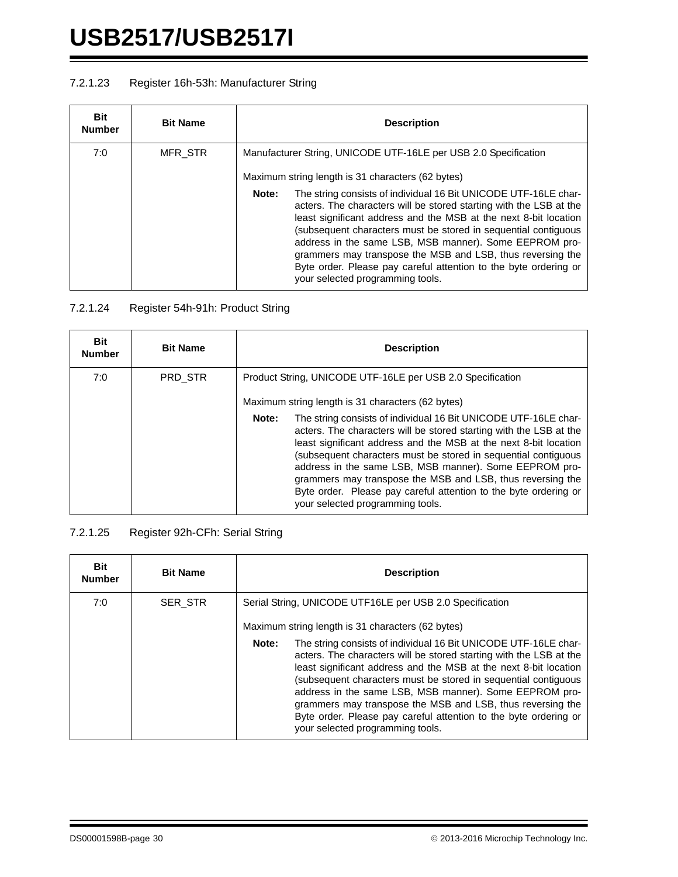#### 7.2.1.23 Register 16h-53h: Manufacturer String

| Bit Number | Bit Name | Description |
|---|---|---|
| 7:0 | MFR_STR | Manufacturer String, UNICODE UTF-16LE per USB 2.0 Specification<br><br>Maximum string length is 31 characters (62 bytes)<br><br>**Note:** The string consists of individual 16 Bit UNICODE UTF-16LE characters. The characters will be stored starting with the LSB at the least significant address and the MSB at the next 8-bit location (subsequent characters must be stored in sequential contiguous address in the same LSB, MSB manner). Some EEPROM programmers may transpose the MSB and LSB, thus reversing the Byte order. Please pay careful attention to the byte ordering or your selected programming tools. |

#### 7.2.1.24 Register 54h-91h: Product String

| Bit Number | Bit Name | Description |
|---|---|---|
| 7:0 | PRD_STR | Product String, UNICODE UTF-16LE per USB 2.0 Specification<br><br>Maximum string length is 31 characters (62 bytes)<br><br>**Note:** The string consists of individual 16 Bit UNICODE UTF-16LE characters. The characters will be stored starting with the LSB at the least significant address and the MSB at the next 8-bit location (subsequent characters must be stored in sequential contiguous address in the same LSB, MSB manner). Some EEPROM programmers may transpose the MSB and LSB, thus reversing the Byte order. Please pay careful attention to the byte ordering or your selected programming tools. |

#### 7.2.1.25 Register 92h-CFh: Serial String

| Bit Number | Bit Name | Description |
|---|---|---|
| 7:0 | SER_STR | Serial String, UNICODE UTF16LE per USB 2.0 Specification<br><br>Maximum string length is 31 characters (62 bytes)<br><br>**Note:** The string consists of individual 16 Bit UNICODE UTF-16LE characters. The characters will be stored starting with the LSB at the least significant address and the MSB at the next 8-bit location (subsequent characters must be stored in sequential contiguous address in the same LSB, MSB manner). Some EEPROM programmers may transpose the MSB and LSB, thus reversing the Byte order. Please pay careful attention to the byte ordering or your selected programming tools. |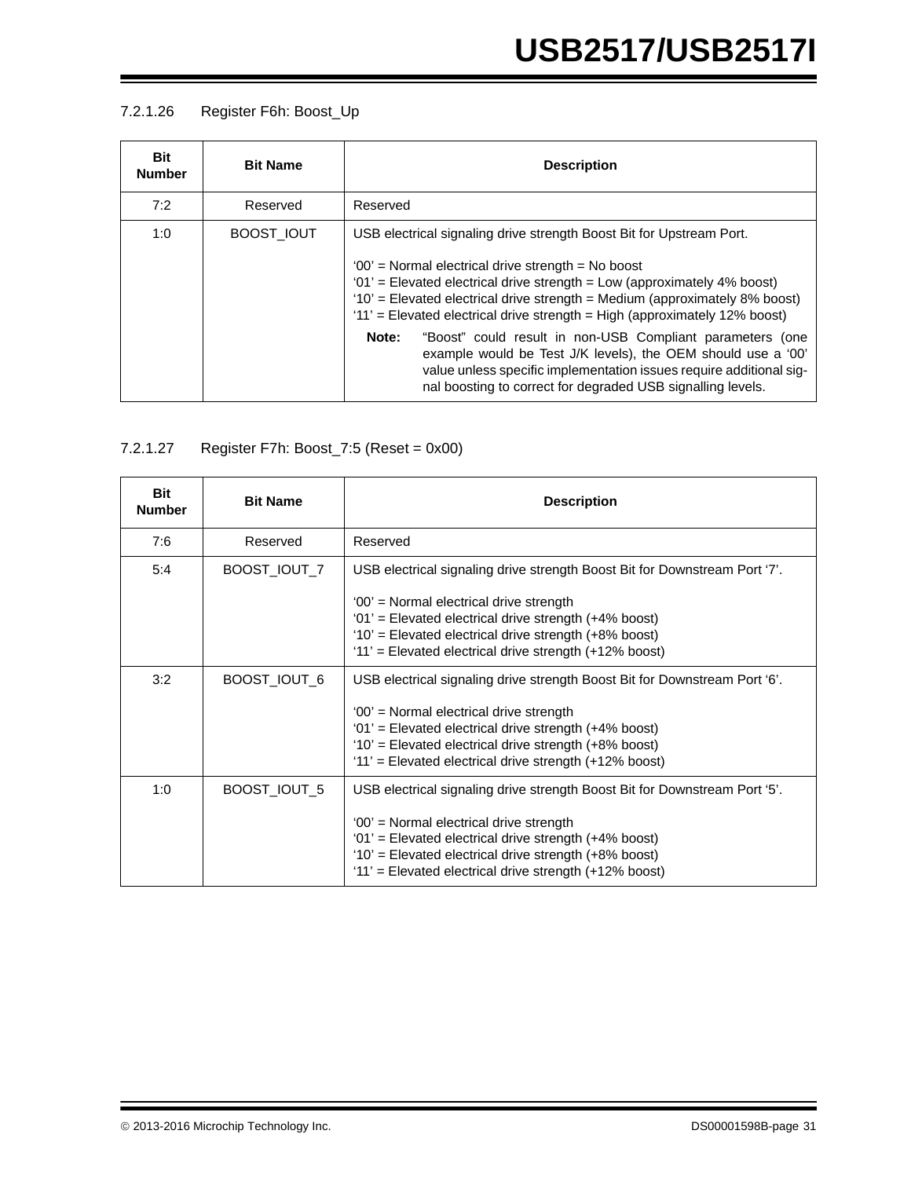#### 7.2.1.26 Register F6h: Boost_Up

| Bit Number | Bit Name | Description |
|---|---|---|
| 7:2 | Reserved | Reserved |
| 1:0 | BOOST_IOUT | USB electrical signaling drive strength Boost Bit for Upstream Port.<br><br>'00' = Normal electrical drive strength = No boost<br>'01' = Elevated electrical drive strength = Low (approximately 4% boost)<br>'10' = Elevated electrical drive strength = Medium (approximately 8% boost)<br>'11' = Elevated electrical drive strength = High (approximately 12% boost)<br><br>**Note:** "Boost" could result in non-USB Compliant parameters (one example would be Test J/K levels), the OEM should use a '00' value unless specific implementation issues require additional signal boosting to correct for degraded USB signalling levels. |

#### 7.2.1.27 Register F7h: Boost_7:5 (Reset = 0x00)

| Bit Number | Bit Name | Description |
|---|---|---|
| 7:6 | Reserved | Reserved |
| 5:4 | BOOST_IOUT_7 | USB electrical signaling drive strength Boost Bit for Downstream Port '7'.<br><br>'00' = Normal electrical drive strength<br>'01' = Elevated electrical drive strength (+4% boost)<br>'10' = Elevated electrical drive strength (+8% boost)<br>'11' = Elevated electrical drive strength (+12% boost) |
| 3:2 | BOOST_IOUT_6 | USB electrical signaling drive strength Boost Bit for Downstream Port '6'.<br><br>'00' = Normal electrical drive strength<br>'01' = Elevated electrical drive strength (+4% boost)<br>'10' = Elevated electrical drive strength (+8% boost)<br>'11' = Elevated electrical drive strength (+12% boost) |
| 1:0 | BOOST_IOUT_5 | USB electrical signaling drive strength Boost Bit for Downstream Port '5'.<br><br>'00' = Normal electrical drive strength<br>'01' = Elevated electrical drive strength (+4% boost)<br>'10' = Elevated electrical drive strength (+8% boost)<br>'11' = Elevated electrical drive strength (+12% boost) |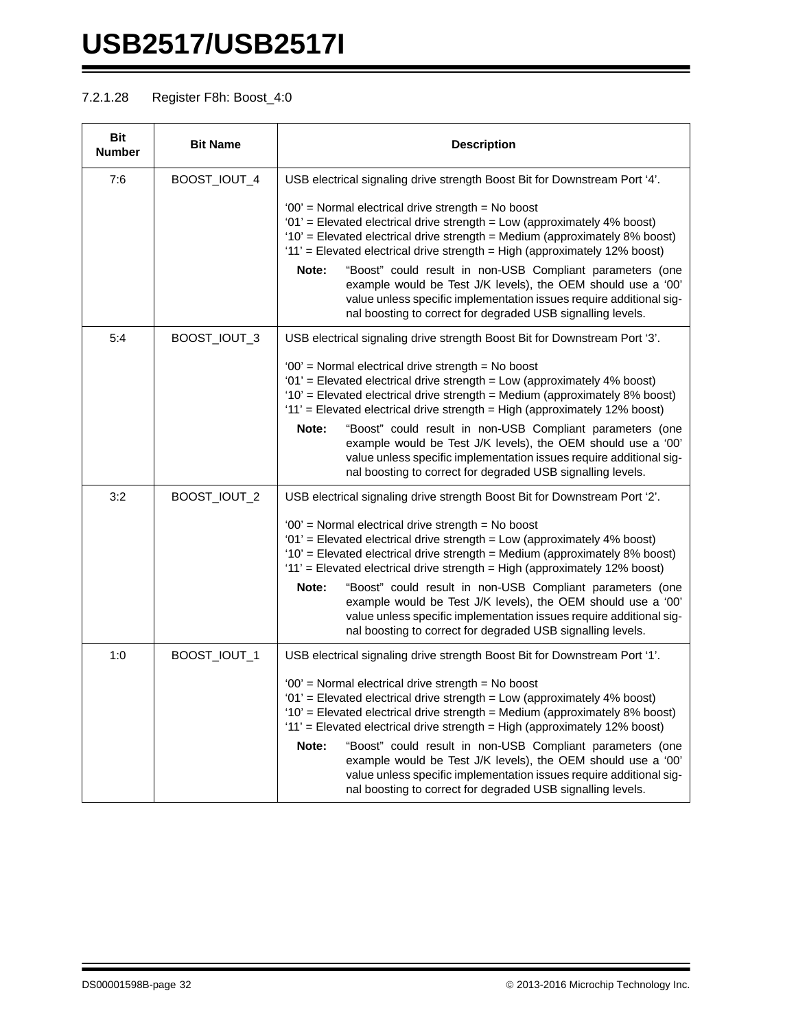#### 7.2.1.28 Register F8h: Boost_4:0

| Bit Number | Bit Name | Description |
|---|---|---|
| 7:6 | BOOST_IOUT_4 | USB electrical signaling drive strength Boost Bit for Downstream Port '4'.<br><br>'00' = Normal electrical drive strength = No boost<br>'01' = Elevated electrical drive strength = Low (approximately 4% boost)<br>'10' = Elevated electrical drive strength = Medium (approximately 8% boost)<br>'11' = Elevated electrical drive strength = High (approximately 12% boost)<br><br>**Note:** "Boost" could result in non-USB Compliant parameters (one example would be Test J/K levels), the OEM should use a '00' value unless specific implementation issues require additional signal boosting to correct for degraded USB signalling levels. |
| 5:4 | BOOST_IOUT_3 | USB electrical signaling drive strength Boost Bit for Downstream Port '3'.<br><br>'00' = Normal electrical drive strength = No boost<br>'01' = Elevated electrical drive strength = Low (approximately 4% boost)<br>'10' = Elevated electrical drive strength = Medium (approximately 8% boost)<br>'11' = Elevated electrical drive strength = High (approximately 12% boost)<br><br>**Note:** "Boost" could result in non-USB Compliant parameters (one example would be Test J/K levels), the OEM should use a '00' value unless specific implementation issues require additional signal boosting to correct for degraded USB signalling levels. |
| 3:2 | BOOST_IOUT_2 | USB electrical signaling drive strength Boost Bit for Downstream Port '2'.<br><br>'00' = Normal electrical drive strength = No boost<br>'01' = Elevated electrical drive strength = Low (approximately 4% boost)<br>'10' = Elevated electrical drive strength = Medium (approximately 8% boost)<br>'11' = Elevated electrical drive strength = High (approximately 12% boost)<br><br>**Note:** "Boost" could result in non-USB Compliant parameters (one example would be Test J/K levels), the OEM should use a '00' value unless specific implementation issues require additional signal boosting to correct for degraded USB signalling levels. |
| 1:0 | BOOST_IOUT_1 | USB electrical signaling drive strength Boost Bit for Downstream Port '1'.<br><br>'00' = Normal electrical drive strength = No boost<br>'01' = Elevated electrical drive strength = Low (approximately 4% boost)<br>'10' = Elevated electrical drive strength = Medium (approximately 8% boost)<br>'11' = Elevated electrical drive strength = High (approximately 12% boost)<br><br>**Note:** "Boost" could result in non-USB Compliant parameters (one example would be Test J/K levels), the OEM should use a '00' value unless specific implementation issues require additional signal boosting to correct for degraded USB signalling levels. |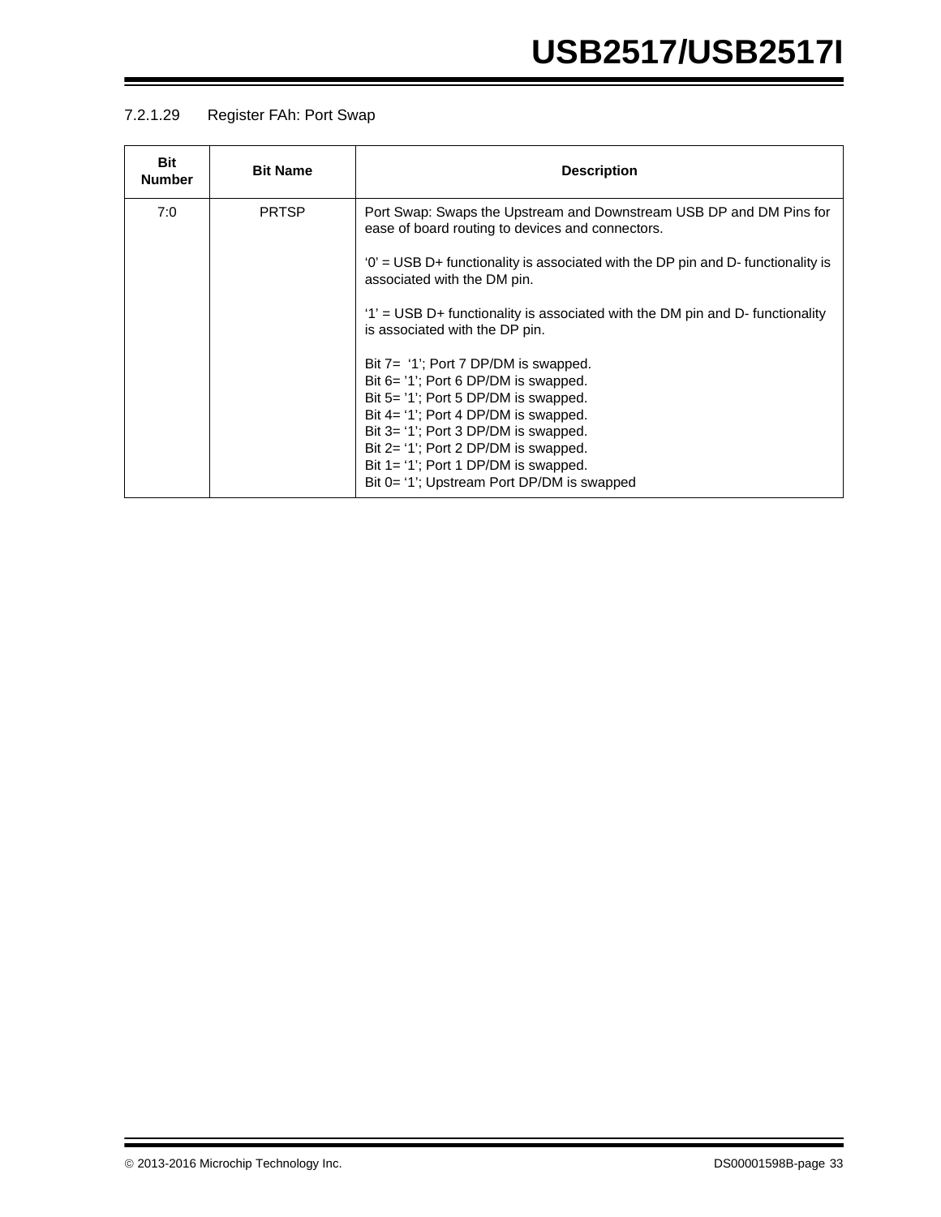#### 7.2.1.29 Register FAh: Port Swap

| Bit Number | Bit Name | Description |
|---|---|---|
| 7:0 | PRTSP | Port Swap: Swaps the Upstream and Downstream USB DP and DM Pins for ease of board routing to devices and connectors.<br><br>‘0’ = USB D+ functionality is associated with the DP pin and D- functionality is associated with the DM pin.<br><br>‘1’ = USB D+ functionality is associated with the DM pin and D- functionality is associated with the DP pin.<br><br>Bit 7= ‘1’; Port 7 DP/DM is swapped.<br>Bit 6= ’1’; Port 6 DP/DM is swapped.<br>Bit 5= ’1’; Port 5 DP/DM is swapped.<br>Bit 4= ‘1’; Port 4 DP/DM is swapped.<br>Bit 3= ‘1’; Port 3 DP/DM is swapped.<br>Bit 2= ‘1’; Port 2 DP/DM is swapped.<br>Bit 1= ‘1’; Port 1 DP/DM is swapped.<br>Bit 0= ‘1’; Upstream Port DP/DM is swapped |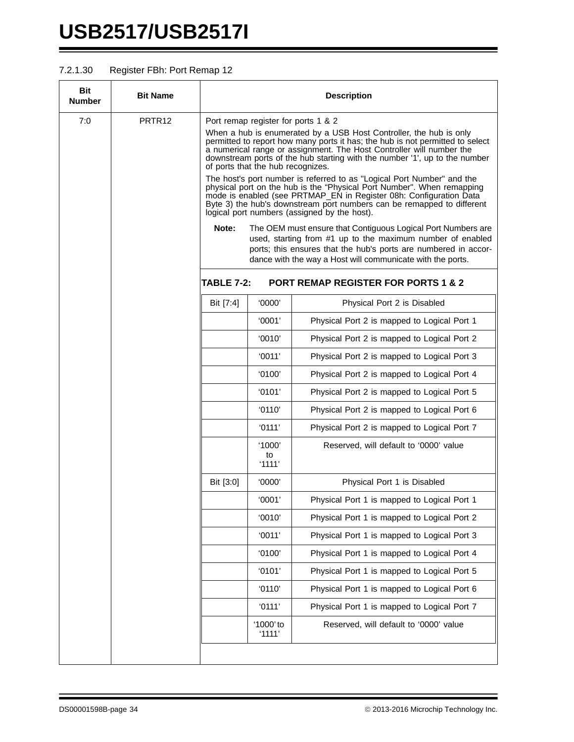#### 7.2.1.30 Register FBh: Port Remap 12

| Bit Number | Bit Name | Description |
|---|---|---|
| 7:0 | PRTR12 | Port remap register for ports 1 & 2<br><br>When a hub is enumerated by a USB Host Controller, the hub is only permitted to report how many ports it has; the hub is not permitted to select a numerical range or assignment. The Host Controller will number the downstream ports of the hub starting with the number '1', up to the number of ports that the hub recognizes.<br><br>The host's port number is referred to as "Logical Port Number" and the physical port on the hub is the "Physical Port Number". When remapping mode is enabled (see PRTMAP_EN in Register 08h: Configuration Data Byte 3) the hub's downstream port numbers can be remapped to different logical port numbers (assigned by the host).<br><br>**Note:** The OEM must ensure that Contiguous Logical Port Numbers are used, starting from #1 up to the maximum number of enabled ports; this ensures that the hub's ports are numbered in accordance with the way a Host will communicate with the ports. |

**TABLE 7-2: PORT REMAP REGISTER FOR PORTS 1 & 2**

| | | |
|---|---|---|
| Bit [7:4] | '0000' | Physical Port 2 is Disabled |
| | '0001' | Physical Port 2 is mapped to Logical Port 1 |
| | '0010' | Physical Port 2 is mapped to Logical Port 2 |
| | '0011' | Physical Port 2 is mapped to Logical Port 3 |
| | '0100' | Physical Port 2 is mapped to Logical Port 4 |
| | '0101' | Physical Port 2 is mapped to Logical Port 5 |
| | '0110' | Physical Port 2 is mapped to Logical Port 6 |
| | '0111' | Physical Port 2 is mapped to Logical Port 7 |
| | '1000' to '1111' | Reserved, will default to '0000' value |
| Bit [3:0] | '0000' | Physical Port 1 is Disabled |
| | '0001' | Physical Port 1 is mapped to Logical Port 1 |
| | '0010' | Physical Port 1 is mapped to Logical Port 2 |
| | '0011' | Physical Port 1 is mapped to Logical Port 3 |
| | '0100' | Physical Port 1 is mapped to Logical Port 4 |
| | '0101' | Physical Port 1 is mapped to Logical Port 5 |
| | '0110' | Physical Port 1 is mapped to Logical Port 6 |
| | '0111' | Physical Port 1 is mapped to Logical Port 7 |
| | '1000' to '1111' | Reserved, will default to '0000' value |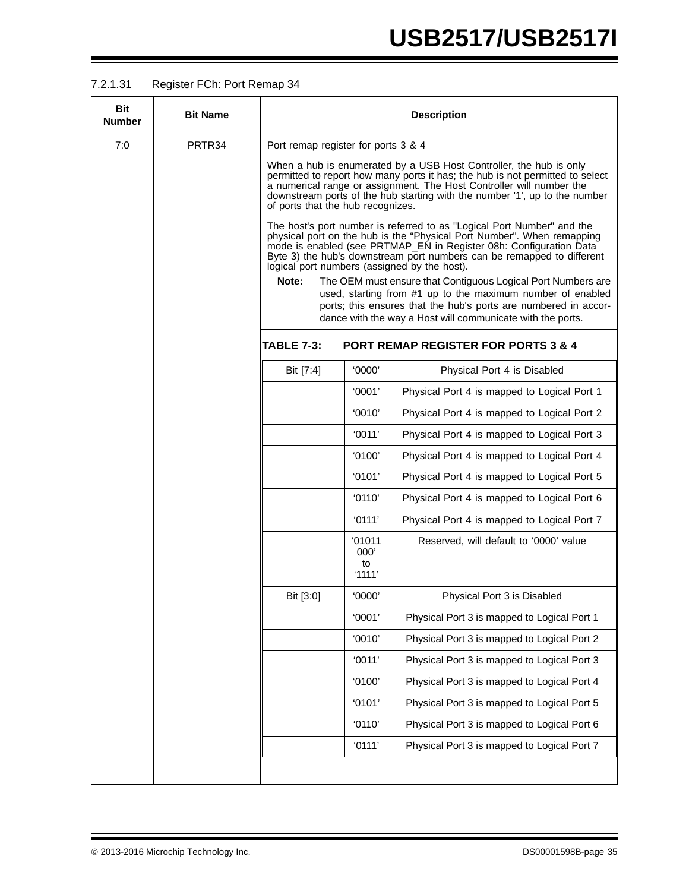#### 7.2.1.31 Register FCh: Port Remap 34

| Bit Number | Bit Name | Description |
|---|---|---|
| 7:0 | PRTR34 | Port remap register for ports 3 & 4<br><br>When a hub is enumerated by a USB Host Controller, the hub is only permitted to report how many ports it has; the hub is not permitted to select a numerical range or assignment. The Host Controller will number the downstream ports of the hub starting with the number '1', up to the number of ports that the hub recognizes.<br><br>The host's port number is referred to as "Logical Port Number" and the physical port on the hub is the "Physical Port Number". When remapping mode is enabled (see PRTMAP_EN in Register 08h: Configuration Data Byte 3) the hub's downstream port numbers can be remapped to different logical port numbers (assigned by the host).<br><br>**Note:** The OEM must ensure that Contiguous Logical Port Numbers are used, starting from #1 up to the maximum number of enabled ports; this ensures that the hub's ports are numbered in accordance with the way a Host will communicate with the ports. |

**TABLE 7-3: PORT REMAP REGISTER FOR PORTS 3 & 4**

| | | |
|---|---|---|
| Bit [7:4] | '0000' | Physical Port 4 is Disabled |
| | '0001' | Physical Port 4 is mapped to Logical Port 1 |
| | '0010' | Physical Port 4 is mapped to Logical Port 2 |
| | '0011' | Physical Port 4 is mapped to Logical Port 3 |
| | '0100' | Physical Port 4 is mapped to Logical Port 4 |
| | '0101' | Physical Port 4 is mapped to Logical Port 5 |
| | '0110' | Physical Port 4 is mapped to Logical Port 6 |
| | '0111' | Physical Port 4 is mapped to Logical Port 7 |
| | '01011000' to '1111' | Reserved, will default to '0000' value |
| Bit [3:0] | '0000' | Physical Port 3 is Disabled |
| | '0001' | Physical Port 3 is mapped to Logical Port 1 |
| | '0010' | Physical Port 3 is mapped to Logical Port 2 |
| | '0011' | Physical Port 3 is mapped to Logical Port 3 |
| | '0100' | Physical Port 3 is mapped to Logical Port 4 |
| | '0101' | Physical Port 3 is mapped to Logical Port 5 |
| | '0110' | Physical Port 3 is mapped to Logical Port 6 |
| | '0111' | Physical Port 3 is mapped to Logical Port 7 |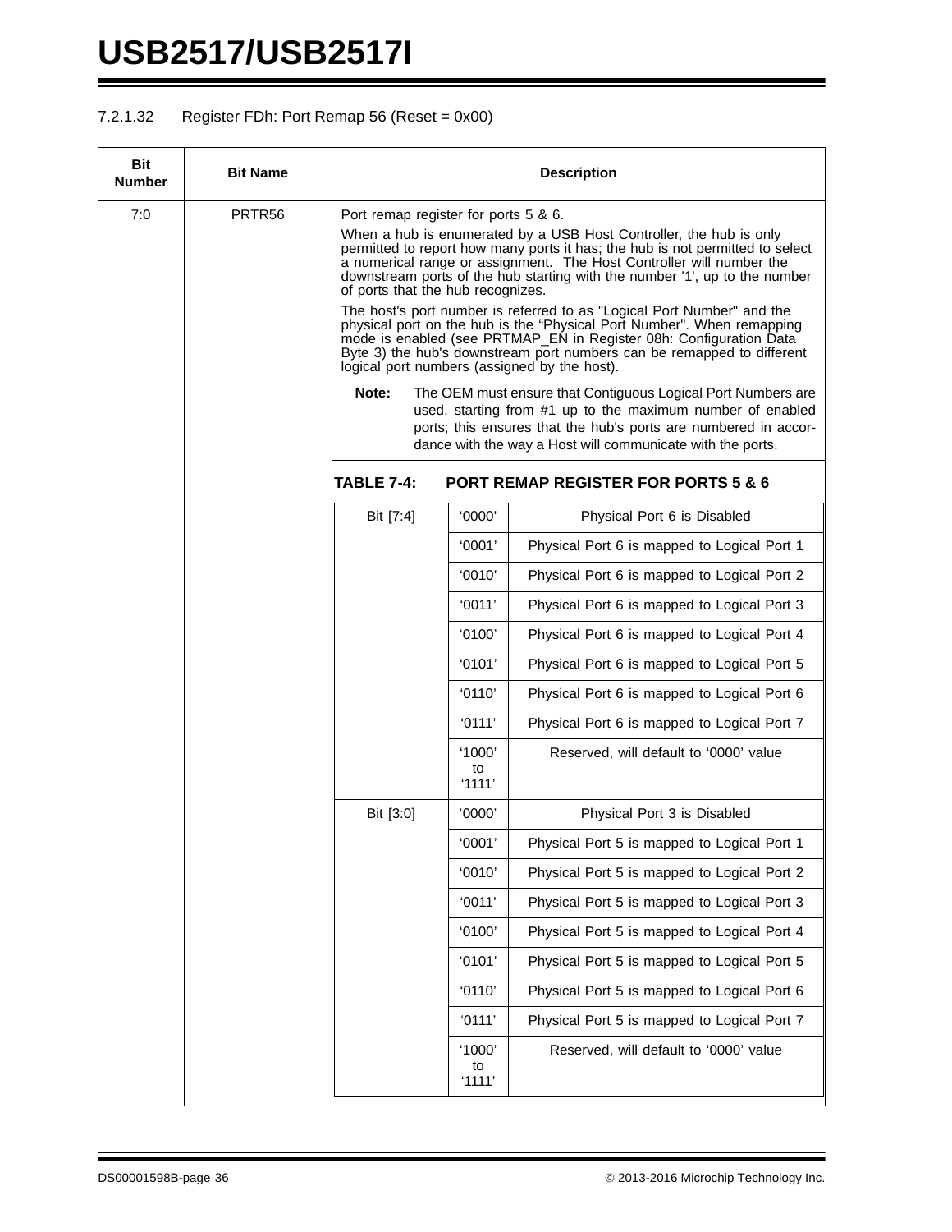#### 7.2.1.32 Register FDh: Port Remap 56 (Reset = 0x00)

| Bit Number | Bit Name | Description |
|---|---|---|
| 7:0 | PRTR56 | Port remap register for ports 5 & 6.<br><br>When a hub is enumerated by a USB Host Controller, the hub is only permitted to report how many ports it has; the hub is not permitted to select a numerical range or assignment. The Host Controller will number the downstream ports of the hub starting with the number '1', up to the number of ports that the hub recognizes.<br><br>The host's port number is referred to as "Logical Port Number" and the physical port on the hub is the "Physical Port Number". When remapping mode is enabled (see PRTMAP_EN in Register 08h: Configuration Data Byte 3) the hub's downstream port numbers can be remapped to different logical port numbers (assigned by the host).<br><br>**Note:** The OEM must ensure that Contiguous Logical Port Numbers are used, starting from #1 up to the maximum number of enabled ports; this ensures that the hub's ports are numbered in accordance with the way a Host will communicate with the ports. |

**TABLE 7-4: PORT REMAP REGISTER FOR PORTS 5 & 6**

| Bit | Value | Description |
|---|---|---|
| Bit [7:4] | '0000' | Physical Port 6 is Disabled |
| | '0001' | Physical Port 6 is mapped to Logical Port 1 |
| | '0010' | Physical Port 6 is mapped to Logical Port 2 |
| | '0011' | Physical Port 6 is mapped to Logical Port 3 |
| | '0100' | Physical Port 6 is mapped to Logical Port 4 |
| | '0101' | Physical Port 6 is mapped to Logical Port 5 |
| | '0110' | Physical Port 6 is mapped to Logical Port 6 |
| | '0111' | Physical Port 6 is mapped to Logical Port 7 |
| | '1000' to '1111' | Reserved, will default to '0000' value |
| Bit [3:0] | '0000' | Physical Port 3 is Disabled |
| | '0001' | Physical Port 5 is mapped to Logical Port 1 |
| | '0010' | Physical Port 5 is mapped to Logical Port 2 |
| | '0011' | Physical Port 5 is mapped to Logical Port 3 |
| | '0100' | Physical Port 5 is mapped to Logical Port 4 |
| | '0101' | Physical Port 5 is mapped to Logical Port 5 |
| | '0110' | Physical Port 5 is mapped to Logical Port 6 |
| | '0111' | Physical Port 5 is mapped to Logical Port 7 |
| | '1000' to '1111' | Reserved, will default to '0000' value |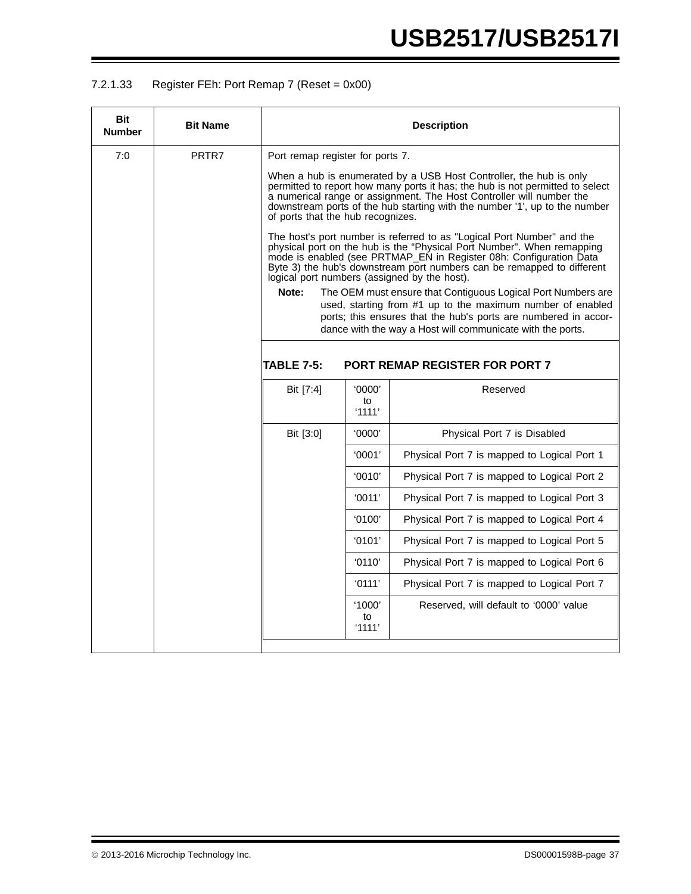#### 7.2.1.33 Register FEh: Port Remap 7 (Reset = 0x00)

| Bit Number | Bit Name | Description |
|---|---|---|
| 7:0 | PRTR7 | Port remap register for ports 7.<br><br>When a hub is enumerated by a USB Host Controller, the hub is only permitted to report how many ports it has; the hub is not permitted to select a numerical range or assignment. The Host Controller will number the downstream ports of the hub starting with the number '1', up to the number of ports that the hub recognizes.<br><br>The host's port number is referred to as "Logical Port Number" and the physical port on the hub is the "Physical Port Number". When remapping mode is enabled (see PRTMAP_EN in Register 08h: Configuration Data Byte 3) the hub's downstream port numbers can be remapped to different logical port numbers (assigned by the host).<br><br>**Note:** The OEM must ensure that Contiguous Logical Port Numbers are used, starting from #1 up to the maximum number of enabled ports; this ensures that the hub's ports are numbered in accordance with the way a Host will communicate with the ports. |

**TABLE 7-5: PORT REMAP REGISTER FOR PORT 7**

| | | |
|---|---|---|
| Bit [7:4] | '0000' to '1111' | Reserved |
| Bit [3:0] | '0000' | Physical Port 7 is Disabled |
| | '0001' | Physical Port 7 is mapped to Logical Port 1 |
| | '0010' | Physical Port 7 is mapped to Logical Port 2 |
| | '0011' | Physical Port 7 is mapped to Logical Port 3 |
| | '0100' | Physical Port 7 is mapped to Logical Port 4 |
| | '0101' | Physical Port 7 is mapped to Logical Port 5 |
| | '0110' | Physical Port 7 is mapped to Logical Port 6 |
| | '0111' | Physical Port 7 is mapped to Logical Port 7 |
| | '1000' to '1111' | Reserved, will default to '0000' value |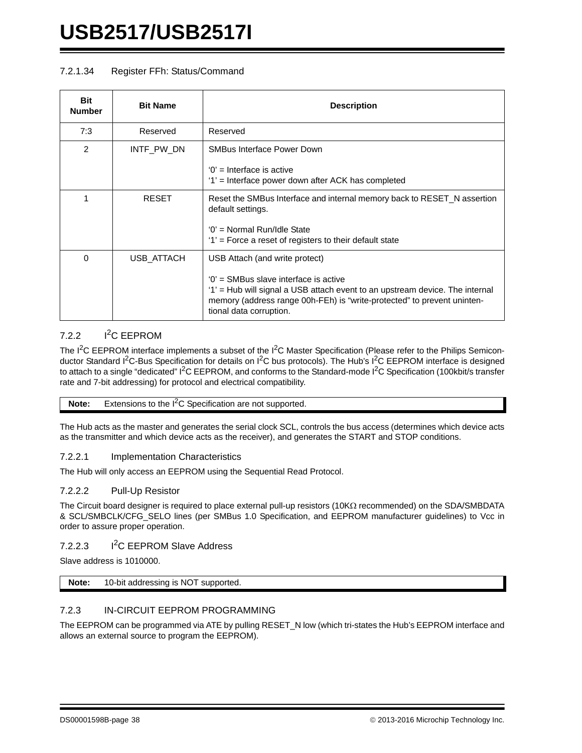#### 7.2.1.34 Register FFh: Status/Command

| Bit Number | Bit Name | Description |
|---|---|---|
| 7:3 | Reserved | Reserved |
| 2 | INTF_PW_DN | SMBus Interface Power Down<br><br>‘0’ = Interface is active<br>‘1’ = Interface power down after ACK has completed |
| 1 | RESET | Reset the SMBus Interface and internal memory back to RESET_N assertion default settings.<br><br>‘0’ = Normal Run/Idle State<br>‘1’ = Force a reset of registers to their default state |
| 0 | USB_ATTACH | USB Attach (and write protect)<br><br>‘0’ = SMBus slave interface is active<br>‘1’ = Hub will signal a USB attach event to an upstream device. The internal memory (address range 00h-FEh) is “write-protected” to prevent unintentional data corruption. |

### 7.2.2 I$^2$C EEPROM

The I$^2$C EEPROM interface implements a subset of the I$^2$C Master Specification (Please refer to the Philips Semiconductor Standard I$^2$C-Bus Specification for details on I$^2$C bus protocols). The Hub’s I$^2$C EEPROM interface is designed to attach to a single “dedicated” I$^2$C EEPROM, and conforms to the Standard-mode I$^2$C Specification (100kbit/s transfer rate and 7-bit addressing) for protocol and electrical compatibility.

> **Note:** Extensions to the I$^2$C Specification are not supported.

The Hub acts as the master and generates the serial clock SCL, controls the bus access (determines which device acts as the transmitter and which device acts as the receiver), and generates the START and STOP conditions.

#### 7.2.2.1 Implementation Characteristics

The Hub will only access an EEPROM using the Sequential Read Protocol.

#### 7.2.2.2 Pull-Up Resistor

The Circuit board designer is required to place external pull-up resistors (10KΩ recommended) on the SDA/SMBDATA & SCL/SMBCLK/CFG_SELO lines (per SMBus 1.0 Specification, and EEPROM manufacturer guidelines) to Vcc in order to assure proper operation.

#### 7.2.2.3 I$^2$C EEPROM Slave Address

Slave address is 1010000.

> **Note:** 10-bit addressing is NOT supported.

### 7.2.3 IN-CIRCUIT EEPROM PROGRAMMING

The EEPROM can be programmed via ATE by pulling RESET_N low (which tri-states the Hub’s EEPROM interface and allows an external source to program the EEPROM).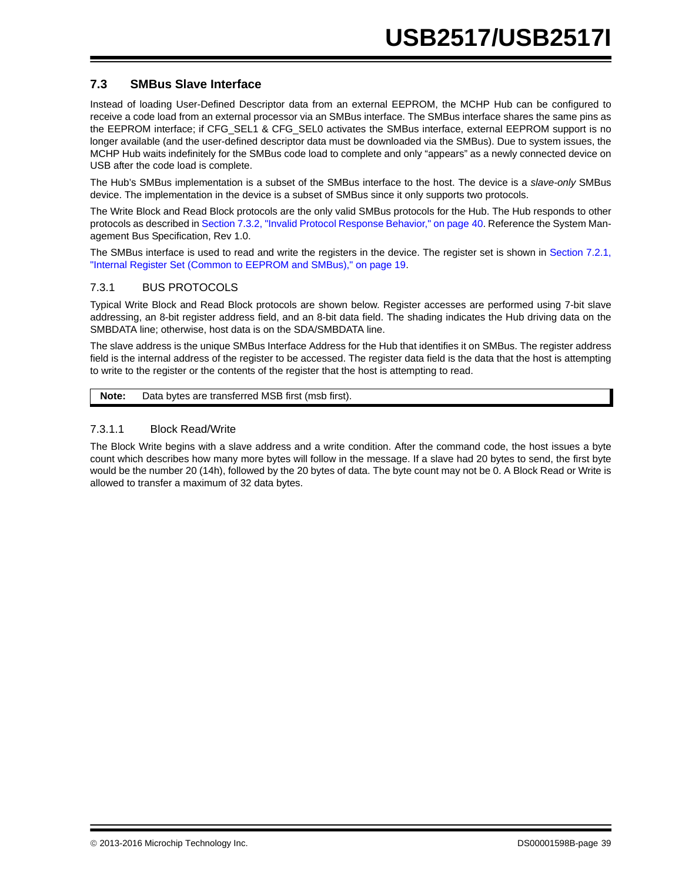## 7.3 SMBus Slave Interface

Instead of loading User-Defined Descriptor data from an external EEPROM, the MCHP Hub can be configured to receive a code load from an external processor via an SMBus interface. The SMBus interface shares the same pins as the EEPROM interface; if CFG_SEL1 & CFG_SEL0 activates the SMBus interface, external EEPROM support is no longer available (and the user-defined descriptor data must be downloaded via the SMBus). Due to system issues, the MCHP Hub waits indefinitely for the SMBus code load to complete and only "appears" as a newly connected device on USB after the code load is complete.

The Hub's SMBus implementation is a subset of the SMBus interface to the host. The device is a *slave-only* SMBus device. The implementation in the device is a subset of SMBus since it only supports two protocols.

The Write Block and Read Block protocols are the only valid SMBus protocols for the Hub. The Hub responds to other protocols as described in Section 7.3.2, "Invalid Protocol Response Behavior," on page 40. Reference the System Management Bus Specification, Rev 1.0.

The SMBus interface is used to read and write the registers in the device. The register set is shown in Section 7.2.1, "Internal Register Set (Common to EEPROM and SMBus)," on page 19.

### 7.3.1 BUS PROTOCOLS

Typical Write Block and Read Block protocols are shown below. Register accesses are performed using 7-bit slave addressing, an 8-bit register address field, and an 8-bit data field. The shading indicates the Hub driving data on the SMBDATA line; otherwise, host data is on the SDA/SMBDATA line.

The slave address is the unique SMBus Interface Address for the Hub that identifies it on SMBus. The register address field is the internal address of the register to be accessed. The register data field is the data that the host is attempting to write to the register or the contents of the register that the host is attempting to read.

| **Note:** | Data bytes are transferred MSB first (msb first). |
|---|---|

#### 7.3.1.1 Block Read/Write

The Block Write begins with a slave address and a write condition. After the command code, the host issues a byte count which describes how many more bytes will follow in the message. If a slave had 20 bytes to send, the first byte would be the number 20 (14h), followed by the 20 bytes of data. The byte count may not be 0. A Block Read or Write is allowed to transfer a maximum of 32 data bytes.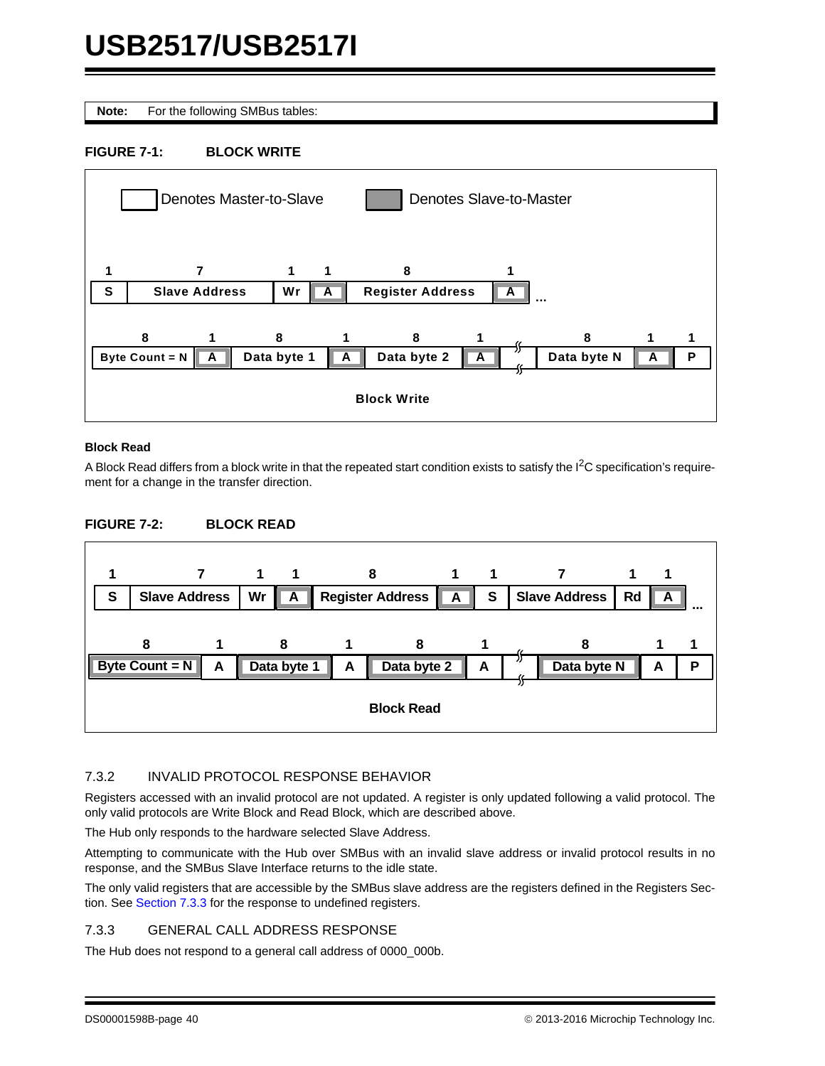**Note:** For the following SMBus tables:

**FIGURE 7-1: BLOCK WRITE**

Denotes Master-to-Slave | Denotes Slave-to-Master

| 1 | 7 | 1 | 1 | 8 | 1 | |
|---|---|---|---|---|---|---|
| S | Slave Address | Wr | A | Register Address | A | ... |

| 8 | 1 | 8 | 1 | 8 | 1 | | 8 | 1 | 1 |
|---|---|---|---|---|---|---|---|---|---|
| Byte Count = N | A | Data byte 1 | A | Data byte 2 | A | ... | Data byte N | A | P |

Block Write

**Block Read**

A Block Read differs from a block write in that the repeated start condition exists to satisfy the I²C specification's requirement for a change in the transfer direction.

**FIGURE 7-2: BLOCK READ**

| 1 | 7 | 1 | 1 | 8 | 1 | 1 | 7 | 1 | 1 | |
|---|---|---|---|---|---|---|---|---|---|---|
| S | Slave Address | Wr | A | Register Address | A | S | Slave Address | Rd | A | ... |

| 8 | 1 | 8 | 1 | 8 | 1 | | 8 | 1 | 1 |
|---|---|---|---|---|---|---|---|---|---|
| Byte Count = N | A | Data byte 1 | A | Data byte 2 | A | ... | Data byte N | A | P |

Block Read

### 7.3.2 INVALID PROTOCOL RESPONSE BEHAVIOR

Registers accessed with an invalid protocol are not updated. A register is only updated following a valid protocol. The only valid protocols are Write Block and Read Block, which are described above.

The Hub only responds to the hardware selected Slave Address.

Attempting to communicate with the Hub over SMBus with an invalid slave address or invalid protocol results in no response, and the SMBus Slave Interface returns to the idle state.

The only valid registers that are accessible by the SMBus slave address are the registers defined in the Registers Section. See Section 7.3.3 for the response to undefined registers.

### 7.3.3 GENERAL CALL ADDRESS RESPONSE

The Hub does not respond to a general call address of 0000_000b.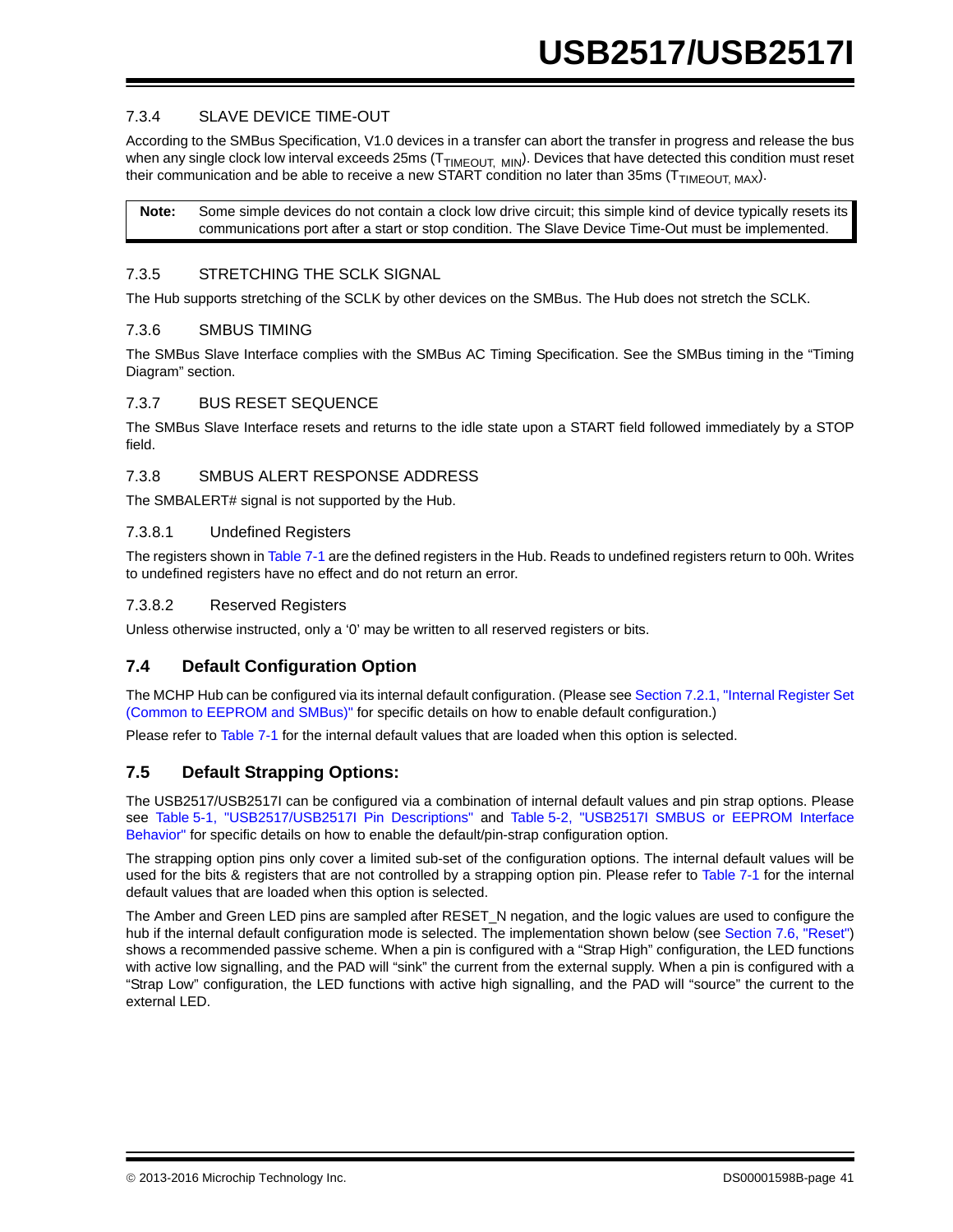#### 7.3.4 SLAVE DEVICE TIME-OUT

According to the SMBus Specification, V1.0 devices in a transfer can abort the transfer in progress and release the bus when any single clock low interval exceeds 25ms ($T_{TIMEOUT,\ MIN}$). Devices that have detected this condition must reset their communication and be able to receive a new START condition no later than 35ms ($T_{TIMEOUT,\ MAX}$).

> **Note:** Some simple devices do not contain a clock low drive circuit; this simple kind of device typically resets its communications port after a start or stop condition. The Slave Device Time-Out must be implemented.

#### 7.3.5 STRETCHING THE SCLK SIGNAL

The Hub supports stretching of the SCLK by other devices on the SMBus. The Hub does not stretch the SCLK.

#### 7.3.6 SMBUS TIMING

The SMBus Slave Interface complies with the SMBus AC Timing Specification. See the SMBus timing in the "Timing Diagram" section.

#### 7.3.7 BUS RESET SEQUENCE

The SMBus Slave Interface resets and returns to the idle state upon a START field followed immediately by a STOP field.

#### 7.3.8 SMBUS ALERT RESPONSE ADDRESS

The SMBALERT# signal is not supported by the Hub.

##### 7.3.8.1 Undefined Registers

The registers shown in Table 7-1 are the defined registers in the Hub. Reads to undefined registers return to 00h. Writes to undefined registers have no effect and do not return an error.

##### 7.3.8.2 Reserved Registers

Unless otherwise instructed, only a '0' may be written to all reserved registers or bits.

### 7.4 Default Configuration Option

The MCHP Hub can be configured via its internal default configuration. (Please see Section 7.2.1, "Internal Register Set (Common to EEPROM and SMBus)" for specific details on how to enable default configuration.)

Please refer to Table 7-1 for the internal default values that are loaded when this option is selected.

### 7.5 Default Strapping Options:

The USB2517/USB2517I can be configured via a combination of internal default values and pin strap options. Please see Table 5-1, "USB2517/USB2517I Pin Descriptions" and Table 5-2, "USB2517I SMBUS or EEPROM Interface Behavior" for specific details on how to enable the default/pin-strap configuration option.

The strapping option pins only cover a limited sub-set of the configuration options. The internal default values will be used for the bits & registers that are not controlled by a strapping option pin. Please refer to Table 7-1 for the internal default values that are loaded when this option is selected.

The Amber and Green LED pins are sampled after RESET_N negation, and the logic values are used to configure the hub if the internal default configuration mode is selected. The implementation shown below (see Section 7.6, "Reset") shows a recommended passive scheme. When a pin is configured with a "Strap High" configuration, the LED functions with active low signalling, and the PAD will "sink" the current from the external supply. When a pin is configured with a "Strap Low" configuration, the LED functions with active high signalling, and the PAD will "source" the current to the external LED.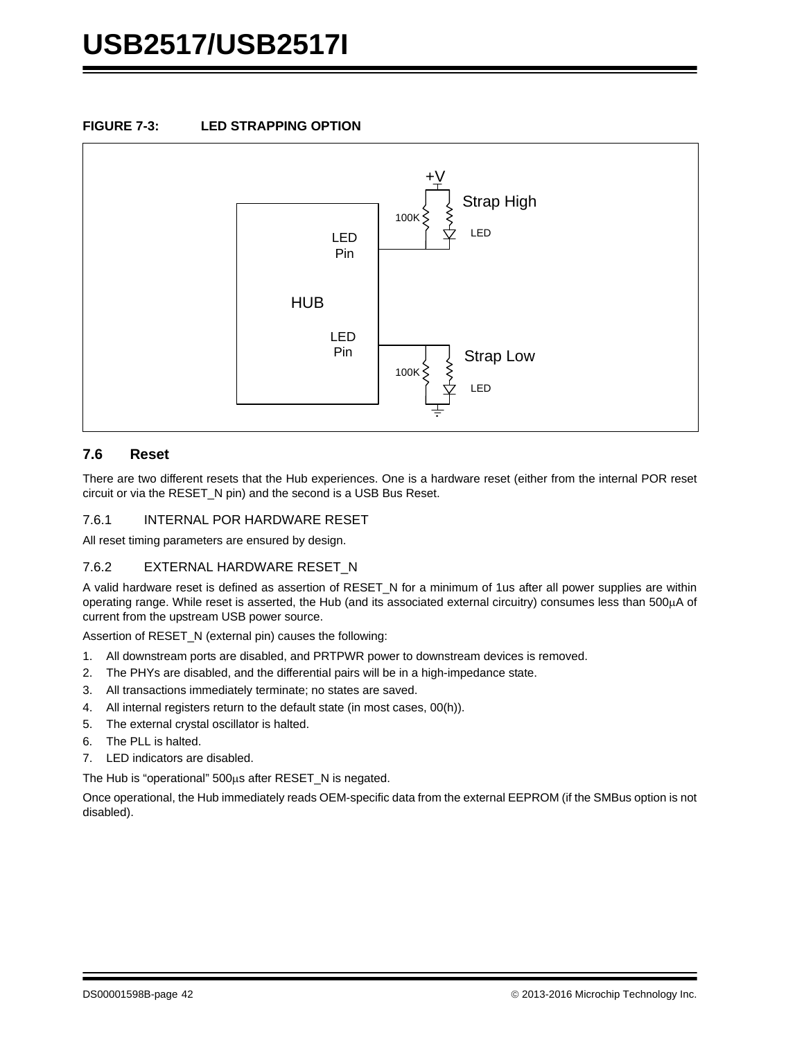**FIGURE 7-3: LED STRAPPING OPTION**

### 7.6 Reset

There are two different resets that the Hub experiences. One is a hardware reset (either from the internal POR reset circuit or via the RESET_N pin) and the second is a USB Bus Reset.

#### 7.6.1 INTERNAL POR HARDWARE RESET

All reset timing parameters are ensured by design.

#### 7.6.2 EXTERNAL HARDWARE RESET_N

A valid hardware reset is defined as assertion of RESET_N for a minimum of 1us after all power supplies are within operating range. While reset is asserted, the Hub (and its associated external circuitry) consumes less than 500μA of current from the upstream USB power source.

Assertion of RESET_N (external pin) causes the following:

1. All downstream ports are disabled, and PRTPWR power to downstream devices is removed.
2. The PHYs are disabled, and the differential pairs will be in a high-impedance state.
3. All transactions immediately terminate; no states are saved.
4. All internal registers return to the default state (in most cases, 00(h)).
5. The external crystal oscillator is halted.
6. The PLL is halted.
7. LED indicators are disabled.

The Hub is “operational” 500μs after RESET_N is negated.

Once operational, the Hub immediately reads OEM-specific data from the external EEPROM (if the SMBus option is not disabled).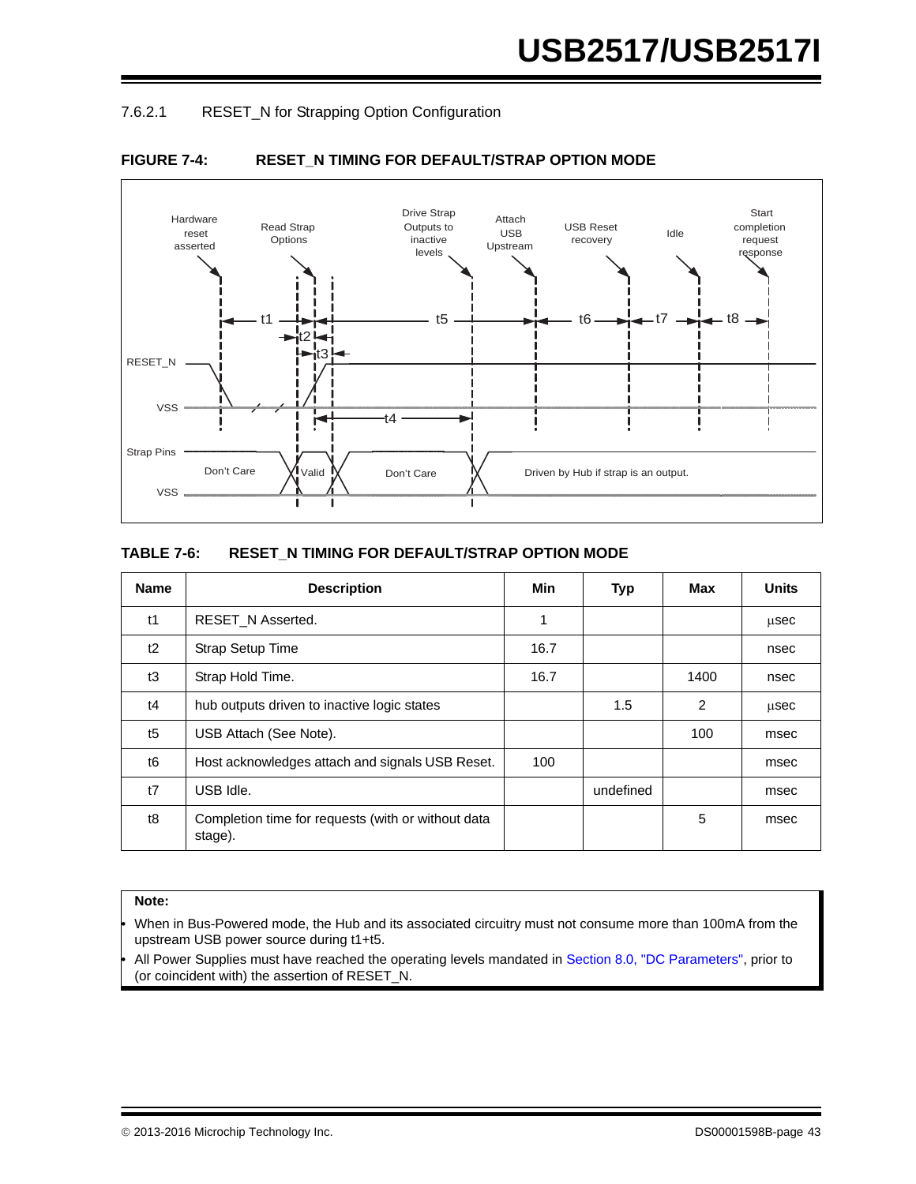#### 7.6.2.1 RESET_N for Strapping Option Configuration

**FIGURE 7-4: RESET_N TIMING FOR DEFAULT/STRAP OPTION MODE**

**TABLE 7-6: RESET_N TIMING FOR DEFAULT/STRAP OPTION MODE**

| Name | Description | Min | Typ | Max | Units |
|---|---|---|---|---|---|
| t1 | RESET_N Asserted. | 1 | | | µsec |
| t2 | Strap Setup Time | 16.7 | | | nsec |
| t3 | Strap Hold Time. | 16.7 | | 1400 | nsec |
| t4 | hub outputs driven to inactive logic states | | 1.5 | 2 | µsec |
| t5 | USB Attach (See Note). | | | 100 | msec |
| t6 | Host acknowledges attach and signals USB Reset. | 100 | | | msec |
| t7 | USB Idle. | | undefined | | msec |
| t8 | Completion time for requests (with or without data stage). | | | 5 | msec |

**Note:**

- When in Bus-Powered mode, the Hub and its associated circuitry must not consume more than 100mA from the upstream USB power source during t1+t5.
- All Power Supplies must have reached the operating levels mandated in Section 8.0, "DC Parameters", prior to (or coincident with) the assertion of RESET_N.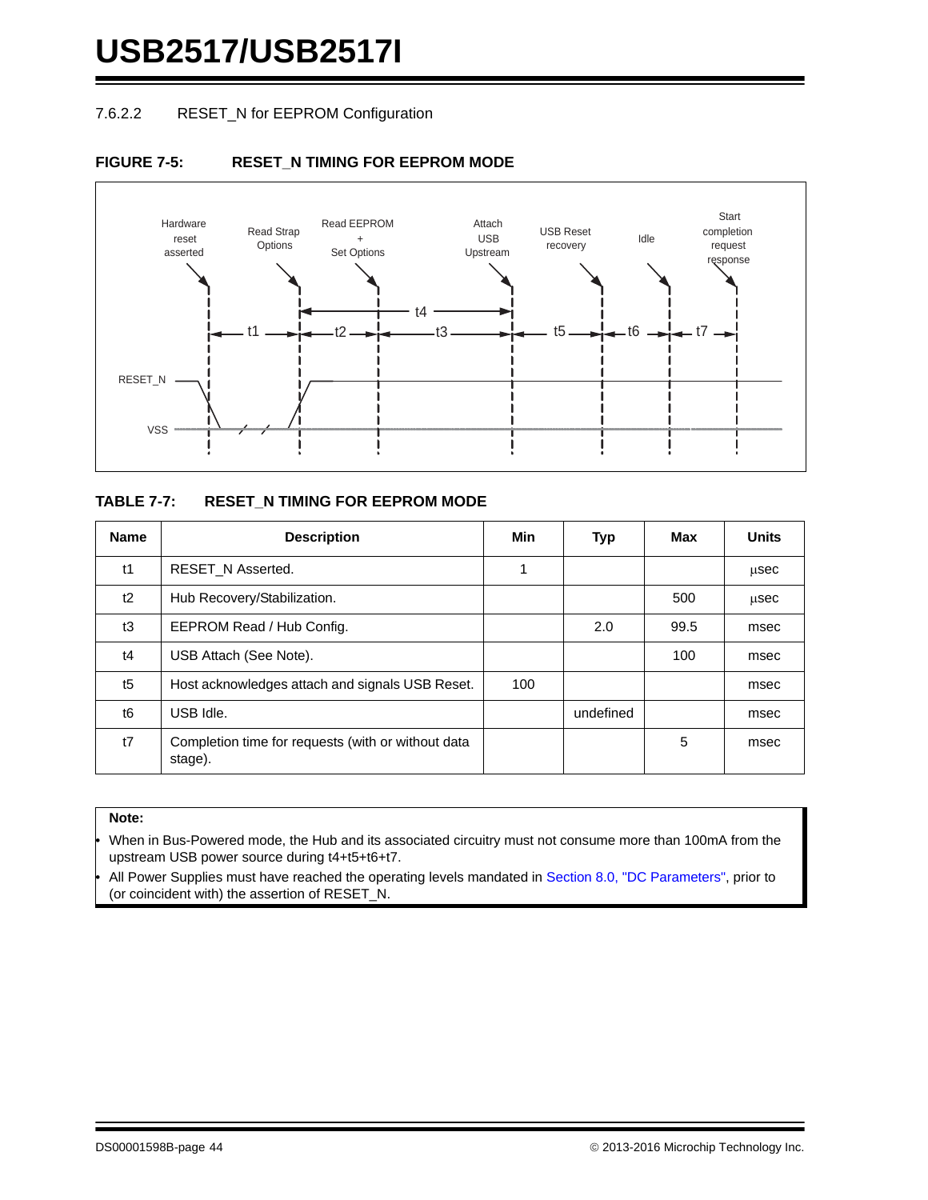#### 7.6.2.2 RESET_N for EEPROM Configuration

**FIGURE 7-5: RESET_N TIMING FOR EEPROM MODE**

**TABLE 7-7: RESET_N TIMING FOR EEPROM MODE**

| Name | Description | Min | Typ | Max | Units |
|---|---|---|---|---|---|
| t1 | RESET_N Asserted. | 1 | | | μsec |
| t2 | Hub Recovery/Stabilization. | | | 500 | μsec |
| t3 | EEPROM Read / Hub Config. | | 2.0 | 99.5 | msec |
| t4 | USB Attach (See Note). | | | 100 | msec |
| t5 | Host acknowledges attach and signals USB Reset. | 100 | | | msec |
| t6 | USB Idle. | | undefined | | msec |
| t7 | Completion time for requests (with or without data stage). | | | 5 | msec |

**Note:**

- When in Bus-Powered mode, the Hub and its associated circuitry must not consume more than 100mA from the upstream USB power source during t4+t5+t6+t7.
- All Power Supplies must have reached the operating levels mandated in Section 8.0, "DC Parameters", prior to (or coincident with) the assertion of RESET_N.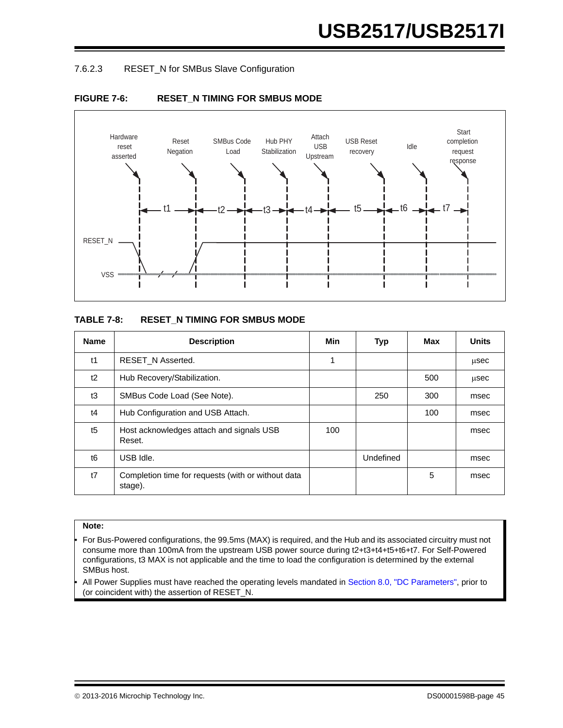#### 7.6.2.3 RESET_N for SMBus Slave Configuration

**FIGURE 7-6: RESET_N TIMING FOR SMBUS MODE**

Hardware reset asserted | Reset Negation | SMBus Code Load | Hub PHY Stabilization | Attach USB Upstream | USB Reset recovery | Idle | Start completion request response

t1 t2 t3 t4 t5 t6 t7

RESET_N

VSS

**TABLE 7-8: RESET_N TIMING FOR SMBUS MODE**

| Name | Description | Min | Typ | Max | Units |
|---|---|---|---|---|---|
| t1 | RESET_N Asserted. | 1 | | | µsec |
| t2 | Hub Recovery/Stabilization. | | | 500 | µsec |
| t3 | SMBus Code Load (See Note). | | 250 | 300 | msec |
| t4 | Hub Configuration and USB Attach. | | | 100 | msec |
| t5 | Host acknowledges attach and signals USB Reset. | 100 | | | msec |
| t6 | USB Idle. | | Undefined | | msec |
| t7 | Completion time for requests (with or without data stage). | | | 5 | msec |

**Note:**

- For Bus-Powered configurations, the 99.5ms (MAX) is required, and the Hub and its associated circuitry must not consume more than 100mA from the upstream USB power source during t2+t3+t4+t5+t6+t7. For Self-Powered configurations, t3 MAX is not applicable and the time to load the configuration is determined by the external SMBus host.
- All Power Supplies must have reached the operating levels mandated in Section 8.0, "DC Parameters", prior to (or coincident with) the assertion of RESET_N.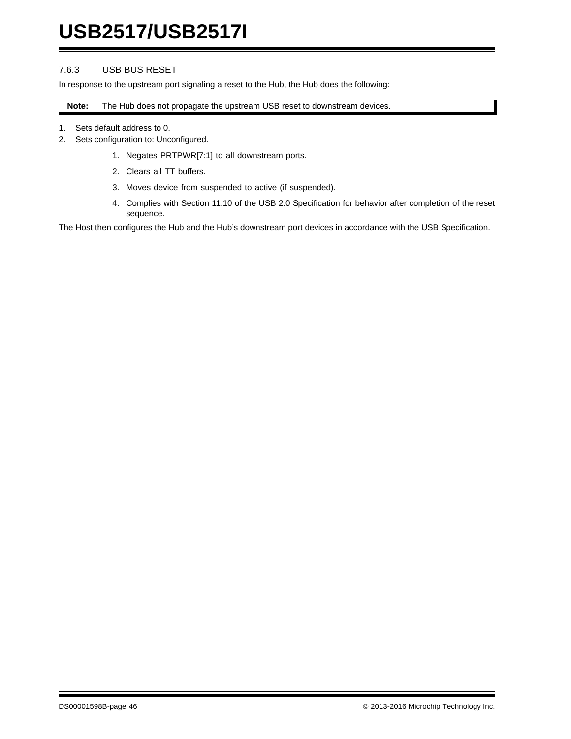### 7.6.3 USB BUS RESET

In response to the upstream port signaling a reset to the Hub, the Hub does the following:

> **Note:** The Hub does not propagate the upstream USB reset to downstream devices.

1. Sets default address to 0.
2. Sets configuration to: Unconfigured.
    1. Negates PRTPWR[7:1] to all downstream ports.
    2. Clears all TT buffers.
    3. Moves device from suspended to active (if suspended).
    4. Complies with Section 11.10 of the USB 2.0 Specification for behavior after completion of the reset sequence.

The Host then configures the Hub and the Hub's downstream port devices in accordance with the USB Specification.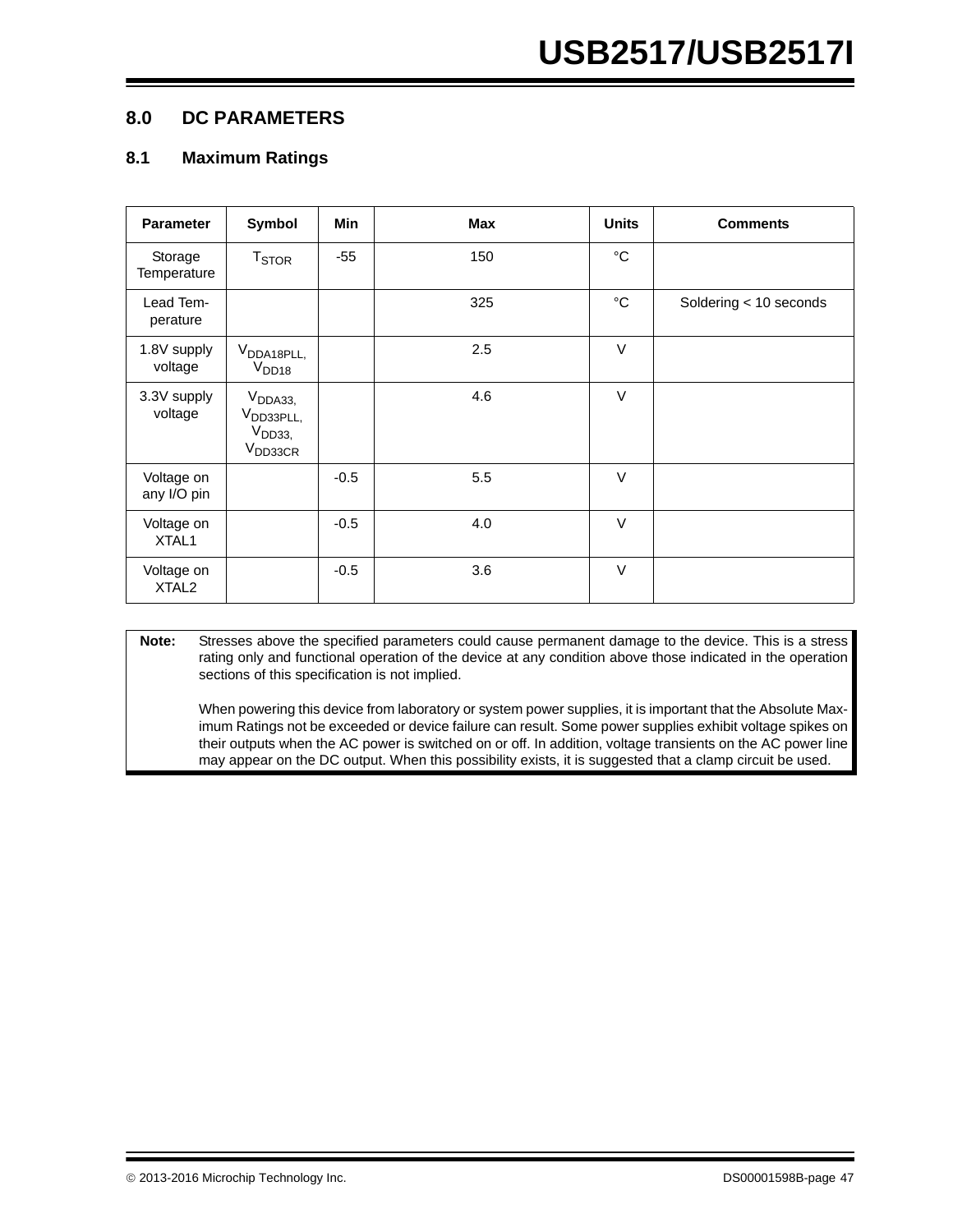## 8.0 DC PARAMETERS

### 8.1 Maximum Ratings

| Parameter | Symbol | Min | Max | Units | Comments |
|---|---|---|---|---|---|
| Storage Temperature | $T_{STOR}$ | -55 | 150 | °C | |
| Lead Temperature | | | 325 | °C | Soldering < 10 seconds |
| 1.8V supply voltage | $V_{DDA18PLL}$, $V_{DD18}$ | | 2.5 | V | |
| 3.3V supply voltage | $V_{DDA33}$, $V_{DD33PLL}$, $V_{DD33}$, $V_{DD33CR}$ | | 4.6 | V | |
| Voltage on any I/O pin | | -0.5 | 5.5 | V | |
| Voltage on XTAL1 | | -0.5 | 4.0 | V | |
| Voltage on XTAL2 | | -0.5 | 3.6 | V | |

**Note:** Stresses above the specified parameters could cause permanent damage to the device. This is a stress rating only and functional operation of the device at any condition above those indicated in the operation sections of this specification is not implied.

When powering this device from laboratory or system power supplies, it is important that the Absolute Maximum Ratings not be exceeded or device failure can result. Some power supplies exhibit voltage spikes on their outputs when the AC power is switched on or off. In addition, voltage transients on the AC power line may appear on the DC output. When this possibility exists, it is suggested that a clamp circuit be used.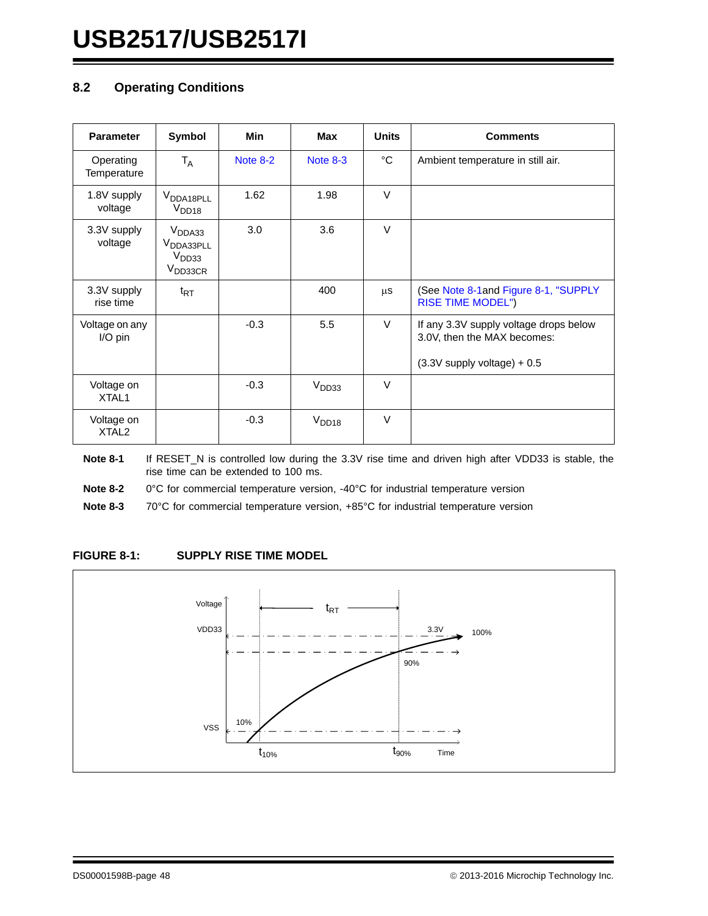## 8.2 Operating Conditions

| Parameter | Symbol | Min | Max | Units | Comments |
|---|---|---|---|---|---|
| Operating Temperature | $T_A$ | Note 8-2 | Note 8-3 | °C | Ambient temperature in still air. |
| 1.8V supply voltage | $V_{DDA18PLL}$ $V_{DD18}$ | 1.62 | 1.98 | V | |
| 3.3V supply voltage | $V_{DDA33}$ $V_{DDA33PLL}$ $V_{DD33}$ $V_{DD33CR}$ | 3.0 | 3.6 | V | |
| 3.3V supply rise time | $t_{RT}$ | | 400 | μs | (See Note 8-1and Figure 8-1, "SUPPLY RISE TIME MODEL") |
| Voltage on any I/O pin | | -0.3 | 5.5 | V | If any 3.3V supply voltage drops below 3.0V, then the MAX becomes: (3.3V supply voltage) + 0.5 |
| Voltage on XTAL1 | | -0.3 | $V_{DD33}$ | V | |
| Voltage on XTAL2 | | -0.3 | $V_{DD18}$ | V | |

**Note 8-1** If RESET_N is controlled low during the 3.3V rise time and driven high after VDD33 is stable, the rise time can be extended to 100 ms.

**Note 8-2** 0°C for commercial temperature version, -40°C for industrial temperature version

**Note 8-3** 70°C for commercial temperature version, +85°C for industrial temperature version

**FIGURE 8-1: SUPPLY RISE TIME MODEL**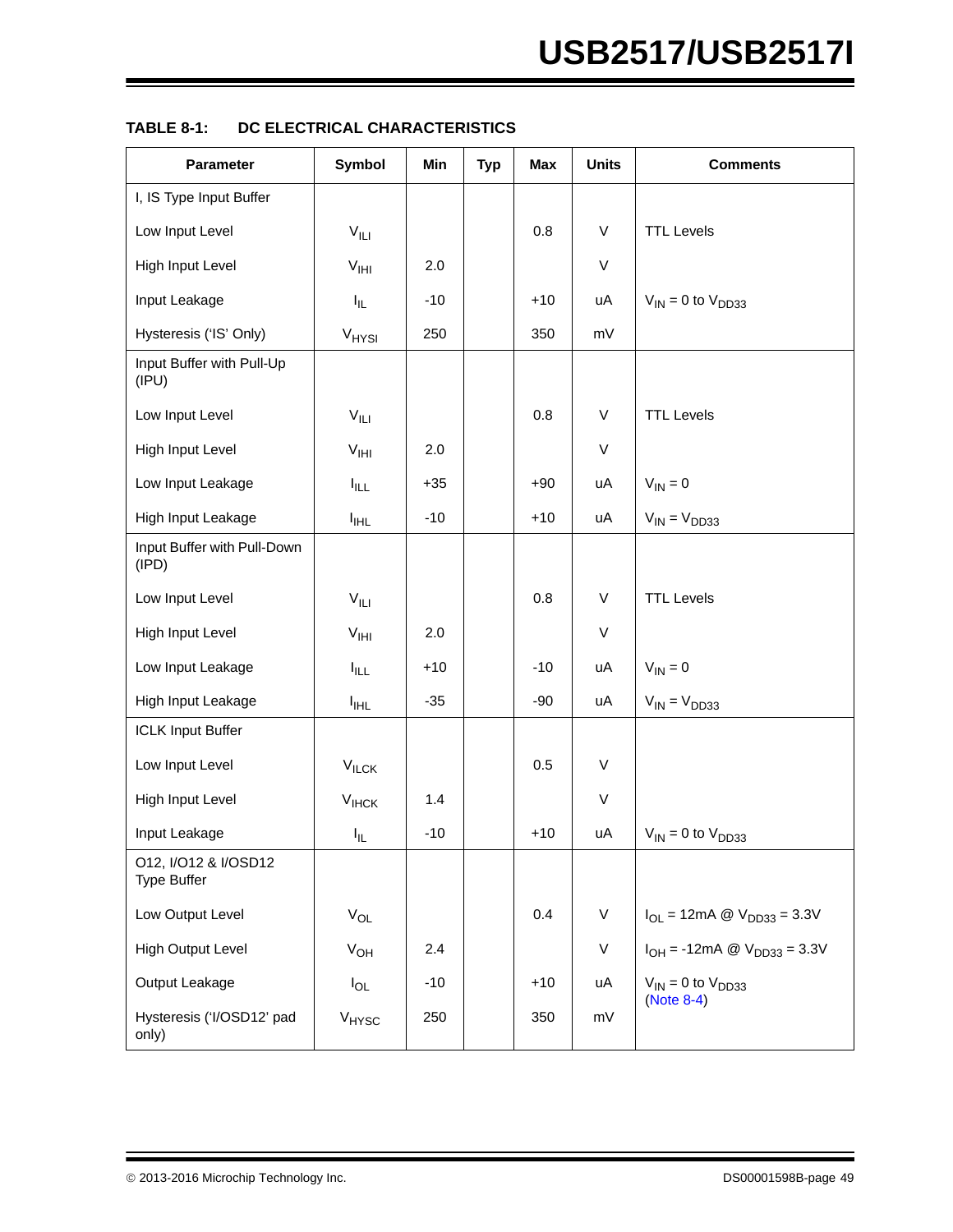**TABLE 8-1: DC ELECTRICAL CHARACTERISTICS**

| Parameter | Symbol | Min | Typ | Max | Units | Comments |
|---|---|---|---|---|---|---|
| I, IS Type Input Buffer | | | | | | |
| Low Input Level | $V_{ILI}$ | | | 0.8 | V | TTL Levels |
| High Input Level | $V_{IHI}$ | 2.0 | | | V | |
| Input Leakage | $I_{IL}$ | -10 | | +10 | uA | $V_{IN}$ = 0 to $V_{DD33}$ |
| Hysteresis ('IS' Only) | $V_{HYSI}$ | 250 | | 350 | mV | |
| Input Buffer with Pull-Up (IPU) | | | | | | |
| Low Input Level | $V_{ILI}$ | | | 0.8 | V | TTL Levels |
| High Input Level | $V_{IHI}$ | 2.0 | | | V | |
| Low Input Leakage | $I_{ILL}$ | +35 | | +90 | uA | $V_{IN}$ = 0 |
| High Input Leakage | $I_{IHL}$ | -10 | | +10 | uA | $V_{IN}$ = $V_{DD33}$ |
| Input Buffer with Pull-Down (IPD) | | | | | | |
| Low Input Level | $V_{ILI}$ | | | 0.8 | V | TTL Levels |
| High Input Level | $V_{IHI}$ | 2.0 | | | V | |
| Low Input Leakage | $I_{ILL}$ | +10 | | -10 | uA | $V_{IN}$ = 0 |
| High Input Leakage | $I_{IHL}$ | -35 | | -90 | uA | $V_{IN}$ = $V_{DD33}$ |
| ICLK Input Buffer | | | | | | |
| Low Input Level | $V_{ILCK}$ | | | 0.5 | V | |
| High Input Level | $V_{IHCK}$ | 1.4 | | | V | |
| Input Leakage | $I_{IL}$ | -10 | | +10 | uA | $V_{IN}$ = 0 to $V_{DD33}$ |
| O12, I/O12 & I/OSD12 Type Buffer | | | | | | |
| Low Output Level | $V_{OL}$ | | | 0.4 | V | $I_{OL}$ = 12mA @ $V_{DD33}$ = 3.3V |
| High Output Level | $V_{OH}$ | 2.4 | | | V | $I_{OH}$ = -12mA @ $V_{DD33}$ = 3.3V |
| Output Leakage | $I_{OL}$ | -10 | | +10 | uA | $V_{IN}$ = 0 to $V_{DD33}$ (Note 8-4) |
| Hysteresis ('I/OSD12' pad only) | $V_{HYSC}$ | 250 | | 350 | mV | |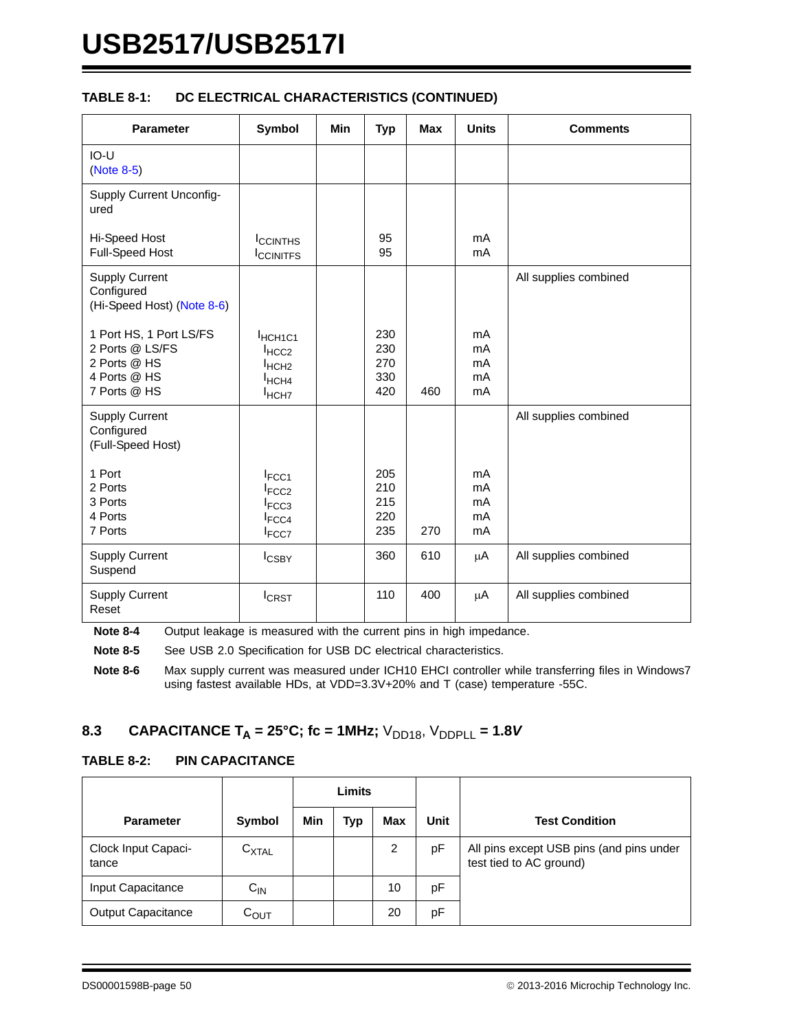**TABLE 8-1: DC ELECTRICAL CHARACTERISTICS (CONTINUED)**

| Parameter | Symbol | Min | Typ | Max | Units | Comments |
|---|---|---|---|---|---|---|
| IO-U (Note 8-5) | | | | | | |
| Supply Current Unconfigured | | | | | | |
| Hi-Speed Host | $I_{CCINTHS}$ | | 95 | | mA | |
| Full-Speed Host | $I_{CCINITFS}$ | | 95 | | mA | |
| Supply Current Configured (Hi-Speed Host) (Note 8-6) | | | | | | All supplies combined |
| 1 Port HS, 1 Port LS/FS | $I_{HCH1C1}$ | | 230 | | mA | |
| 2 Ports @ LS/FS | $I_{HCC2}$ | | 230 | | mA | |
| 2 Ports @ HS | $I_{HCH2}$ | | 270 | | mA | |
| 4 Ports @ HS | $I_{HCH4}$ | | 330 | | mA | |
| 7 Ports @ HS | $I_{HCH7}$ | | 420 | 460 | mA | |
| Supply Current Configured (Full-Speed Host) | | | | | | All supplies combined |
| 1 Port | $I_{FCC1}$ | | 205 | | mA | |
| 2 Ports | $I_{FCC2}$ | | 210 | | mA | |
| 3 Ports | $I_{FCC3}$ | | 215 | | mA | |
| 4 Ports | $I_{FCC4}$ | | 220 | | mA | |
| 7 Ports | $I_{FCC7}$ | | 235 | 270 | mA | |
| Supply Current Suspend | $I_{CSBY}$ | | 360 | 610 | μA | All supplies combined |
| Supply Current Reset | $I_{CRST}$ | | 110 | 400 | μA | All supplies combined |

**Note 8-4** Output leakage is measured with the current pins in high impedance.

**Note 8-5** See USB 2.0 Specification for USB DC electrical characteristics.

**Note 8-6** Max supply current was measured under ICH10 EHCI controller while transferring files in Windows7 using fastest available HDs, at VDD=3.3V+20% and T (case) temperature -55C.

## 8.3 CAPACITANCE $T_A$ = 25°C; fc = 1MHz; $V_{DD18}$, $V_{DDPLL}$ = 1.8V

**TABLE 8-2: PIN CAPACITANCE**

| Parameter | Symbol | Limits | | | Unit | Test Condition |
|---|---|---|---|---|---|---|
| | | Min | Typ | Max | | |
| Clock Input Capacitance | $C_{XTAL}$ | | | 2 | pF | All pins except USB pins (and pins under test tied to AC ground) |
| Input Capacitance | $C_{IN}$ | | | 10 | pF | |
| Output Capacitance | $C_{OUT}$ | | | 20 | pF | |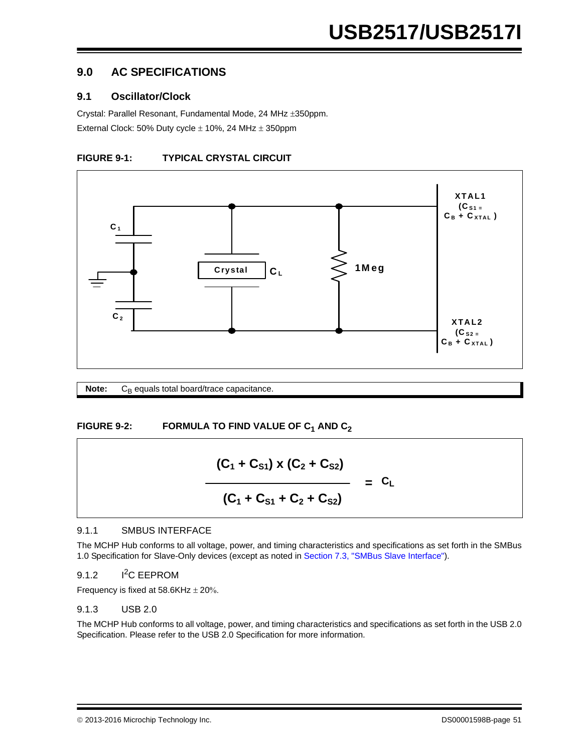## 9.0 AC SPECIFICATIONS

### 9.1 Oscillator/Clock

Crystal: Parallel Resonant, Fundamental Mode, 24 MHz ±350ppm.

External Clock: 50% Duty cycle ± 10%, 24 MHz ± 350ppm

**FIGURE 9-1: TYPICAL CRYSTAL CIRCUIT**

C1, C2, Crystal, $C_L$, 1Meg, XTAL1 ($C_{S1}$ = $C_B$ + $C_{XTAL}$), XTAL2 ($C_{S2}$ = $C_B$ + $C_{XTAL}$)

**Note:** $C_B$ equals total board/trace capacitance.

**FIGURE 9-2: FORMULA TO FIND VALUE OF $C_1$ AND $C_2$**

$$\frac{(C_1 + C_{S1}) \times (C_2 + C_{S2})}{(C_1 + C_{S1} + C_2 + C_{S2})} = C_L$$

#### 9.1.1 SMBUS INTERFACE

The MCHP Hub conforms to all voltage, power, and timing characteristics and specifications as set forth in the SMBus 1.0 Specification for Slave-Only devices (except as noted in Section 7.3, "SMBus Slave Interface").

#### 9.1.2 $I^2C$ EEPROM

Frequency is fixed at 58.6KHz ± 20%.

#### 9.1.3 USB 2.0

The MCHP Hub conforms to all voltage, power, and timing characteristics and specifications as set forth in the USB 2.0 Specification. Please refer to the USB 2.0 Specification for more information.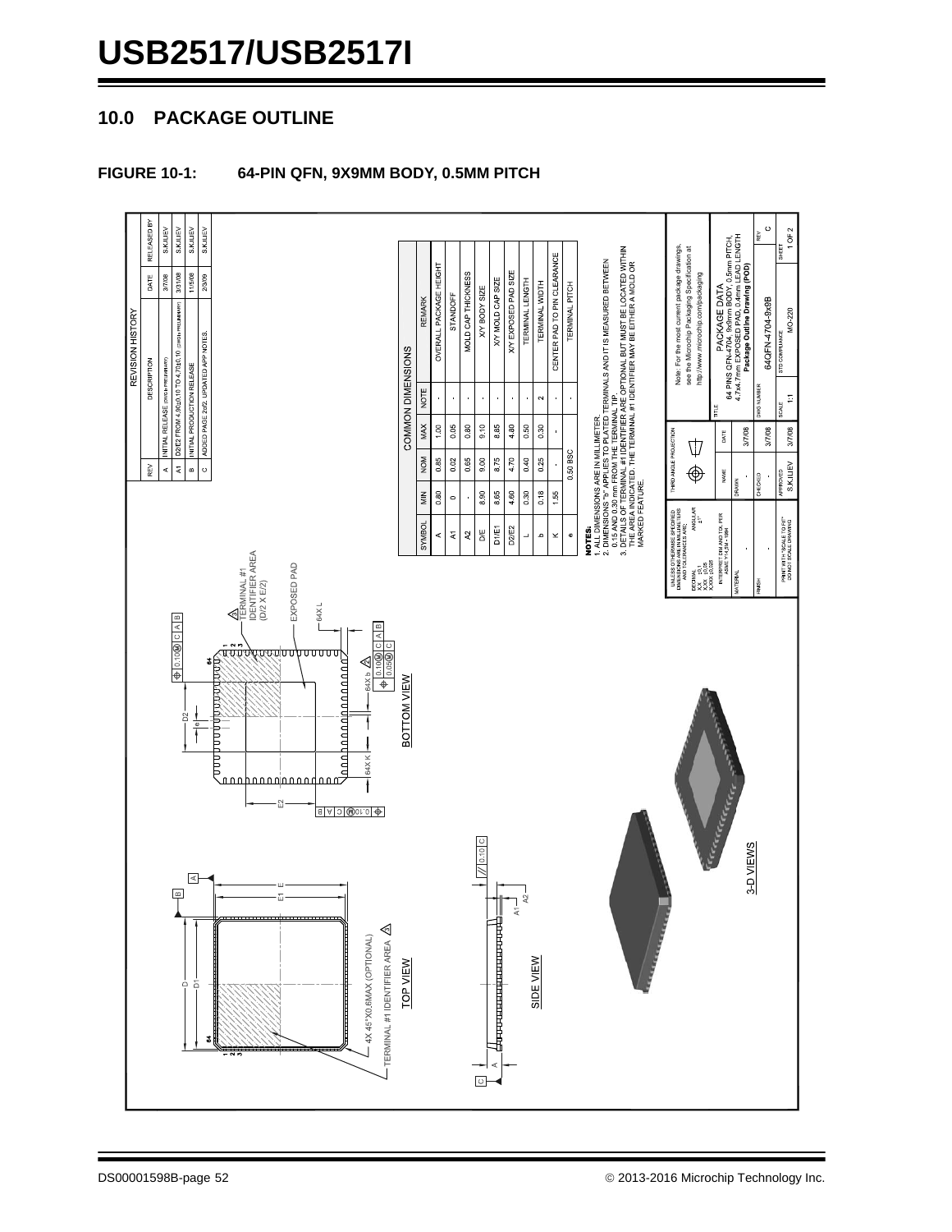## 10.0 PACKAGE OUTLINE

**FIGURE 10-1: 64-PIN QFN, 9X9MM BODY, 0.5MM PITCH**

REVISION HISTORY

| REV | DESCRIPTION | DATE | RELEASED BY |
|---|---|---|---|
| A | INITIAL RELEASE (DWG is PRELIMINARY) | 3/7/08 | S.K.ILIEV |
| A1 | D2/E2 FROM 4.90±0.10 TO 4.70±0.10 (DWG is PRELIMINARY) | 3/31/08 | S.K.ILIEV |
| B | INITIAL PRODUCTION RELEASE | 11/5/08 | S.K.ILIEV |
| C | ADDED PAGE 2of2, UPDATED APP NOTES. | 2/3/09 | S.K.ILIEV |

COMMON DIMENSIONS

| SYMBOL | MIN | NOM | MAX | NOTE | REMARK |
|---|---|---|---|---|---|
| A | 0.80 | 0.85 | 1.00 | - | OVERALL PACKAGE HEIGHT |
| A1 | 0 | 0.02 | 0.05 | - | STANDOFF |
| A2 | - | 0.65 | 0.80 | - | MOLD CAP THICKNESS |
| D/E | 8.90 | 9.00 | 9.10 | - | X/Y BODY SIZE |
| D1/E1 | 8.65 | 8.75 | 8.85 | - | X/Y MOLD CAP SIZE |
| D2/E2 | 4.60 | 4.70 | 4.80 | - | X/Y EXPOSED PAD SIZE |
| L | 0.30 | 0.40 | 0.50 | - | TERMINAL LENGTH |
| b | 0.18 | 0.25 | 0.30 | 2 | TERMINAL WIDTH |
| K | 1.55 | - | - | - | CENTER PAD TO PIN CLEARANCE |
| e | | 0.50 BSC | | - | TERMINAL PITCH |

**NOTES:**
1. ALL DIMENSIONS ARE IN MILLIMETER.
2. DIMENSIONS "b" APPLIES TO PLATED TERMINALS AND IT IS MEASURED BETWEEN 0.15 AND 0.30 mm FROM THE TERMINAL TIP.
3. DETAILS OF TERMINAL #1 IDENTIFIER ARE OPTIONAL BUT MUST BE LOCATED WITHIN THE AREA INDICATED. THE TERMINAL #1 IDENTIFIER MAY BE EITHER A MOLD OR MARKED FEATURE.

TOP VIEW — 4X 45°X0.6MAX (OPTIONAL); TERMINAL #1 IDENTIFIER AREA

SIDE VIEW

BOTTOM VIEW — TERMINAL #1 IDENTIFIER AREA (D/2 X E/2); EXPOSED PAD; 64X L; 64X K; 64X b

3-D VIEWS

UNLESS OTHERWISE SPECIFIED DIMENSIONS ARE IN MILLIMETERS AND TOLERANCES ARE: DECIMAL X.X ±0.1, X.XX ±0.05, X.XXX ±0.025; ANGULAR ±1°. INTERPRET DIM AND TOL PER ASME Y14.5M - 1994

| | NAME | DATE |
|---|---|---|
| DRAWN | - | 3/7/08 |
| CHECKED | - | 3/7/08 |
| APPROVED | S.K.ILIEV | 3/7/08 |

Note: For the most current package drawings, see the Microchip Packaging Specification at http://www.microchip.com/packaging

TITLE: PACKAGE DATA — 64 PINS QFN-4704, 9x9mm BODY, 0.5mm PITCH, 4.7x4.7mm EXPOSED PAD, 0.4mm LEAD LENGTH — **Package Outline Drawing (POD)**

DWG NUMBER: 64QFN-4704-9x9B — REV: C — SCALE: 1:1 — STD COMPLIANCE: MO-220 — SHEET: 1 OF 2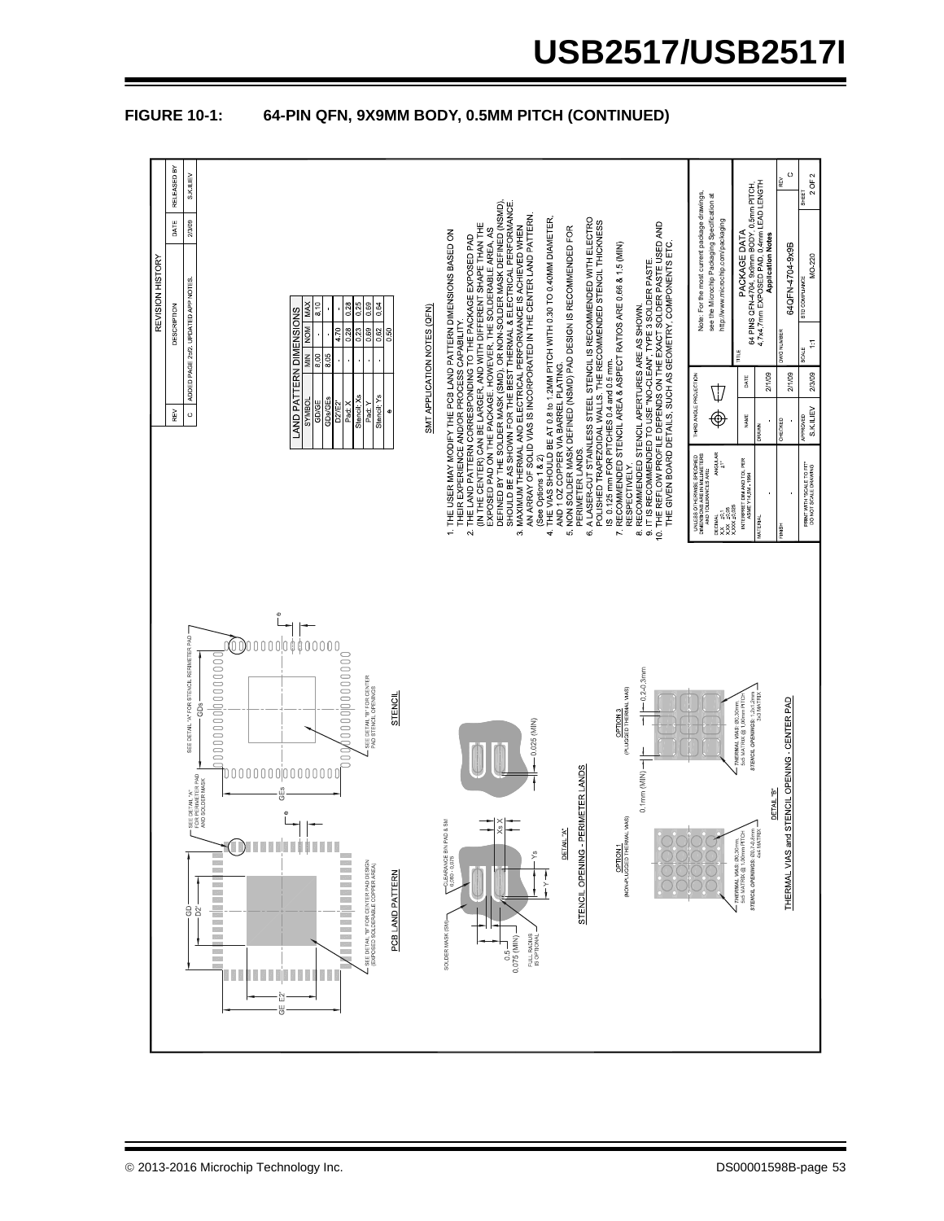## FIGURE 10-1: 64-PIN QFN, 9X9MM BODY, 0.5MM PITCH (CONTINUED)

**REVISION HISTORY**

| REV | DESCRIPTION | DATE | RELEASED BY |
|---|---|---|---|
| C | ADDED PAGE 2of2. UPDATED APP NOTES. | 2/3/09 | S.K.ILIEV |

**LAND PATTERN DIMENSIONS**

| SYMBOL | MIN | NOM | MAX |
|---|---|---|---|
| GD/GE | 8.00 | - | 8.10 |
| GDs/GEs | 8.05 | - | - |
| D2'/E2' | - | 4.70 | - |
| Pad: X | - | 0.28 | 0.28 |
| Stencil: Xs | - | 0.23 | 0.25 |
| Pad: Y | - | 0.69 | 0.69 |
| Stencil: Ys | - | 0.62 | 0.64 |
| e | | 0.50 | |

**SMT APPLICATION NOTES (QFN)**

1. THE USER MAY MODIFY THE PCB LAND PATTERN DIMENSIONS BASED ON THEIR EXPERIENCE AND/OR PROCESS CAPABILITY.
2. THE LAND PATTERN CORRESPONDING TO THE PACKAGE EXPOSED PAD (IN THE CENTER) CAN BE LARGER, AND WITH DIFFERENT SHAPE THAN THE EXPOSED PAD ON THE PACKAGE. HOWEVER, THE SOLDERABLE AREA, AS DEFINED BY THE SOLDER MASK (SMD), OR NON-SOLDER MASK DEFINED (NSMD), SHOULD BE AS SHOWN FOR THE BEST THERMAL & ELECTRICAL PERFORMANCE.
3. MAXIMUM THERMAL AND ELECTRICAL PERFORMANCE IS ACHIEVED WHEN AN ARRAY OF SOLID VIAS IS INCORPORATED IN THE CENTER LAND PATTERN. (See Options 1 & 2)
4. THE VIAS SHOULD BE AT 0.8 to 1.2MM PITCH WITH 0.30 TO 0.40MM DIAMETER, AND 1 OZ COPPER VIA BARREL PLATING.
5. NON SOLDER MASK DEFINED (NSMD) PAD DESIGN IS RECOMMENDED FOR PERIMETER LANDS.
6. A LASER-CUT STAINLESS STEEL STENCIL IS RECOMMENDED WITH ELECTRO POLISHED TRAPEZOIDAL WALLS. THE RECOMMENDED STENCIL THICKNESS IS 0.125 mm FOR PITCHES 0.4 and 0.5 mm.
7. RECOMMENDED STENCIL AREA & ASPECT RATIOS ARE 0.66 & 1.5 (MIN) RESPECTIVELY.
8. RECOMMENDED STENCIL APERTURES ARE AS SHOWN.
9. IT IS RECOMMENDED TO USE "NO-CLEAN", TYPE 3 SOLDER PASTE.
10. THE REFLOW PROFILE DEPENDS ON THE EXACT SOLDER PASTE USED AND THE GIVEN BOARD DETAILS, SUCH AS GEOMETRY, COMPONENTS ETC.

PCB LAND PATTERN

- SEE DETAIL "A" FOR PERIMETER PAD AND SOLDER MASK
- SEE DETAIL "B" FOR CENTER PAD DESIGN (EXPOSED SOLDERABLE COPPER AREA)

STENCIL

- SEE DETAIL "A" FOR STENCIL PERIMETER PAD
- SEE DETAIL "B" FOR CENTER PAD STENCIL OPENINGS

DETAIL "A" — STENCIL OPENING - PERIMETER LANDS

SOLDER MASK (SM); CLEARANCE B/N PAD & SM 0.050 - 0.075; 0.5; 0.075 (MIN); FULL RADIUS IS OPTIONAL; 0.025 (MIN)

DETAIL "B" — THERMAL VIAS and STENCIL OPENING - CENTER PAD

OPTION 1 (NON-PLUGGED THERMAL VIAS): THERMAL VIAS: Ø0.30mm, 5x5 MATRIX @ 1.00mm PITCH; STENCIL OPENINGS: Ø0.7-0.8mm 4x4 MATRIX

OPTION 3 (PLUGGED THERMAL VIAS): THERMAL VIAS: Ø0.30mm, 5x5 MATRIX @ 1.00mm PITCH; STENCIL OPENINGS: 1.2x1.2mm 3x3 MATRIX

0.1mm (MIN); 0.2-0.3mm

Note: For the most current package drawings, see the Microchip Packaging Specification at http://www.microchip.com/packaging

UNLESS OTHERWISE SPECIFIED DIMENSIONS ARE IN MILLIMETERS AND TOLERANCES ARE: DECIMAL X.X ±0.1, X.XX ±0.05, X.XXX ±0.025; ANGULAR ±1°. INTERPRET DIM AND TOL PER ASME Y14.5M - 1994

THIRD ANGLE PROJECTION

| | NAME | DATE |
|---|---|---|
| DRAWN | - | 2/1/09 |
| CHECKED | - | 2/1/09 |
| APPROVED | S.K.ILIEV | 2/3/09 |

MATERIAL: - ; FINISH: - ; PRINT WITH "SCALE TO FIT" DO NOT SCALE DRAWING

TITLE: PACKAGE DATA — 64 PINS QFN-4704, 9x9mm BODY, 0.5mm PITCH, 4.7x4.7mm EXPOSED PAD, 0.4mm LEAD LENGTH — **Application Notes**

DWG NUMBER: 64QFN-4704-9x9B; REV: C; STD COMPLIANCE: MO-220; SCALE: 1:1; SHEET: 2 OF 2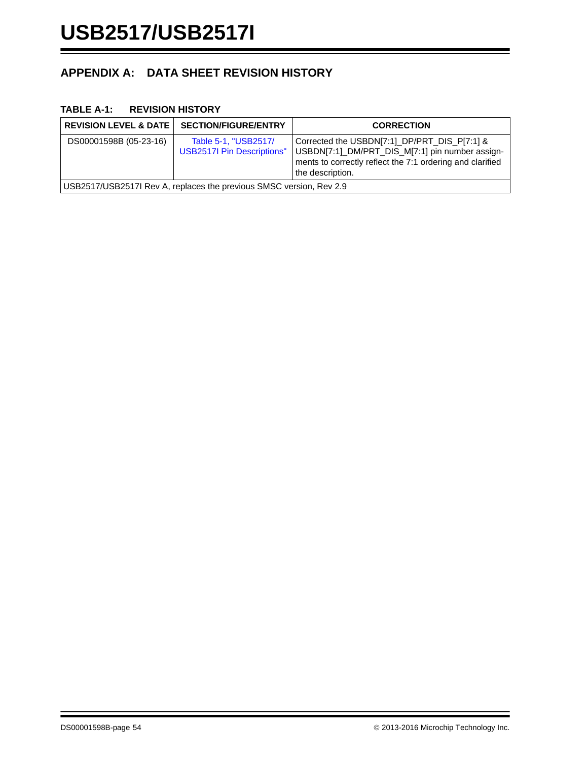## APPENDIX A: DATA SHEET REVISION HISTORY

**TABLE A-1: REVISION HISTORY**

| REVISION LEVEL & DATE | SECTION/FIGURE/ENTRY | CORRECTION |
|---|---|---|
| DS00001598B (05-23-16) | Table 5-1, "USB2517/ USB2517I Pin Descriptions" | Corrected the USBDN[7:1]_DP/PRT_DIS_P[7:1] & USBDN[7:1]_DM/PRT_DIS_M[7:1] pin number assignments to correctly reflect the 7:1 ordering and clarified the description. |
| USB2517/USB2517I Rev A, replaces the previous SMSC version, Rev 2.9 | | |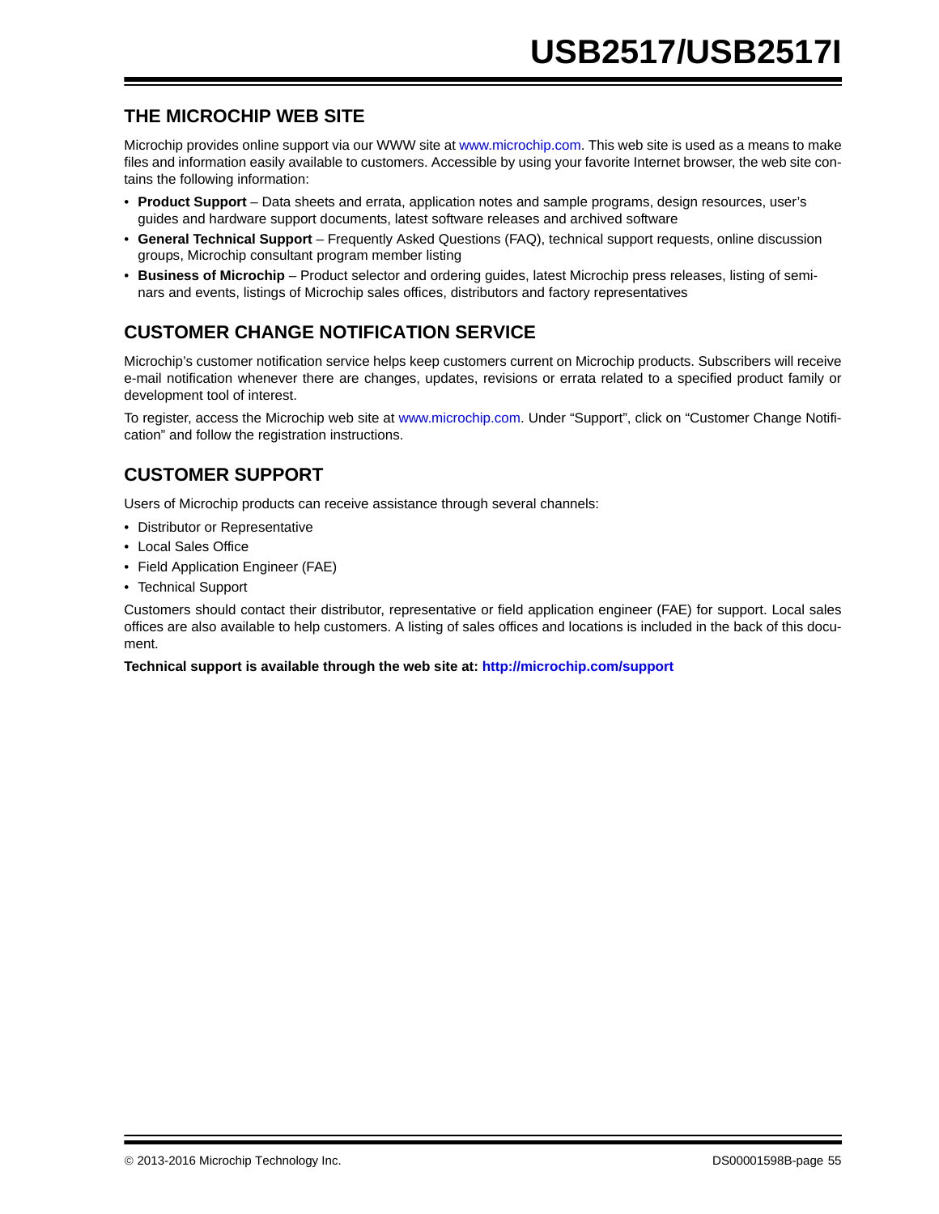## THE MICROCHIP WEB SITE

Microchip provides online support via our WWW site at www.microchip.com. This web site is used as a means to make files and information easily available to customers. Accessible by using your favorite Internet browser, the web site contains the following information:

- **Product Support** – Data sheets and errata, application notes and sample programs, design resources, user's guides and hardware support documents, latest software releases and archived software
- **General Technical Support** – Frequently Asked Questions (FAQ), technical support requests, online discussion groups, Microchip consultant program member listing
- **Business of Microchip** – Product selector and ordering guides, latest Microchip press releases, listing of seminars and events, listings of Microchip sales offices, distributors and factory representatives

## CUSTOMER CHANGE NOTIFICATION SERVICE

Microchip's customer notification service helps keep customers current on Microchip products. Subscribers will receive e-mail notification whenever there are changes, updates, revisions or errata related to a specified product family or development tool of interest.

To register, access the Microchip web site at www.microchip.com. Under "Support", click on "Customer Change Notification" and follow the registration instructions.

## CUSTOMER SUPPORT

Users of Microchip products can receive assistance through several channels:

- Distributor or Representative
- Local Sales Office
- Field Application Engineer (FAE)
- Technical Support

Customers should contact their distributor, representative or field application engineer (FAE) for support. Local sales offices are also available to help customers. A listing of sales offices and locations is included in the back of this document.

**Technical support is available through the web site at: http://microchip.com/support**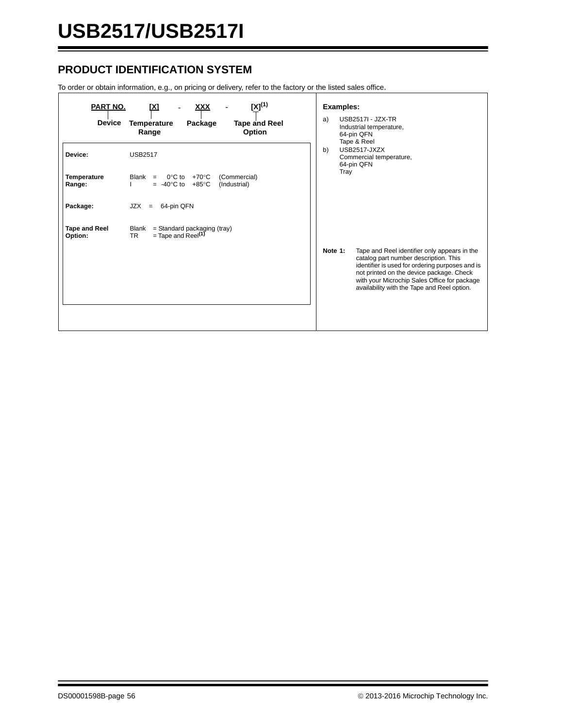## PRODUCT IDENTIFICATION SYSTEM

To order or obtain information, e.g., on pricing or delivery, refer to the factory or the listed sales office.

| PART NO. | [X] | - XXX | - [X][(1)] |
|---|---|---|---|
| Device | Temperature Range | Package | Tape and Reel Option |

| | |
|---|---|
| **Device:** | USB2517 |
| **Temperature Range:** | Blank = 0°C to +70°C (Commercial)<br>I = -40°C to +85°C (Industrial) |
| **Package:** | JZX = 64-pin QFN |
| **Tape and Reel Option:** | Blank = Standard packaging (tray)<br>TR = Tape and Reel[(1)] |

**Examples:**

a) USB2517I - JZX-TR
Industrial temperature,
64-pin QFN
Tape & Reel

b) USB2517-JXZX
Commercial temperature,
64-pin QFN
Tray

**Note 1:** Tape and Reel identifier only appears in the catalog part number description. This identifier is used for ordering purposes and is not printed on the device package. Check with your Microchip Sales Office for package availability with the Tape and Reel option.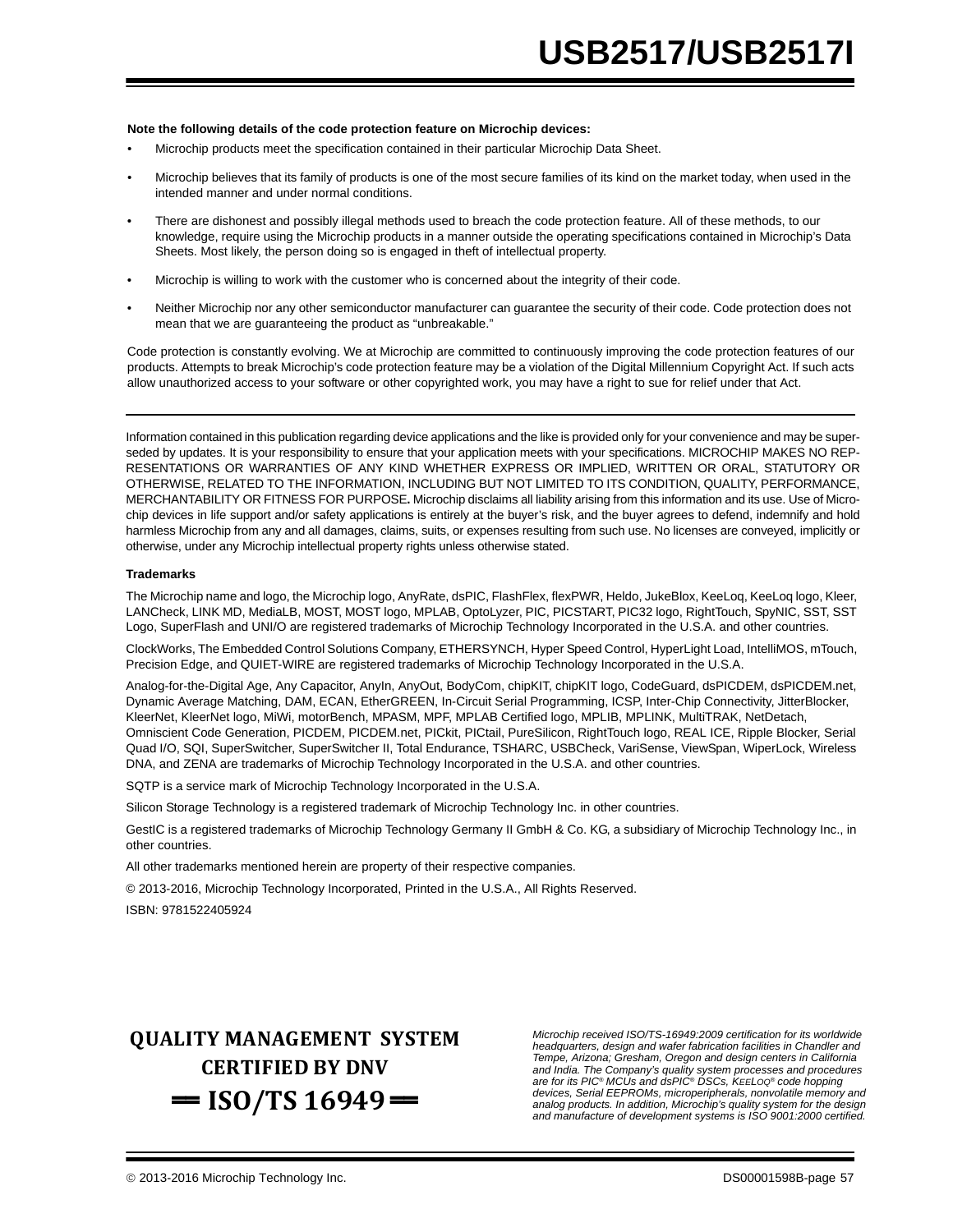**Note the following details of the code protection feature on Microchip devices:**

- Microchip products meet the specification contained in their particular Microchip Data Sheet.
- Microchip believes that its family of products is one of the most secure families of its kind on the market today, when used in the intended manner and under normal conditions.
- There are dishonest and possibly illegal methods used to breach the code protection feature. All of these methods, to our knowledge, require using the Microchip products in a manner outside the operating specifications contained in Microchip's Data Sheets. Most likely, the person doing so is engaged in theft of intellectual property.
- Microchip is willing to work with the customer who is concerned about the integrity of their code.
- Neither Microchip nor any other semiconductor manufacturer can guarantee the security of their code. Code protection does not mean that we are guaranteeing the product as "unbreakable."

Code protection is constantly evolving. We at Microchip are committed to continuously improving the code protection features of our products. Attempts to break Microchip's code protection feature may be a violation of the Digital Millennium Copyright Act. If such acts allow unauthorized access to your software or other copyrighted work, you may have a right to sue for relief under that Act.

---

Information contained in this publication regarding device applications and the like is provided only for your convenience and may be superseded by updates. It is your responsibility to ensure that your application meets with your specifications. MICROCHIP MAKES NO REPRESENTATIONS OR WARRANTIES OF ANY KIND WHETHER EXPRESS OR IMPLIED, WRITTEN OR ORAL, STATUTORY OR OTHERWISE, RELATED TO THE INFORMATION, INCLUDING BUT NOT LIMITED TO ITS CONDITION, QUALITY, PERFORMANCE, MERCHANTABILITY OR FITNESS FOR PURPOSE**.** Microchip disclaims all liability arising from this information and its use. Use of Microchip devices in life support and/or safety applications is entirely at the buyer's risk, and the buyer agrees to defend, indemnify and hold harmless Microchip from any and all damages, claims, suits, or expenses resulting from such use. No licenses are conveyed, implicitly or otherwise, under any Microchip intellectual property rights unless otherwise stated.

**Trademarks**

The Microchip name and logo, the Microchip logo, AnyRate, dsPIC, FlashFlex, flexPWR, Heldo, JukeBlox, KeeLoq, KeeLoq logo, Kleer, LANCheck, LINK MD, MediaLB, MOST, MOST logo, MPLAB, OptoLyzer, PIC, PICSTART, PIC32 logo, RightTouch, SpyNIC, SST, SST Logo, SuperFlash and UNI/O are registered trademarks of Microchip Technology Incorporated in the U.S.A. and other countries.

ClockWorks, The Embedded Control Solutions Company, ETHERSYNCH, Hyper Speed Control, HyperLight Load, IntelliMOS, mTouch, Precision Edge, and QUIET-WIRE are registered trademarks of Microchip Technology Incorporated in the U.S.A.

Analog-for-the-Digital Age, Any Capacitor, AnyIn, AnyOut, BodyCom, chipKIT, chipKIT logo, CodeGuard, dsPICDEM, dsPICDEM.net, Dynamic Average Matching, DAM, ECAN, EtherGREEN, In-Circuit Serial Programming, ICSP, Inter-Chip Connectivity, JitterBlocker, KleerNet, KleerNet logo, MiWi, motorBench, MPASM, MPF, MPLAB Certified logo, MPLIB, MPLINK, MultiTRAK, NetDetach, Omniscient Code Generation, PICDEM, PICDEM.net, PICkit, PICtail, PureSilicon, RightTouch logo, REAL ICE, Ripple Blocker, Serial Quad I/O, SQI, SuperSwitcher, SuperSwitcher II, Total Endurance, TSHARC, USBCheck, VariSense, ViewSpan, WiperLock, Wireless DNA, and ZENA are trademarks of Microchip Technology Incorporated in the U.S.A. and other countries.

SQTP is a service mark of Microchip Technology Incorporated in the U.S.A.

Silicon Storage Technology is a registered trademark of Microchip Technology Inc. in other countries.

GestIC is a registered trademarks of Microchip Technology Germany II GmbH & Co. KG, a subsidiary of Microchip Technology Inc., in other countries.

All other trademarks mentioned herein are property of their respective companies.

© 2013-2016, Microchip Technology Incorporated, Printed in the U.S.A., All Rights Reserved.

ISBN: 9781522405924

**QUALITY MANAGEMENT SYSTEM CERTIFIED BY DNV**

**== ISO/TS 16949 ==**

*Microchip received ISO/TS-16949:2009 certification for its worldwide headquarters, design and wafer fabrication facilities in Chandler and Tempe, Arizona; Gresham, Oregon and design centers in California and India. The Company's quality system processes and procedures are for its PIC® MCUs and dsPIC® DSCs, KEELOQ® code hopping devices, Serial EEPROMs, microperipherals, nonvolatile memory and analog products. In addition, Microchip's quality system for the design and manufacture of development systems is ISO 9001:2000 certified.*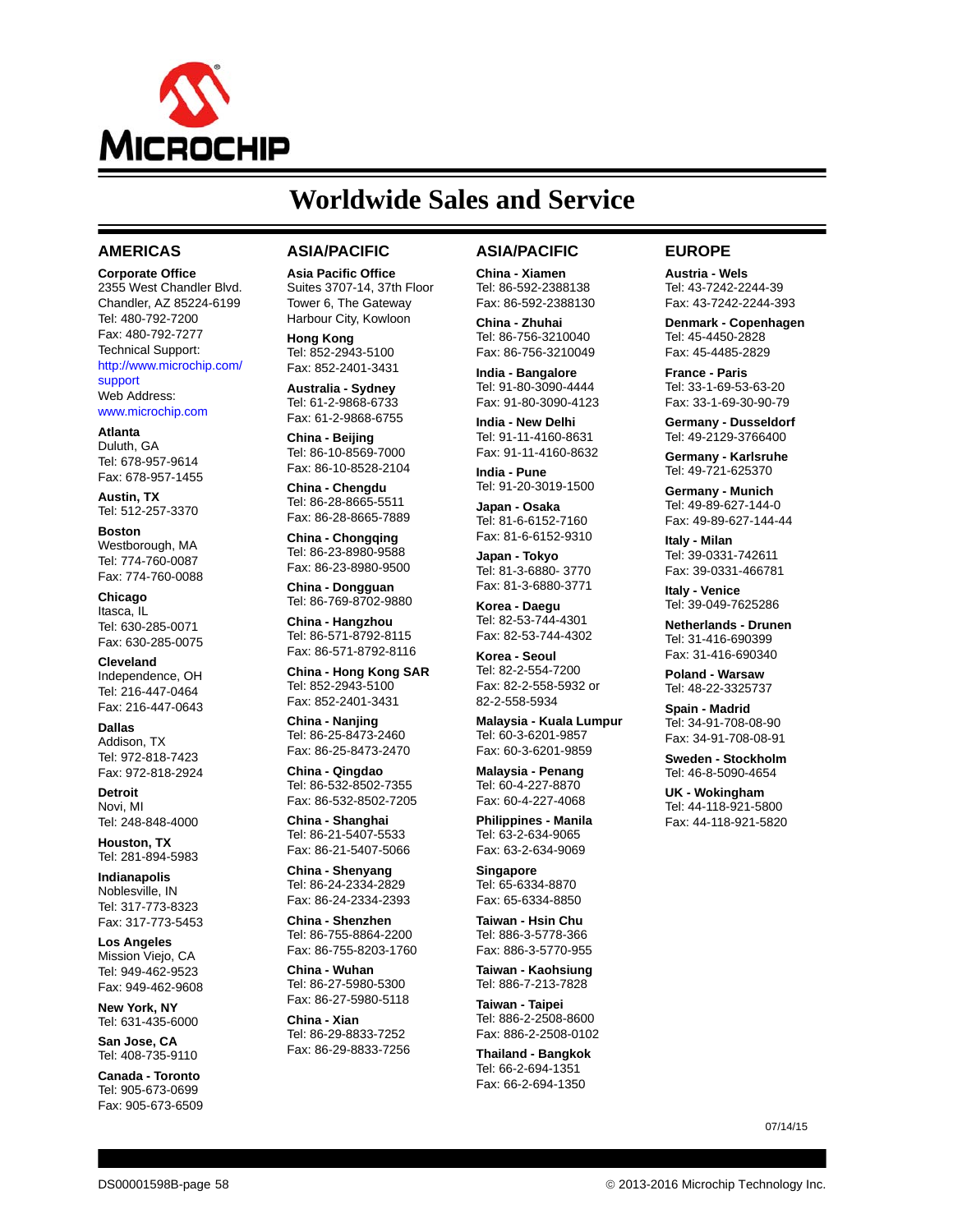# Worldwide Sales and Service

## AMERICAS

**Corporate Office**
2355 West Chandler Blvd.
Chandler, AZ 85224-6199
Tel: 480-792-7200
Fax: 480-792-7277
Technical Support:
http://www.microchip.com/support
Web Address:
www.microchip.com

**Atlanta**
Duluth, GA
Tel: 678-957-9614
Fax: 678-957-1455

**Austin, TX**
Tel: 512-257-3370

**Boston**
Westborough, MA
Tel: 774-760-0087
Fax: 774-760-0088

**Chicago**
Itasca, IL
Tel: 630-285-0071
Fax: 630-285-0075

**Cleveland**
Independence, OH
Tel: 216-447-0464
Fax: 216-447-0643

**Dallas**
Addison, TX
Tel: 972-818-7423
Fax: 972-818-2924

**Detroit**
Novi, MI
Tel: 248-848-4000

**Houston, TX**
Tel: 281-894-5983

**Indianapolis**
Noblesville, IN
Tel: 317-773-8323
Fax: 317-773-5453

**Los Angeles**
Mission Viejo, CA
Tel: 949-462-9523
Fax: 949-462-9608

**New York, NY**
Tel: 631-435-6000

**San Jose, CA**
Tel: 408-735-9110

**Canada - Toronto**
Tel: 905-673-0699
Fax: 905-673-6509

## ASIA/PACIFIC

**Asia Pacific Office**
Suites 3707-14, 37th Floor
Tower 6, The Gateway
Harbour City, Kowloon

**Hong Kong**
Tel: 852-2943-5100
Fax: 852-2401-3431

**Australia - Sydney**
Tel: 61-2-9868-6733
Fax: 61-2-9868-6755

**China - Beijing**
Tel: 86-10-8569-7000
Fax: 86-10-8528-2104

**China - Chengdu**
Tel: 86-28-8665-5511
Fax: 86-28-8665-7889

**China - Chongqing**
Tel: 86-23-8980-9588
Fax: 86-23-8980-9500

**China - Dongguan**
Tel: 86-769-8702-9880

**China - Hangzhou**
Tel: 86-571-8792-8115
Fax: 86-571-8792-8116

**China - Hong Kong SAR**
Tel: 852-2943-5100
Fax: 852-2401-3431

**China - Nanjing**
Tel: 86-25-8473-2460
Fax: 86-25-8473-2470

**China - Qingdao**
Tel: 86-532-8502-7355
Fax: 86-532-8502-7205

**China - Shanghai**
Tel: 86-21-5407-5533
Fax: 86-21-5407-5066

**China - Shenyang**
Tel: 86-24-2334-2829
Fax: 86-24-2334-2393

**China - Shenzhen**
Tel: 86-755-8864-2200
Fax: 86-755-8203-1760

**China - Wuhan**
Tel: 86-27-5980-5300
Fax: 86-27-5980-5118

**China - Xian**
Tel: 86-29-8833-7252
Fax: 86-29-8833-7256

## ASIA/PACIFIC

**China - Xiamen**
Tel: 86-592-2388138
Fax: 86-592-2388130

**China - Zhuhai**
Tel: 86-756-3210040
Fax: 86-756-3210049

**India - Bangalore**
Tel: 91-80-3090-4444
Fax: 91-80-3090-4123

**India - New Delhi**
Tel: 91-11-4160-8631
Fax: 91-11-4160-8632

**India - Pune**
Tel: 91-20-3019-1500

**Japan - Osaka**
Tel: 81-6-6152-7160
Fax: 81-6-6152-9310

**Japan - Tokyo**
Tel: 81-3-6880- 3770
Fax: 81-3-6880-3771

**Korea - Daegu**
Tel: 82-53-744-4301
Fax: 82-53-744-4302

**Korea - Seoul**
Tel: 82-2-554-7200
Fax: 82-2-558-5932 or
82-2-558-5934

**Malaysia - Kuala Lumpur**
Tel: 60-3-6201-9857
Fax: 60-3-6201-9859

**Malaysia - Penang**
Tel: 60-4-227-8870
Fax: 60-4-227-4068

**Philippines - Manila**
Tel: 63-2-634-9065
Fax: 63-2-634-9069

**Singapore**
Tel: 65-6334-8870
Fax: 65-6334-8850

**Taiwan - Hsin Chu**
Tel: 886-3-5778-366
Fax: 886-3-5770-955

**Taiwan - Kaohsiung**
Tel: 886-7-213-7828

**Taiwan - Taipei**
Tel: 886-2-2508-8600
Fax: 886-2-2508-0102

**Thailand - Bangkok**
Tel: 66-2-694-1351
Fax: 66-2-694-1350

## EUROPE

**Austria - Wels**
Tel: 43-7242-2244-39
Fax: 43-7242-2244-393

**Denmark - Copenhagen**
Tel: 45-4450-2828
Fax: 45-4485-2829

**France - Paris**
Tel: 33-1-69-53-63-20
Fax: 33-1-69-30-90-79

**Germany - Dusseldorf**
Tel: 49-2129-3766400

**Germany - Karlsruhe**
Tel: 49-721-625370

**Germany - Munich**
Tel: 49-89-627-144-0
Fax: 49-89-627-144-44

**Italy - Milan**
Tel: 39-0331-742611
Fax: 39-0331-466781

**Italy - Venice**
Tel: 39-049-7625286

**Netherlands - Drunen**
Tel: 31-416-690399
Fax: 31-416-690340

**Poland - Warsaw**
Tel: 48-22-3325737

**Spain - Madrid**
Tel: 34-91-708-08-90
Fax: 34-91-708-08-91

**Sweden - Stockholm**
Tel: 46-8-5090-4654

**UK - Wokingham**
Tel: 44-118-921-5800
Fax: 44-118-921-5820

07/14/15